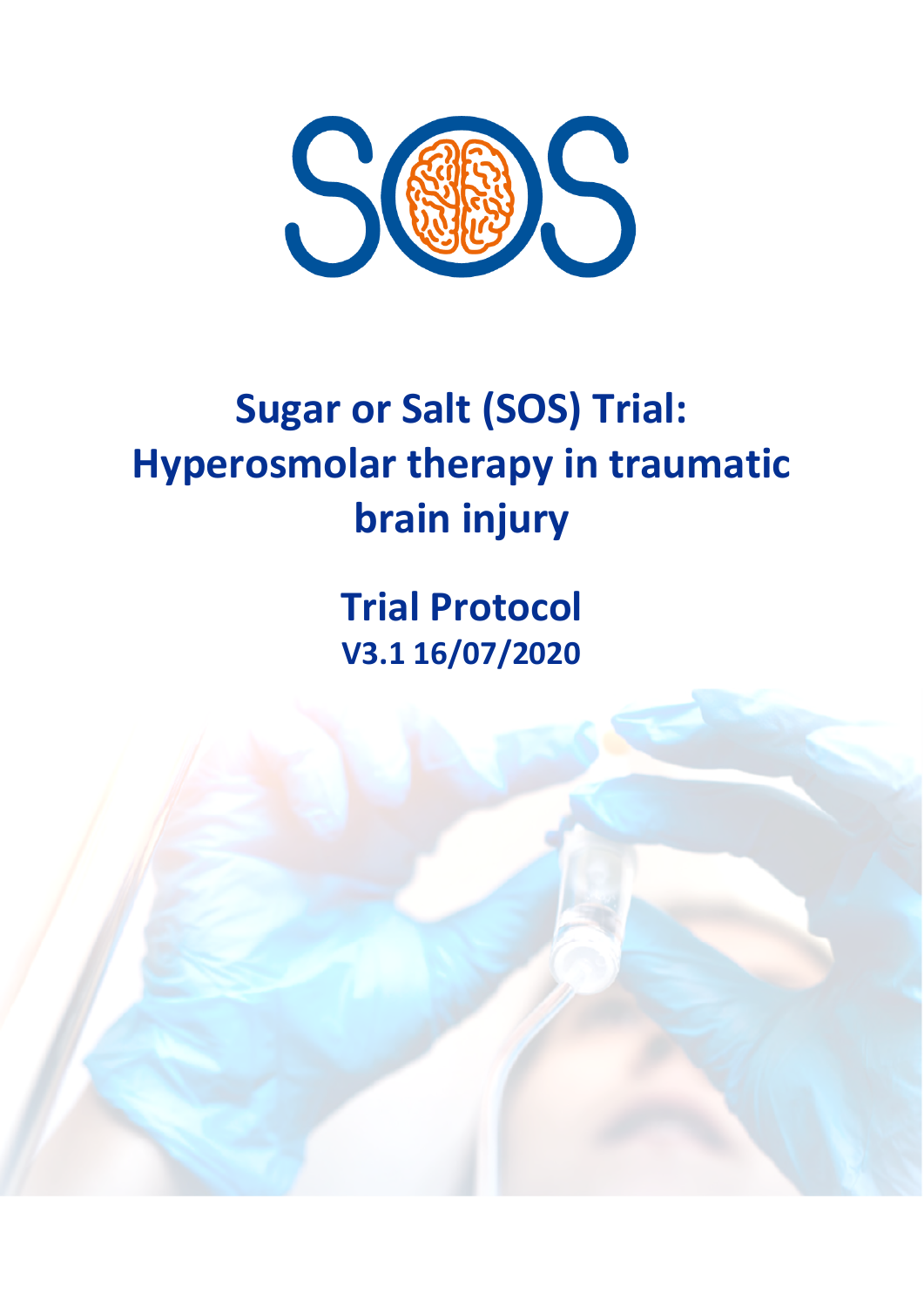# Sugar or Salt (SOS) Trial: Hyperosmolar therapy in traumatic brain injury

## Trial Protocol

**V3.1 16/07/2020**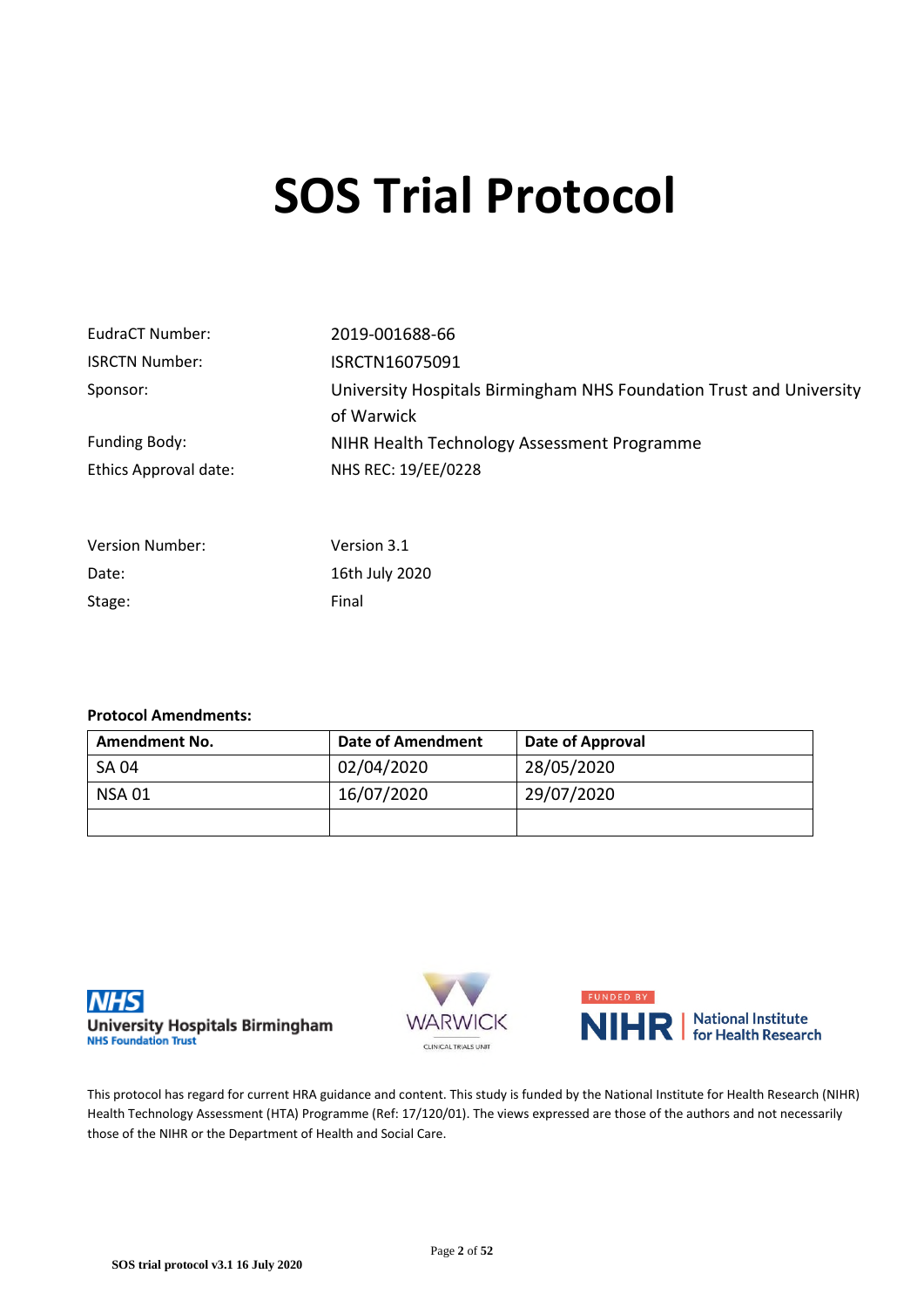# SOS Trial Protocol

| | |
|---|---|
| EudraCT Number: | 2019-001688-66 |
| ISRCTN Number: | ISRCTN16075091 |
| Sponsor: | University Hospitals Birmingham NHS Foundation Trust and University of Warwick |
| Funding Body: | NIHR Health Technology Assessment Programme |
| Ethics Approval date: | NHS REC: 19/EE/0228 |

| | |
|---|---|
| Version Number: | Version 3.1 |
| Date: | 16th July 2020 |
| Stage: | Final |

**Protocol Amendments:**

| Amendment No. | Date of Amendment | Date of Approval |
|---|---|---|
| SA 04 | 02/04/2020 | 28/05/2020 |
| NSA 01 | 16/07/2020 | 29/07/2020 |
| | | |

This protocol has regard for current HRA guidance and content. This study is funded by the National Institute for Health Research (NIHR) Health Technology Assessment (HTA) Programme (Ref: 17/120/01). The views expressed are those of the authors and not necessarily those of the NIHR or the Department of Health and Social Care.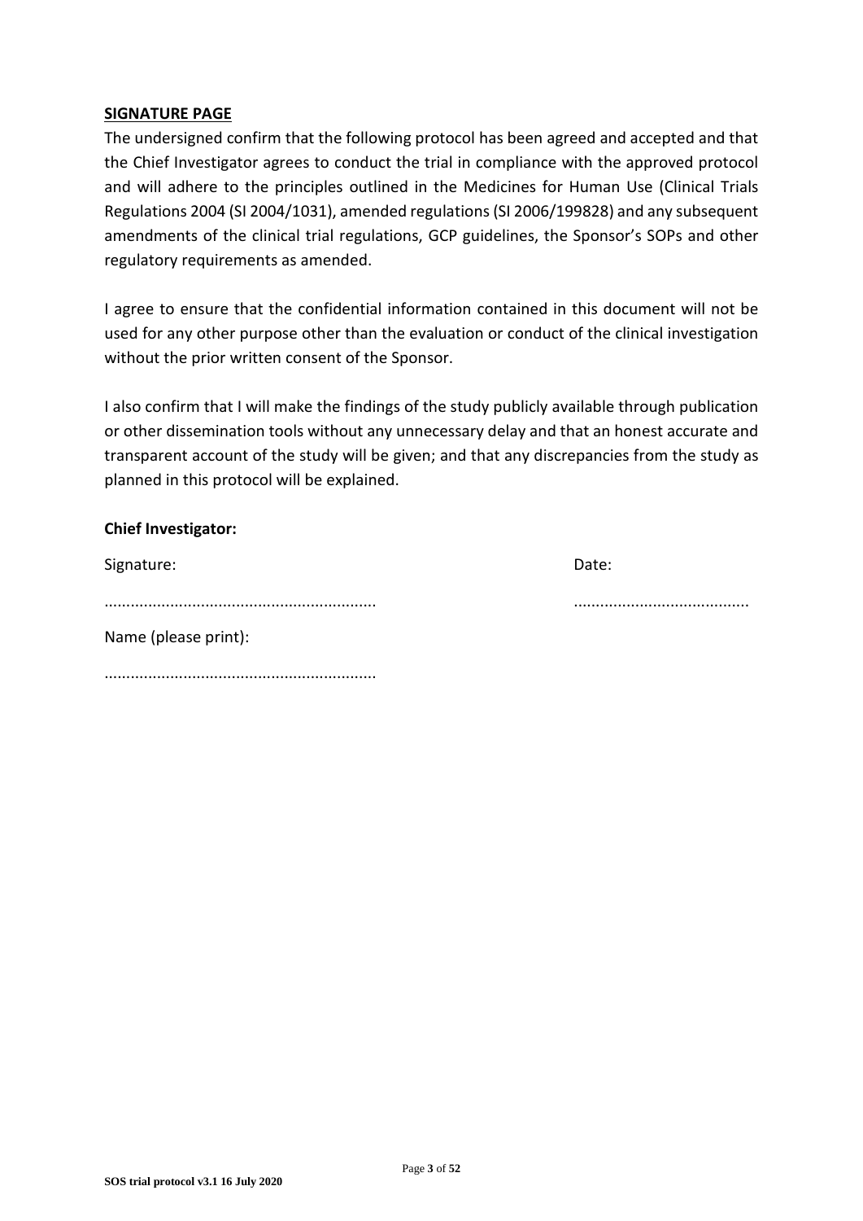**SIGNATURE PAGE**

The undersigned confirm that the following protocol has been agreed and accepted and that the Chief Investigator agrees to conduct the trial in compliance with the approved protocol and will adhere to the principles outlined in the Medicines for Human Use (Clinical Trials Regulations 2004 (SI 2004/1031), amended regulations (SI 2006/199828) and any subsequent amendments of the clinical trial regulations, GCP guidelines, the Sponsor's SOPs and other regulatory requirements as amended.

I agree to ensure that the confidential information contained in this document will not be used for any other purpose other than the evaluation or conduct of the clinical investigation without the prior written consent of the Sponsor.

I also confirm that I will make the findings of the study publicly available through publication or other dissemination tools without any unnecessary delay and that an honest accurate and transparent account of the study will be given; and that any discrepancies from the study as planned in this protocol will be explained.

**Chief Investigator:**

Signature: Date:

............................................................. .......................................

Name (please print):

.............................................................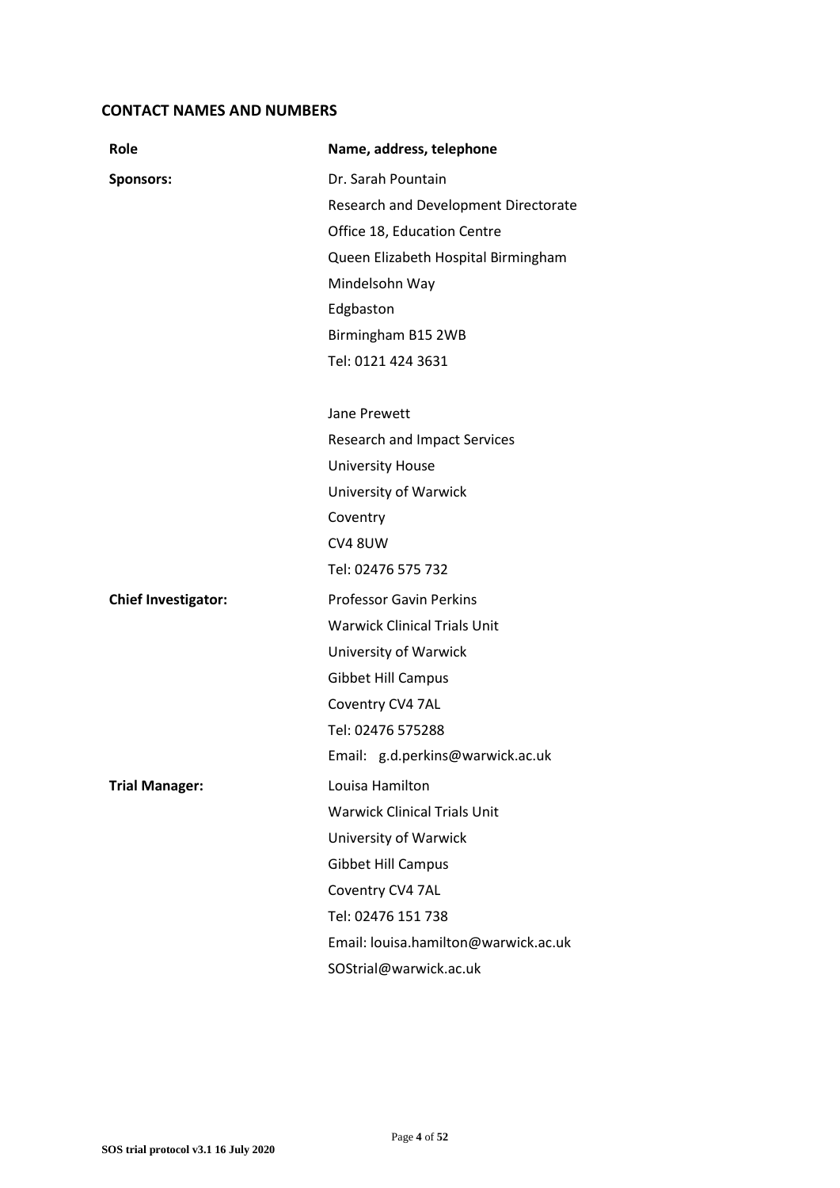## CONTACT NAMES AND NUMBERS

| Role | Name, address, telephone |
|---|---|
| **Sponsors:** | Dr. Sarah Pountain<br>Research and Development Directorate<br>Office 18, Education Centre<br>Queen Elizabeth Hospital Birmingham<br>Mindelsohn Way<br>Edgbaston<br>Birmingham B15 2WB<br>Tel: 0121 424 3631<br><br>Jane Prewett<br>Research and Impact Services<br>University House<br>University of Warwick<br>Coventry<br>CV4 8UW<br>Tel: 02476 575 732 |
| **Chief Investigator:** | Professor Gavin Perkins<br>Warwick Clinical Trials Unit<br>University of Warwick<br>Gibbet Hill Campus<br>Coventry CV4 7AL<br>Tel: 02476 575288<br>Email: g.d.perkins@warwick.ac.uk |
| **Trial Manager:** | Louisa Hamilton<br>Warwick Clinical Trials Unit<br>University of Warwick<br>Gibbet Hill Campus<br>Coventry CV4 7AL<br>Tel: 02476 151 738<br>Email: louisa.hamilton@warwick.ac.uk<br>SOStrial@warwick.ac.uk |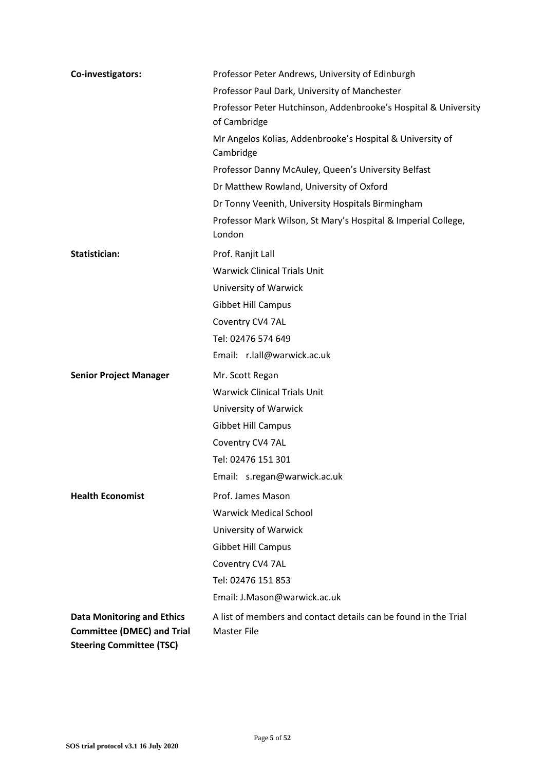| | |
|---|---|
| **Co-investigators:** | Professor Peter Andrews, University of Edinburgh |
| | Professor Paul Dark, University of Manchester |
| | Professor Peter Hutchinson, Addenbrooke's Hospital & University of Cambridge |
| | Mr Angelos Kolias, Addenbrooke's Hospital & University of Cambridge |
| | Professor Danny McAuley, Queen's University Belfast |
| | Dr Matthew Rowland, University of Oxford |
| | Dr Tonny Veenith, University Hospitals Birmingham |
| | Professor Mark Wilson, St Mary's Hospital & Imperial College, London |
| **Statistician:** | Prof. Ranjit Lall<br>Warwick Clinical Trials Unit<br>University of Warwick<br>Gibbet Hill Campus<br>Coventry CV4 7AL<br>Tel: 02476 574 649<br>Email: r.lall@warwick.ac.uk |
| **Senior Project Manager** | Mr. Scott Regan<br>Warwick Clinical Trials Unit<br>University of Warwick<br>Gibbet Hill Campus<br>Coventry CV4 7AL<br>Tel: 02476 151 301<br>Email: s.regan@warwick.ac.uk |
| **Health Economist** | Prof. James Mason<br>Warwick Medical School<br>University of Warwick<br>Gibbet Hill Campus<br>Coventry CV4 7AL<br>Tel: 02476 151 853<br>Email: J.Mason@warwick.ac.uk |
| **Data Monitoring and Ethics Committee (DMEC) and Trial Steering Committee (TSC)** | A list of members and contact details can be found in the Trial Master File |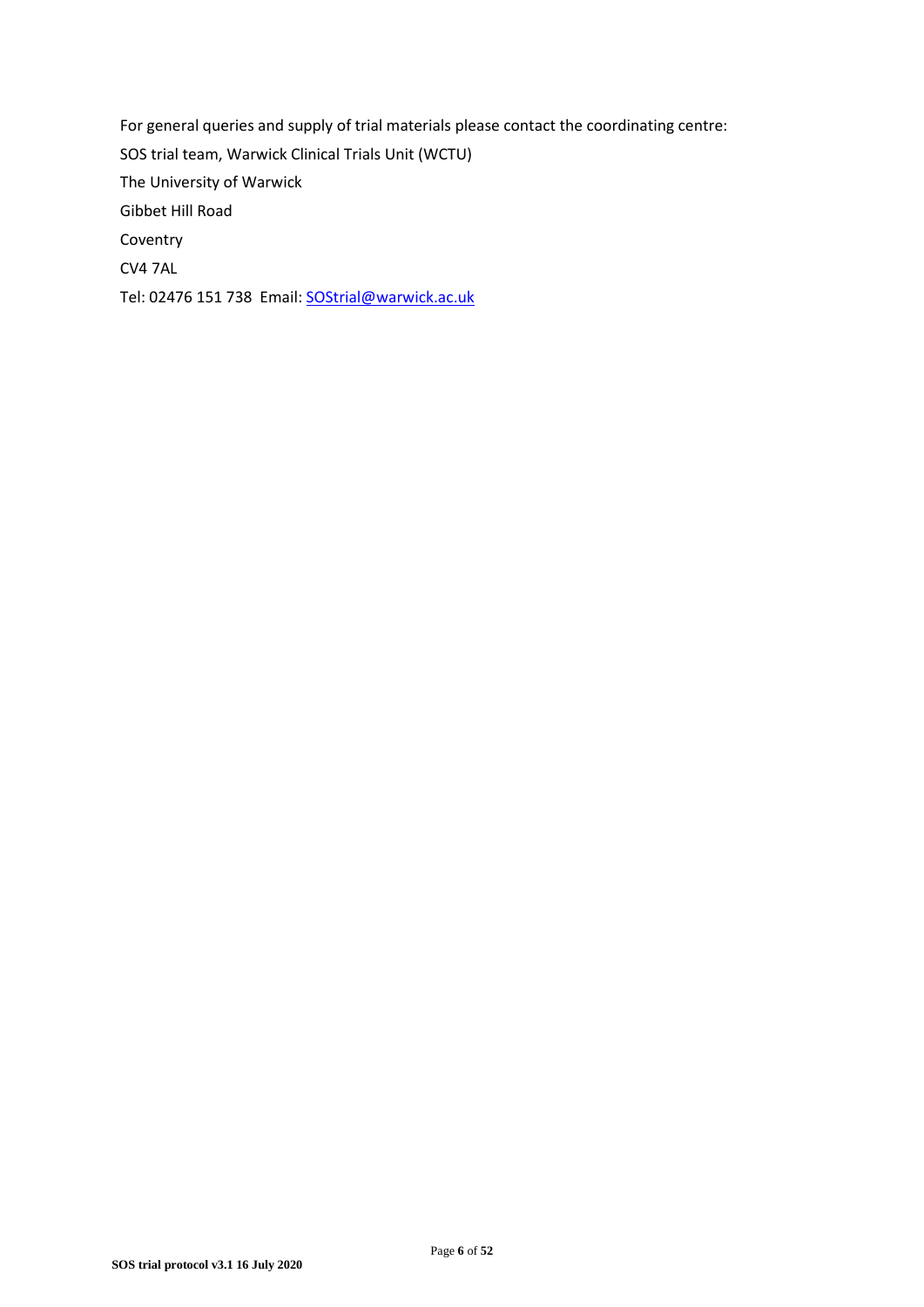For general queries and supply of trial materials please contact the coordinating centre:

SOS trial team, Warwick Clinical Trials Unit (WCTU)

The University of Warwick

Gibbet Hill Road

Coventry

CV4 7AL

Tel: 02476 151 738 Email: SOStrial@warwick.ac.uk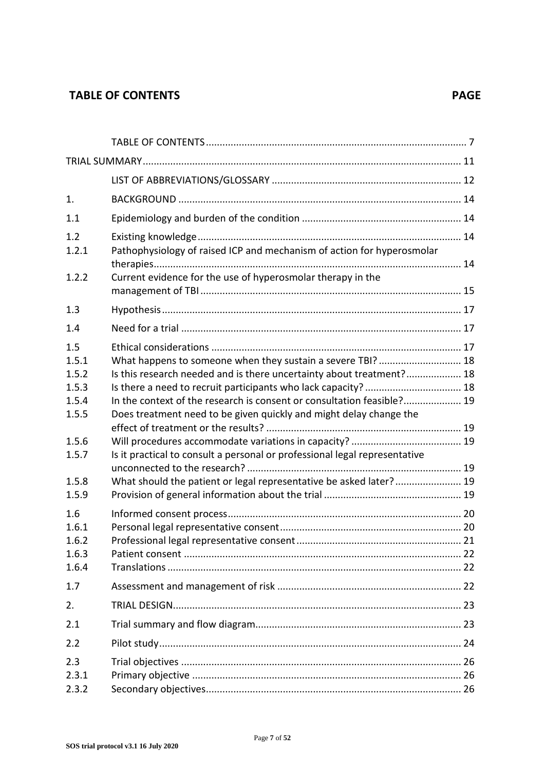## TABLE OF CONTENTS **PAGE**

| | | |
|---|---|---|
| | TABLE OF CONTENTS | 7 |
| TRIAL SUMMARY | | 11 |
| | LIST OF ABBREVIATIONS/GLOSSARY | 12 |
| 1. | BACKGROUND | 14 |
| 1.1 | Epidemiology and burden of the condition | 14 |
| 1.2 | Existing knowledge | 14 |
| 1.2.1 | Pathophysiology of raised ICP and mechanism of action for hyperosmolar therapies | 14 |
| 1.2.2 | Current evidence for the use of hyperosmolar therapy in the management of TBI | 15 |
| 1.3 | Hypothesis | 17 |
| 1.4 | Need for a trial | 17 |
| 1.5 | Ethical considerations | 17 |
| 1.5.1 | What happens to someone when they sustain a severe TBI? | 18 |
| 1.5.2 | Is this research needed and is there uncertainty about treatment? | 18 |
| 1.5.3 | Is there a need to recruit participants who lack capacity? | 18 |
| 1.5.4 | In the context of the research is consent or consultation feasible? | 19 |
| 1.5.5 | Does treatment need to be given quickly and might delay change the effect of treatment or the results? | 19 |
| 1.5.6 | Will procedures accommodate variations in capacity? | 19 |
| 1.5.7 | Is it practical to consult a personal or professional legal representative unconnected to the research? | 19 |
| 1.5.8 | What should the patient or legal representative be asked later? | 19 |
| 1.5.9 | Provision of general information about the trial | 19 |
| 1.6 | Informed consent process | 20 |
| 1.6.1 | Personal legal representative consent | 20 |
| 1.6.2 | Professional legal representative consent | 21 |
| 1.6.3 | Patient consent | 22 |
| 1.6.4 | Translations | 22 |
| 1.7 | Assessment and management of risk | 22 |
| 2. | TRIAL DESIGN | 23 |
| 2.1 | Trial summary and flow diagram | 23 |
| 2.2 | Pilot study | 24 |
| 2.3 | Trial objectives | 26 |
| 2.3.1 | Primary objective | 26 |
| 2.3.2 | Secondary objectives | 26 |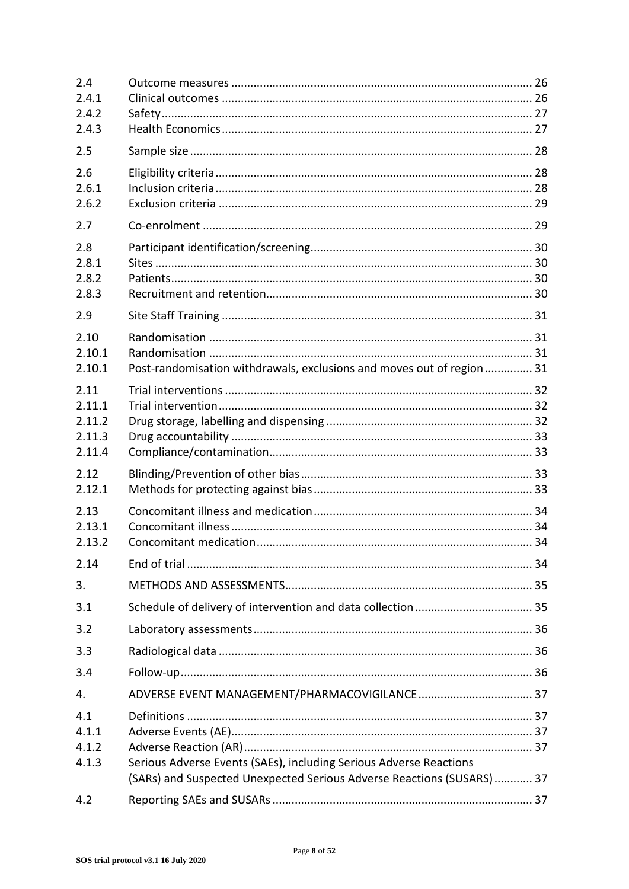| | | |
|---|---|---|
| 2.4 | Outcome measures | 26 |
| 2.4.1 | Clinical outcomes | 26 |
| 2.4.2 | Safety | 27 |
| 2.4.3 | Health Economics | 27 |
| 2.5 | Sample size | 28 |
| 2.6 | Eligibility criteria | 28 |
| 2.6.1 | Inclusion criteria | 28 |
| 2.6.2 | Exclusion criteria | 29 |
| 2.7 | Co-enrolment | 29 |
| 2.8 | Participant identification/screening | 30 |
| 2.8.1 | Sites | 30 |
| 2.8.2 | Patients | 30 |
| 2.8.3 | Recruitment and retention | 30 |
| 2.9 | Site Staff Training | 31 |
| 2.10 | Randomisation | 31 |
| 2.10.1 | Randomisation | 31 |
| 2.10.1 | Post-randomisation withdrawals, exclusions and moves out of region | 31 |
| 2.11 | Trial interventions | 32 |
| 2.11.1 | Trial intervention | 32 |
| 2.11.2 | Drug storage, labelling and dispensing | 32 |
| 2.11.3 | Drug accountability | 33 |
| 2.11.4 | Compliance/contamination | 33 |
| 2.12 | Blinding/Prevention of other bias | 33 |
| 2.12.1 | Methods for protecting against bias | 33 |
| 2.13 | Concomitant illness and medication | 34 |
| 2.13.1 | Concomitant illness | 34 |
| 2.13.2 | Concomitant medication | 34 |
| 2.14 | End of trial | 34 |
| 3. | METHODS AND ASSESSMENTS | 35 |
| 3.1 | Schedule of delivery of intervention and data collection | 35 |
| 3.2 | Laboratory assessments | 36 |
| 3.3 | Radiological data | 36 |
| 3.4 | Follow-up | 36 |
| 4. | ADVERSE EVENT MANAGEMENT/PHARMACOVIGILANCE | 37 |
| 4.1 | Definitions | 37 |
| 4.1.1 | Adverse Events (AE) | 37 |
| 4.1.2 | Adverse Reaction (AR) | 37 |
| 4.1.3 | Serious Adverse Events (SAEs), including Serious Adverse Reactions (SARs) and Suspected Unexpected Serious Adverse Reactions (SUSARS) | 37 |
| 4.2 | Reporting SAEs and SUSARs | 37 |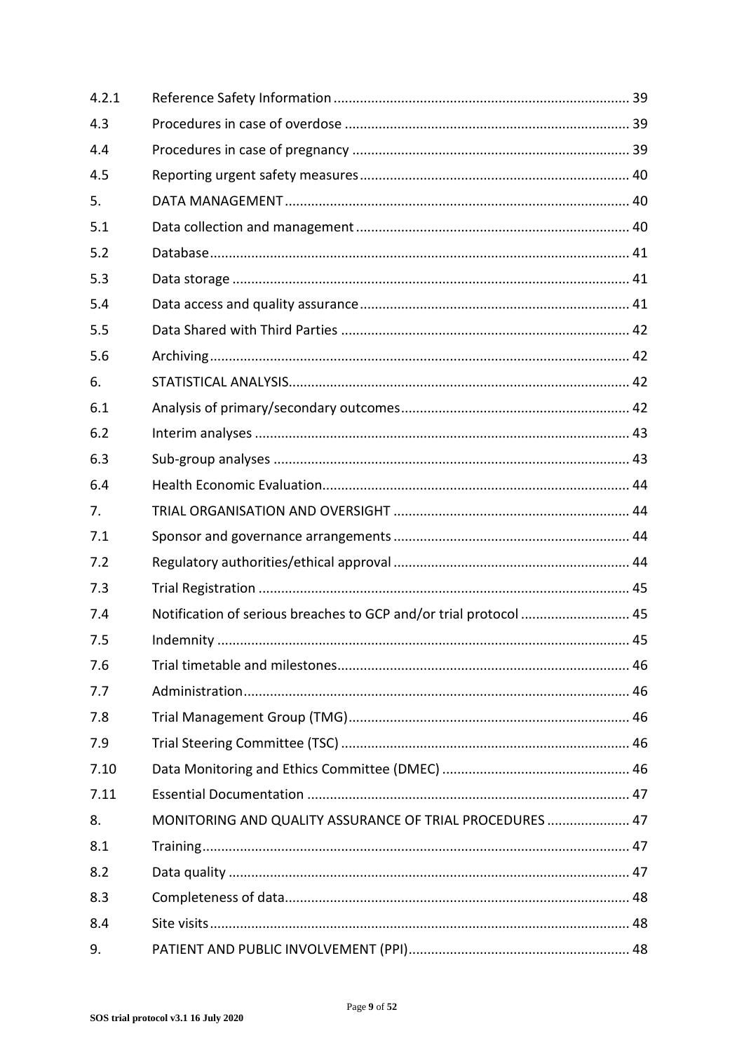| | | |
|---|---|---|
| 4.2.1 | Reference Safety Information | 39 |
| 4.3 | Procedures in case of overdose | 39 |
| 4.4 | Procedures in case of pregnancy | 39 |
| 4.5 | Reporting urgent safety measures | 40 |
| 5. | DATA MANAGEMENT | 40 |
| 5.1 | Data collection and management | 40 |
| 5.2 | Database | 41 |
| 5.3 | Data storage | 41 |
| 5.4 | Data access and quality assurance | 41 |
| 5.5 | Data Shared with Third Parties | 42 |
| 5.6 | Archiving | 42 |
| 6. | STATISTICAL ANALYSIS | 42 |
| 6.1 | Analysis of primary/secondary outcomes | 42 |
| 6.2 | Interim analyses | 43 |
| 6.3 | Sub-group analyses | 43 |
| 6.4 | Health Economic Evaluation | 44 |
| 7. | TRIAL ORGANISATION AND OVERSIGHT | 44 |
| 7.1 | Sponsor and governance arrangements | 44 |
| 7.2 | Regulatory authorities/ethical approval | 44 |
| 7.3 | Trial Registration | 45 |
| 7.4 | Notification of serious breaches to GCP and/or trial protocol | 45 |
| 7.5 | Indemnity | 45 |
| 7.6 | Trial timetable and milestones | 46 |
| 7.7 | Administration | 46 |
| 7.8 | Trial Management Group (TMG) | 46 |
| 7.9 | Trial Steering Committee (TSC) | 46 |
| 7.10 | Data Monitoring and Ethics Committee (DMEC) | 46 |
| 7.11 | Essential Documentation | 47 |
| 8. | MONITORING AND QUALITY ASSURANCE OF TRIAL PROCEDURES | 47 |
| 8.1 | Training | 47 |
| 8.2 | Data quality | 47 |
| 8.3 | Completeness of data | 48 |
| 8.4 | Site visits | 48 |
| 9. | PATIENT AND PUBLIC INVOLVEMENT (PPI) | 48 |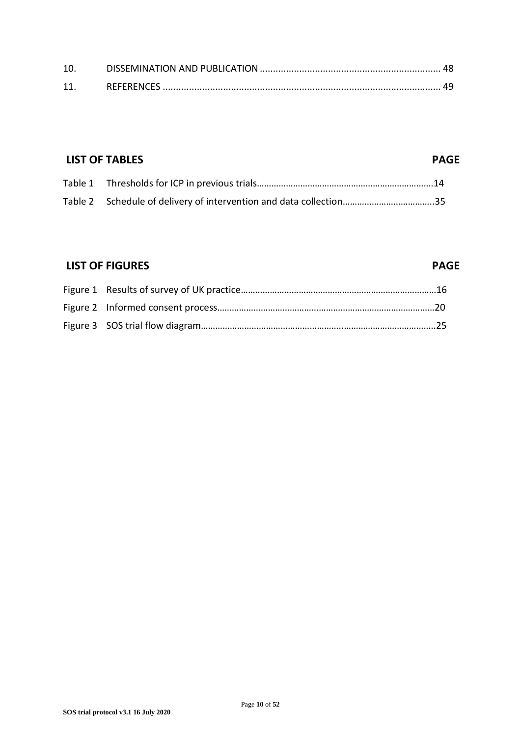| | | |
|---|---|---|
| 10. | DISSEMINATION AND PUBLICATION | 48 |
| 11. | REFERENCES | 49 |

## LIST OF TABLES

| | | PAGE |
|---|---|---|
| Table 1 | Thresholds for ICP in previous trials | 14 |
| Table 2 | Schedule of delivery of intervention and data collection | 35 |

## LIST OF FIGURES

| | | PAGE |
|---|---|---|
| Figure 1 | Results of survey of UK practice | 16 |
| Figure 2 | Informed consent process | 20 |
| Figure 3 | SOS trial flow diagram | 25 |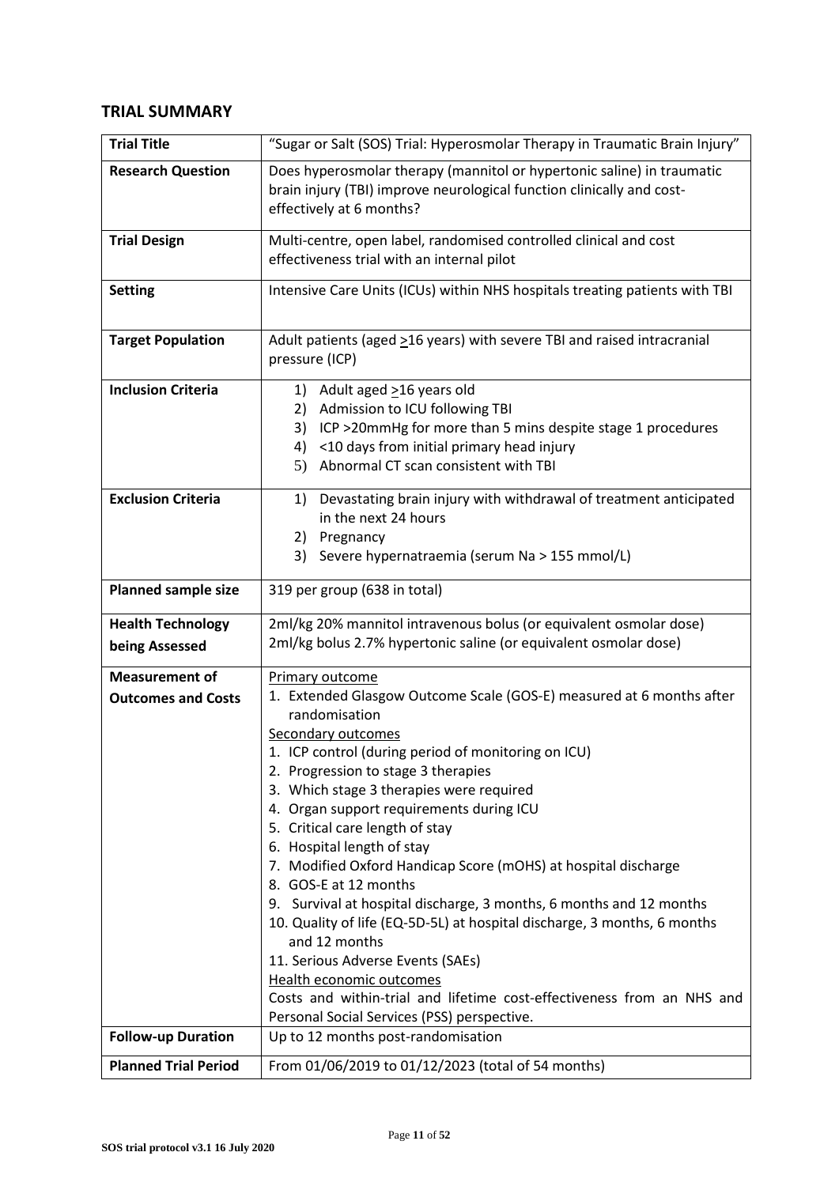## TRIAL SUMMARY

| **Trial Title** | "Sugar or Salt (SOS) Trial: Hyperosmolar Therapy in Traumatic Brain Injury" |
|---|---|
| **Research Question** | Does hyperosmolar therapy (mannitol or hypertonic saline) in traumatic brain injury (TBI) improve neurological function clinically and cost-effectively at 6 months? |
| **Trial Design** | Multi-centre, open label, randomised controlled clinical and cost effectiveness trial with an internal pilot |
| **Setting** | Intensive Care Units (ICUs) within NHS hospitals treating patients with TBI |
| **Target Population** | Adult patients (aged ≥16 years) with severe TBI and raised intracranial pressure (ICP) |
| **Inclusion Criteria** | 1) Adult aged ≥16 years old<br>2) Admission to ICU following TBI<br>3) ICP >20mmHg for more than 5 mins despite stage 1 procedures<br>4) <10 days from initial primary head injury<br>5) Abnormal CT scan consistent with TBI |
| **Exclusion Criteria** | 1) Devastating brain injury with withdrawal of treatment anticipated in the next 24 hours<br>2) Pregnancy<br>3) Severe hypernatraemia (serum Na > 155 mmol/L) |
| **Planned sample size** | 319 per group (638 in total) |
| **Health Technology being Assessed** | 2ml/kg 20% mannitol intravenous bolus (or equivalent osmolar dose)<br>2ml/kg bolus 2.7% hypertonic saline (or equivalent osmolar dose) |
| **Measurement of Outcomes and Costs** | <u>Primary outcome</u><br>1. Extended Glasgow Outcome Scale (GOS-E) measured at 6 months after randomisation<br><u>Secondary outcomes</u><br>1. ICP control (during period of monitoring on ICU)<br>2. Progression to stage 3 therapies<br>3. Which stage 3 therapies were required<br>4. Organ support requirements during ICU<br>5. Critical care length of stay<br>6. Hospital length of stay<br>7. Modified Oxford Handicap Score (mOHS) at hospital discharge<br>8. GOS-E at 12 months<br>9. Survival at hospital discharge, 3 months, 6 months and 12 months<br>10. Quality of life (EQ-5D-5L) at hospital discharge, 3 months, 6 months and 12 months<br>11. Serious Adverse Events (SAEs)<br><u>Health economic outcomes</u><br>Costs and within-trial and lifetime cost-effectiveness from an NHS and Personal Social Services (PSS) perspective. |
| **Follow-up Duration** | Up to 12 months post-randomisation |
| **Planned Trial Period** | From 01/06/2019 to 01/12/2023 (total of 54 months) |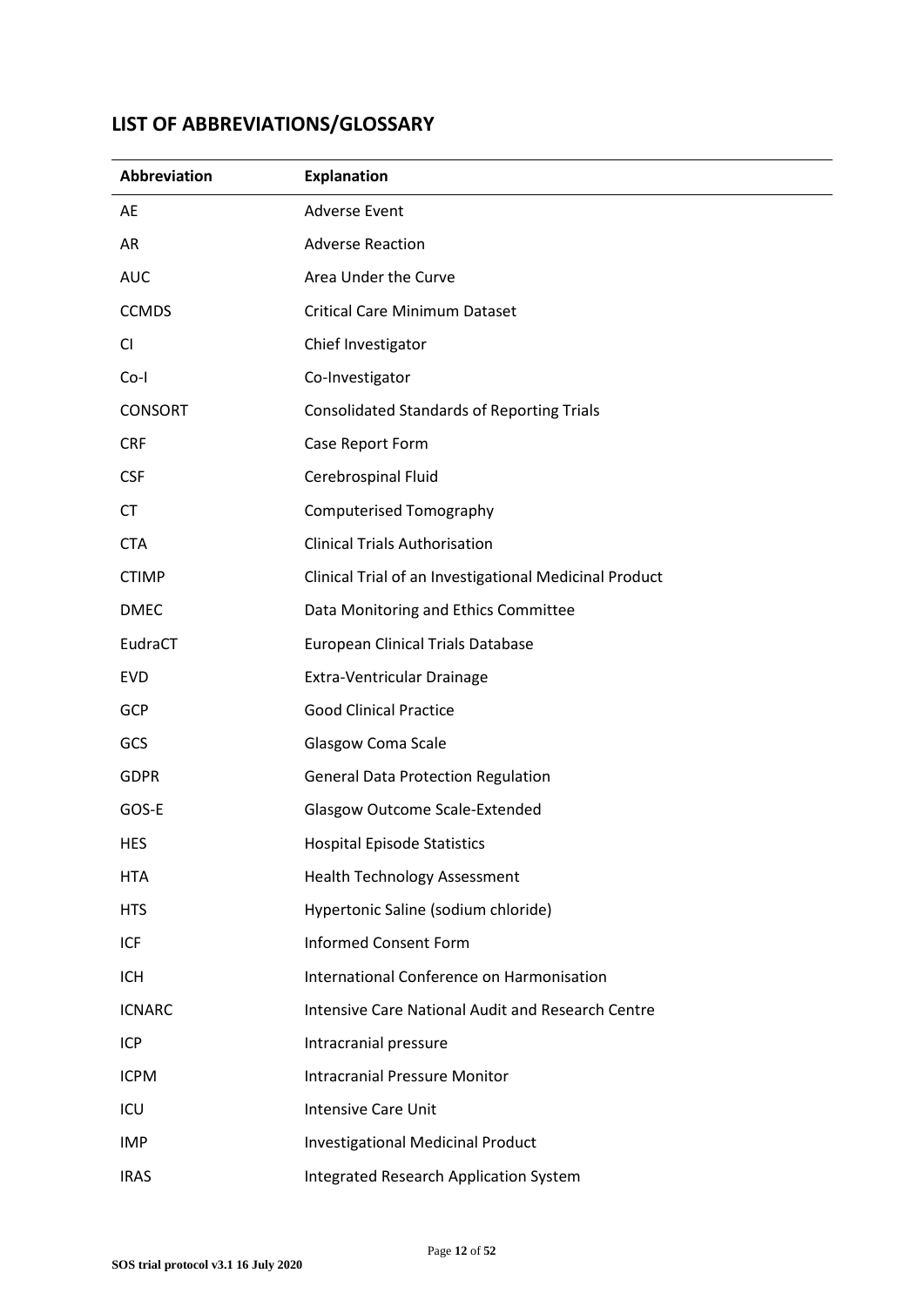## LIST OF ABBREVIATIONS/GLOSSARY

| Abbreviation | Explanation |
|---|---|
| AE | Adverse Event |
| AR | Adverse Reaction |
| AUC | Area Under the Curve |
| CCMDS | Critical Care Minimum Dataset |
| CI | Chief Investigator |
| Co-I | Co-Investigator |
| CONSORT | Consolidated Standards of Reporting Trials |
| CRF | Case Report Form |
| CSF | Cerebrospinal Fluid |
| CT | Computerised Tomography |
| CTA | Clinical Trials Authorisation |
| CTIMP | Clinical Trial of an Investigational Medicinal Product |
| DMEC | Data Monitoring and Ethics Committee |
| EudraCT | European Clinical Trials Database |
| EVD | Extra-Ventricular Drainage |
| GCP | Good Clinical Practice |
| GCS | Glasgow Coma Scale |
| GDPR | General Data Protection Regulation |
| GOS-E | Glasgow Outcome Scale-Extended |
| HES | Hospital Episode Statistics |
| HTA | Health Technology Assessment |
| HTS | Hypertonic Saline (sodium chloride) |
| ICF | Informed Consent Form |
| ICH | International Conference on Harmonisation |
| ICNARC | Intensive Care National Audit and Research Centre |
| ICP | Intracranial pressure |
| ICPM | Intracranial Pressure Monitor |
| ICU | Intensive Care Unit |
| IMP | Investigational Medicinal Product |
| IRAS | Integrated Research Application System |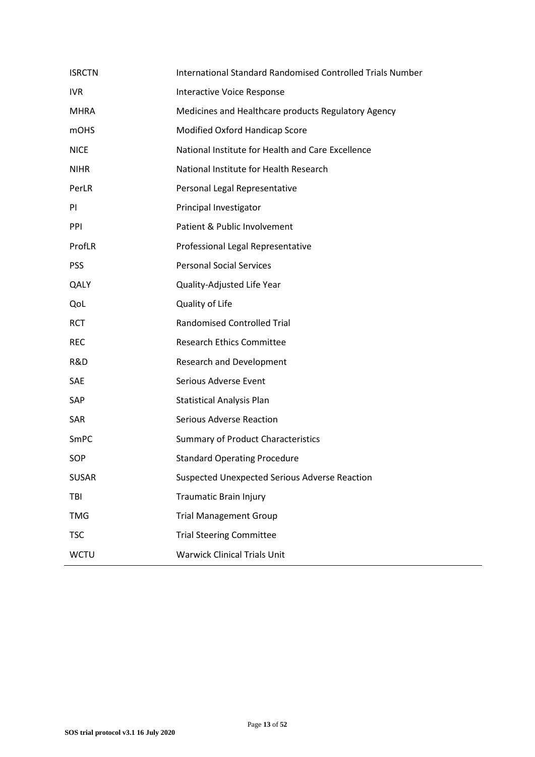| | |
|---|---|
| ISRCTN | International Standard Randomised Controlled Trials Number |
| IVR | Interactive Voice Response |
| MHRA | Medicines and Healthcare products Regulatory Agency |
| mOHS | Modified Oxford Handicap Score |
| NICE | National Institute for Health and Care Excellence |
| NIHR | National Institute for Health Research |
| PerLR | Personal Legal Representative |
| PI | Principal Investigator |
| PPI | Patient & Public Involvement |
| ProfLR | Professional Legal Representative |
| PSS | Personal Social Services |
| QALY | Quality-Adjusted Life Year |
| QoL | Quality of Life |
| RCT | Randomised Controlled Trial |
| REC | Research Ethics Committee |
| R&D | Research and Development |
| SAE | Serious Adverse Event |
| SAP | Statistical Analysis Plan |
| SAR | Serious Adverse Reaction |
| SmPC | Summary of Product Characteristics |
| SOP | Standard Operating Procedure |
| SUSAR | Suspected Unexpected Serious Adverse Reaction |
| TBI | Traumatic Brain Injury |
| TMG | Trial Management Group |
| TSC | Trial Steering Committee |
| WCTU | Warwick Clinical Trials Unit |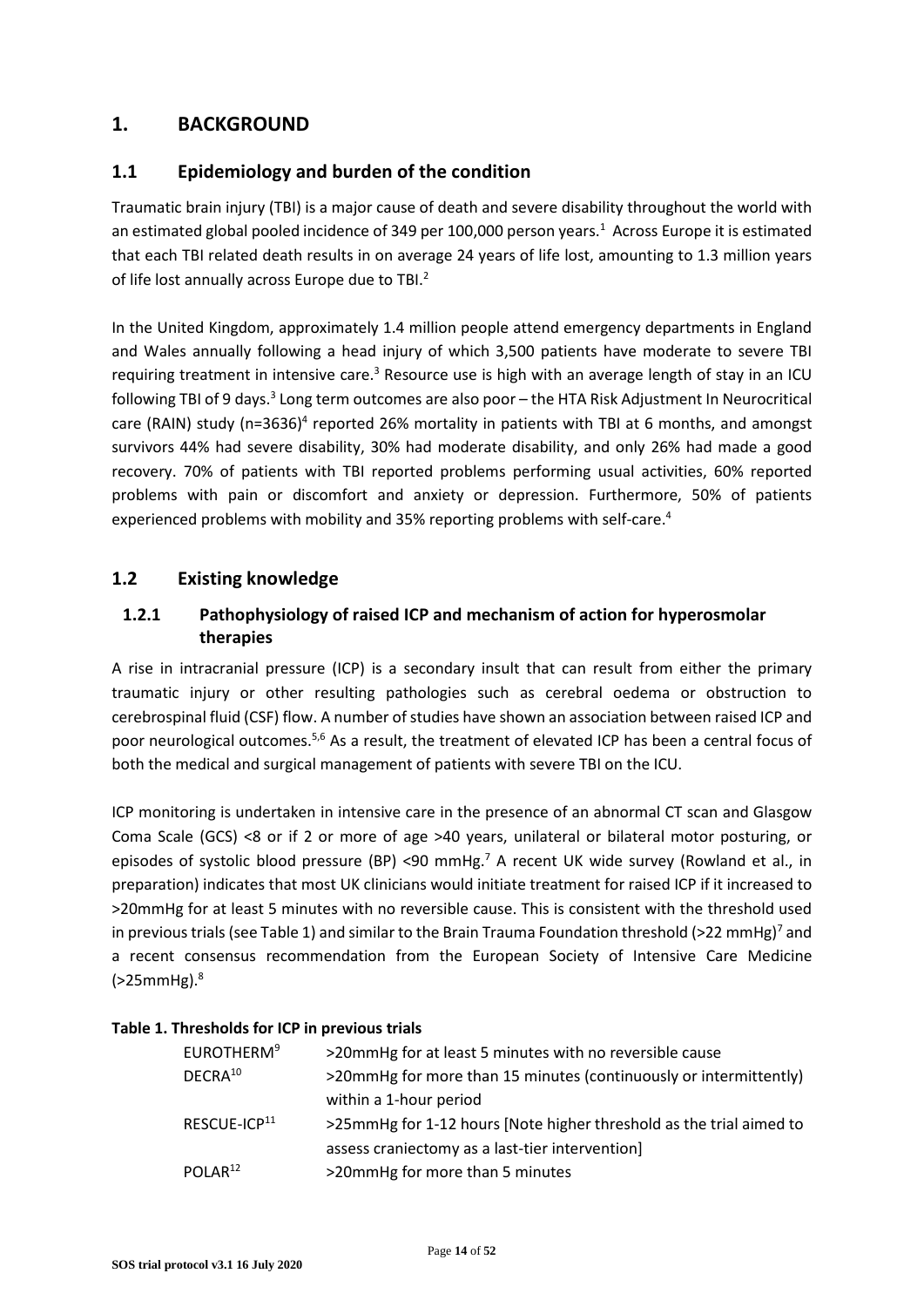# 1. BACKGROUND

## 1.1 Epidemiology and burden of the condition

Traumatic brain injury (TBI) is a major cause of death and severe disability throughout the world with an estimated global pooled incidence of 349 per 100,000 person years.[1] Across Europe it is estimated that each TBI related death results in on average 24 years of life lost, amounting to 1.3 million years of life lost annually across Europe due to TBI.[2]

In the United Kingdom, approximately 1.4 million people attend emergency departments in England and Wales annually following a head injury of which 3,500 patients have moderate to severe TBI requiring treatment in intensive care.[3] Resource use is high with an average length of stay in an ICU following TBI of 9 days.[3] Long term outcomes are also poor – the HTA Risk Adjustment In Neurocritical care (RAIN) study (n=3636)[4] reported 26% mortality in patients with TBI at 6 months, and amongst survivors 44% had severe disability, 30% had moderate disability, and only 26% had made a good recovery. 70% of patients with TBI reported problems performing usual activities, 60% reported problems with pain or discomfort and anxiety or depression. Furthermore, 50% of patients experienced problems with mobility and 35% reporting problems with self-care.[4]

## 1.2 Existing knowledge

### 1.2.1 Pathophysiology of raised ICP and mechanism of action for hyperosmolar therapies

A rise in intracranial pressure (ICP) is a secondary insult that can result from either the primary traumatic injury or other resulting pathologies such as cerebral oedema or obstruction to cerebrospinal fluid (CSF) flow. A number of studies have shown an association between raised ICP and poor neurological outcomes.[5,6] As a result, the treatment of elevated ICP has been a central focus of both the medical and surgical management of patients with severe TBI on the ICU.

ICP monitoring is undertaken in intensive care in the presence of an abnormal CT scan and Glasgow Coma Scale (GCS) <8 or if 2 or more of age >40 years, unilateral or bilateral motor posturing, or episodes of systolic blood pressure (BP) <90 mmHg.[7] A recent UK wide survey (Rowland et al., in preparation) indicates that most UK clinicians would initiate treatment for raised ICP if it increased to >20mmHg for at least 5 minutes with no reversible cause. This is consistent with the threshold used in previous trials (see Table 1) and similar to the Brain Trauma Foundation threshold (>22 mmHg)[7] and a recent consensus recommendation from the European Society of Intensive Care Medicine (>25mmHg).[8]

**Table 1. Thresholds for ICP in previous trials**

| Trial | Threshold |
|---|---|
| EUROTHERM[9] | >20mmHg for at least 5 minutes with no reversible cause |
| DECRA[10] | >20mmHg for more than 15 minutes (continuously or intermittently) within a 1-hour period |
| RESCUE-ICP[11] | >25mmHg for 1-12 hours [Note higher threshold as the trial aimed to assess craniectomy as a last-tier intervention] |
| POLAR[12] | >20mmHg for more than 5 minutes |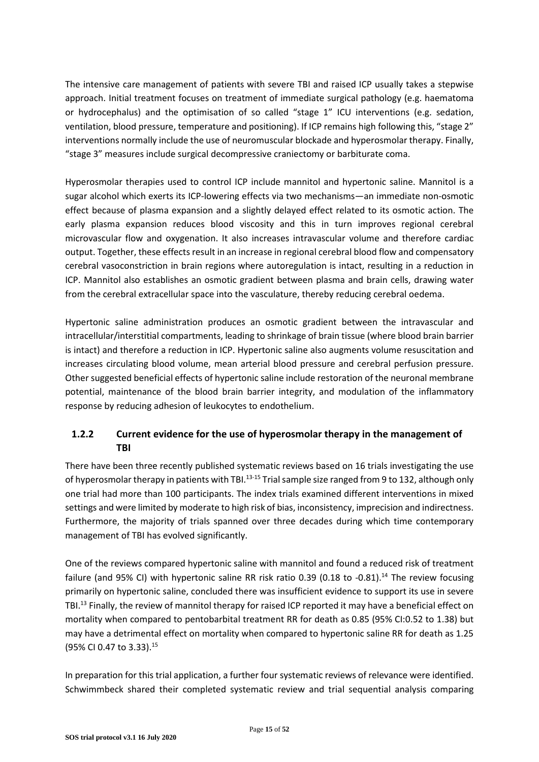The intensive care management of patients with severe TBI and raised ICP usually takes a stepwise approach. Initial treatment focuses on treatment of immediate surgical pathology (e.g. haematoma or hydrocephalus) and the optimisation of so called "stage 1" ICU interventions (e.g. sedation, ventilation, blood pressure, temperature and positioning). If ICP remains high following this, "stage 2" interventions normally include the use of neuromuscular blockade and hyperosmolar therapy. Finally, "stage 3" measures include surgical decompressive craniectomy or barbiturate coma.

Hyperosmolar therapies used to control ICP include mannitol and hypertonic saline. Mannitol is a sugar alcohol which exerts its ICP-lowering effects via two mechanisms—an immediate non-osmotic effect because of plasma expansion and a slightly delayed effect related to its osmotic action. The early plasma expansion reduces blood viscosity and this in turn improves regional cerebral microvascular flow and oxygenation. It also increases intravascular volume and therefore cardiac output. Together, these effects result in an increase in regional cerebral blood flow and compensatory cerebral vasoconstriction in brain regions where autoregulation is intact, resulting in a reduction in ICP. Mannitol also establishes an osmotic gradient between plasma and brain cells, drawing water from the cerebral extracellular space into the vasculature, thereby reducing cerebral oedema.

Hypertonic saline administration produces an osmotic gradient between the intravascular and intracellular/interstitial compartments, leading to shrinkage of brain tissue (where blood brain barrier is intact) and therefore a reduction in ICP. Hypertonic saline also augments volume resuscitation and increases circulating blood volume, mean arterial blood pressure and cerebral perfusion pressure. Other suggested beneficial effects of hypertonic saline include restoration of the neuronal membrane potential, maintenance of the blood brain barrier integrity, and modulation of the inflammatory response by reducing adhesion of leukocytes to endothelium.

### 1.2.2 Current evidence for the use of hyperosmolar therapy in the management of TBI

There have been three recently published systematic reviews based on 16 trials investigating the use of hyperosmolar therapy in patients with TBI.[13-15] Trial sample size ranged from 9 to 132, although only one trial had more than 100 participants. The index trials examined different interventions in mixed settings and were limited by moderate to high risk of bias, inconsistency, imprecision and indirectness. Furthermore, the majority of trials spanned over three decades during which time contemporary management of TBI has evolved significantly.

One of the reviews compared hypertonic saline with mannitol and found a reduced risk of treatment failure (and 95% CI) with hypertonic saline RR risk ratio 0.39 (0.18 to -0.81).[14] The review focusing primarily on hypertonic saline, concluded there was insufficient evidence to support its use in severe TBI.[13] Finally, the review of mannitol therapy for raised ICP reported it may have a beneficial effect on mortality when compared to pentobarbital treatment RR for death as 0.85 (95% CI:0.52 to 1.38) but may have a detrimental effect on mortality when compared to hypertonic saline RR for death as 1.25 (95% CI 0.47 to 3.33).[15]

In preparation for this trial application, a further four systematic reviews of relevance were identified. Schwimmbeck shared their completed systematic review and trial sequential analysis comparing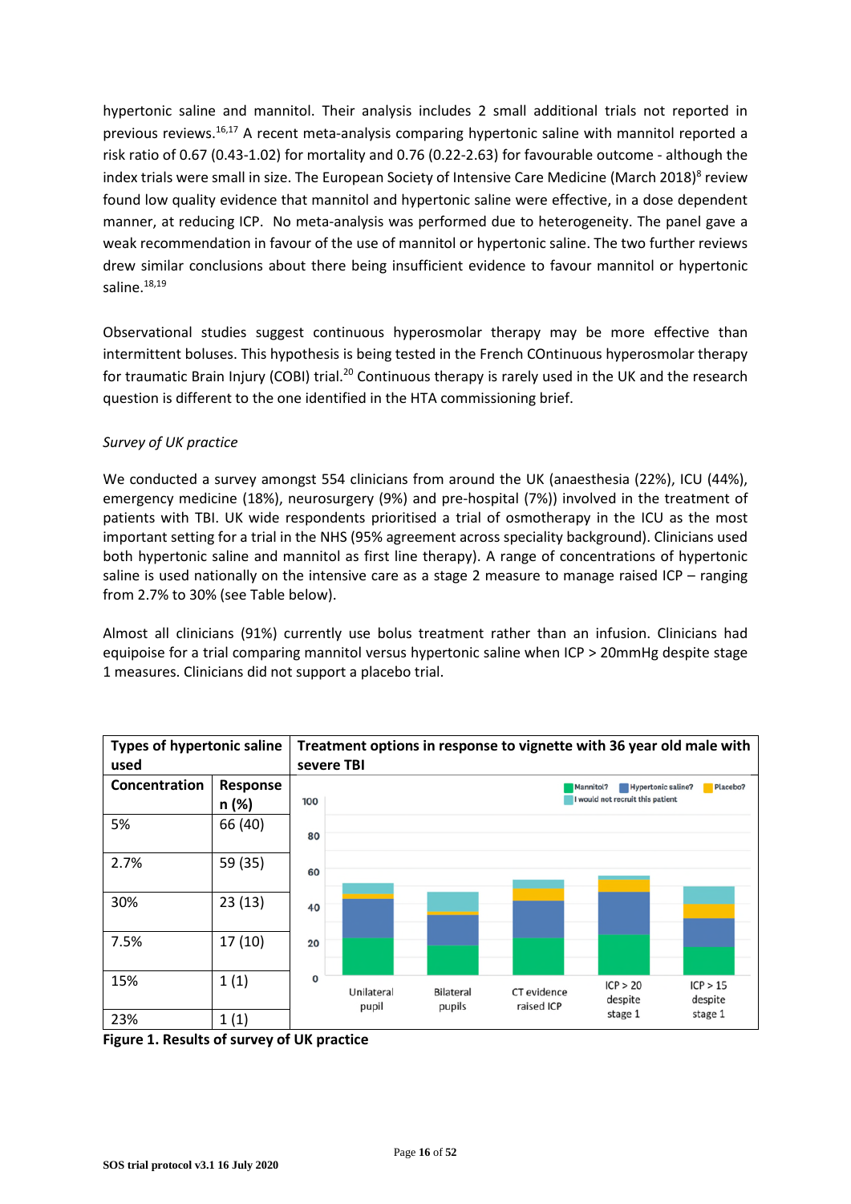hypertonic saline and mannitol. Their analysis includes 2 small additional trials not reported in previous reviews.[16,17] A recent meta-analysis comparing hypertonic saline with mannitol reported a risk ratio of 0.67 (0.43-1.02) for mortality and 0.76 (0.22-2.63) for favourable outcome - although the index trials were small in size. The European Society of Intensive Care Medicine (March 2018)[8] review found low quality evidence that mannitol and hypertonic saline were effective, in a dose dependent manner, at reducing ICP. No meta-analysis was performed due to heterogeneity. The panel gave a weak recommendation in favour of the use of mannitol or hypertonic saline. The two further reviews drew similar conclusions about there being insufficient evidence to favour mannitol or hypertonic saline.[18,19]

Observational studies suggest continuous hyperosmolar therapy may be more effective than intermittent boluses. This hypothesis is being tested in the French COntinuous hyperosmolar therapy for traumatic Brain Injury (COBI) trial.[20] Continuous therapy is rarely used in the UK and the research question is different to the one identified in the HTA commissioning brief.

*Survey of UK practice*

We conducted a survey amongst 554 clinicians from around the UK (anaesthesia (22%), ICU (44%), emergency medicine (18%), neurosurgery (9%) and pre-hospital (7%)) involved in the treatment of patients with TBI. UK wide respondents prioritised a trial of osmotherapy in the ICU as the most important setting for a trial in the NHS (95% agreement across speciality background). Clinicians used both hypertonic saline and mannitol as first line therapy). A range of concentrations of hypertonic saline is used nationally on the intensive care as a stage 2 measure to manage raised ICP – ranging from 2.7% to 30% (see Table below).

Almost all clinicians (91%) currently use bolus treatment rather than an infusion. Clinicians had equipoise for a trial comparing mannitol versus hypertonic saline when ICP > 20mmHg despite stage 1 measures. Clinicians did not support a placebo trial.

**Types of hypertonic saline used**

| Concentration | Response n (%) |
|---|---|
| 5% | 66 (40) |
| 2.7% | 59 (35) |
| 30% | 23 (13) |
| 7.5% | 17 (10) |
| 15% | 1 (1) |
| 23% | 1 (1) |

**Treatment options in response to vignette with 36 year old male with severe TBI**

**Figure 1. Results of survey of UK practice**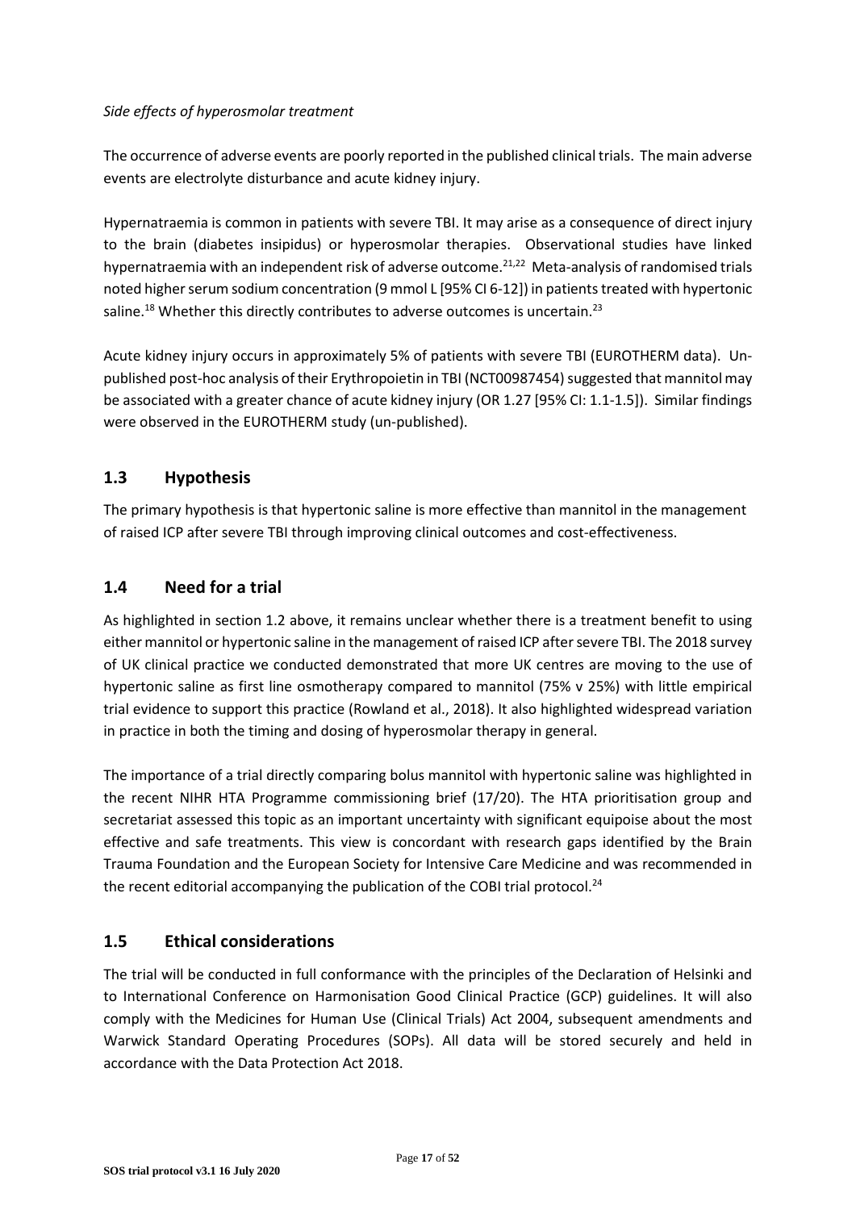*Side effects of hyperosmolar treatment*

The occurrence of adverse events are poorly reported in the published clinical trials. The main adverse events are electrolyte disturbance and acute kidney injury.

Hypernatraemia is common in patients with severe TBI. It may arise as a consequence of direct injury to the brain (diabetes insipidus) or hyperosmolar therapies. Observational studies have linked hypernatraemia with an independent risk of adverse outcome.[21,22] Meta-analysis of randomised trials noted higher serum sodium concentration (9 mmol L [95% CI 6-12]) in patients treated with hypertonic saline.[18] Whether this directly contributes to adverse outcomes is uncertain.[23]

Acute kidney injury occurs in approximately 5% of patients with severe TBI (EUROTHERM data). Un-published post-hoc analysis of their Erythropoietin in TBI (NCT00987454) suggested that mannitol may be associated with a greater chance of acute kidney injury (OR 1.27 [95% CI: 1.1-1.5]). Similar findings were observed in the EUROTHERM study (un-published).

## 1.3 Hypothesis

The primary hypothesis is that hypertonic saline is more effective than mannitol in the management of raised ICP after severe TBI through improving clinical outcomes and cost-effectiveness.

## 1.4 Need for a trial

As highlighted in section 1.2 above, it remains unclear whether there is a treatment benefit to using either mannitol or hypertonic saline in the management of raised ICP after severe TBI. The 2018 survey of UK clinical practice we conducted demonstrated that more UK centres are moving to the use of hypertonic saline as first line osmotherapy compared to mannitol (75% v 25%) with little empirical trial evidence to support this practice (Rowland et al., 2018). It also highlighted widespread variation in practice in both the timing and dosing of hyperosmolar therapy in general.

The importance of a trial directly comparing bolus mannitol with hypertonic saline was highlighted in the recent NIHR HTA Programme commissioning brief (17/20). The HTA prioritisation group and secretariat assessed this topic as an important uncertainty with significant equipoise about the most effective and safe treatments. This view is concordant with research gaps identified by the Brain Trauma Foundation and the European Society for Intensive Care Medicine and was recommended in the recent editorial accompanying the publication of the COBI trial protocol.[24]

## 1.5 Ethical considerations

The trial will be conducted in full conformance with the principles of the Declaration of Helsinki and to International Conference on Harmonisation Good Clinical Practice (GCP) guidelines. It will also comply with the Medicines for Human Use (Clinical Trials) Act 2004, subsequent amendments and Warwick Standard Operating Procedures (SOPs). All data will be stored securely and held in accordance with the Data Protection Act 2018.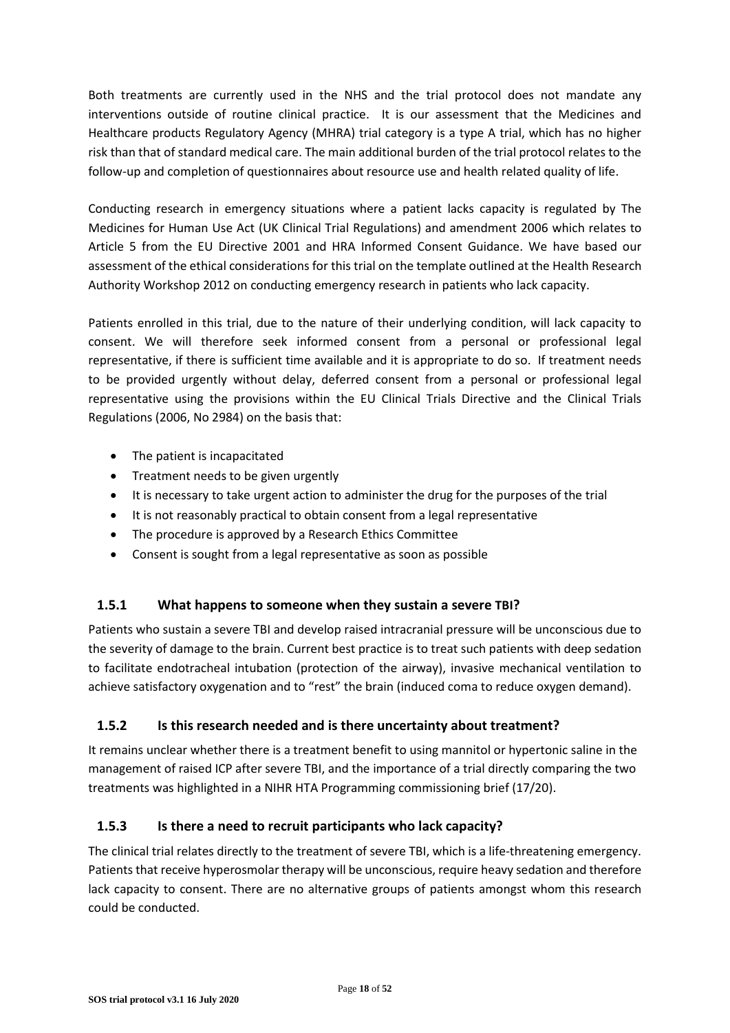Both treatments are currently used in the NHS and the trial protocol does not mandate any interventions outside of routine clinical practice. It is our assessment that the Medicines and Healthcare products Regulatory Agency (MHRA) trial category is a type A trial, which has no higher risk than that of standard medical care. The main additional burden of the trial protocol relates to the follow-up and completion of questionnaires about resource use and health related quality of life.

Conducting research in emergency situations where a patient lacks capacity is regulated by The Medicines for Human Use Act (UK Clinical Trial Regulations) and amendment 2006 which relates to Article 5 from the EU Directive 2001 and HRA Informed Consent Guidance. We have based our assessment of the ethical considerations for this trial on the template outlined at the Health Research Authority Workshop 2012 on conducting emergency research in patients who lack capacity.

Patients enrolled in this trial, due to the nature of their underlying condition, will lack capacity to consent. We will therefore seek informed consent from a personal or professional legal representative, if there is sufficient time available and it is appropriate to do so. If treatment needs to be provided urgently without delay, deferred consent from a personal or professional legal representative using the provisions within the EU Clinical Trials Directive and the Clinical Trials Regulations (2006, No 2984) on the basis that:

- The patient is incapacitated
- Treatment needs to be given urgently
- It is necessary to take urgent action to administer the drug for the purposes of the trial
- It is not reasonably practical to obtain consent from a legal representative
- The procedure is approved by a Research Ethics Committee
- Consent is sought from a legal representative as soon as possible

### 1.5.1 What happens to someone when they sustain a severe TBI?

Patients who sustain a severe TBI and develop raised intracranial pressure will be unconscious due to the severity of damage to the brain. Current best practice is to treat such patients with deep sedation to facilitate endotracheal intubation (protection of the airway), invasive mechanical ventilation to achieve satisfactory oxygenation and to "rest" the brain (induced coma to reduce oxygen demand).

### 1.5.2 Is this research needed and is there uncertainty about treatment?

It remains unclear whether there is a treatment benefit to using mannitol or hypertonic saline in the management of raised ICP after severe TBI, and the importance of a trial directly comparing the two treatments was highlighted in a NIHR HTA Programming commissioning brief (17/20).

### 1.5.3 Is there a need to recruit participants who lack capacity?

The clinical trial relates directly to the treatment of severe TBI, which is a life-threatening emergency. Patients that receive hyperosmolar therapy will be unconscious, require heavy sedation and therefore lack capacity to consent. There are no alternative groups of patients amongst whom this research could be conducted.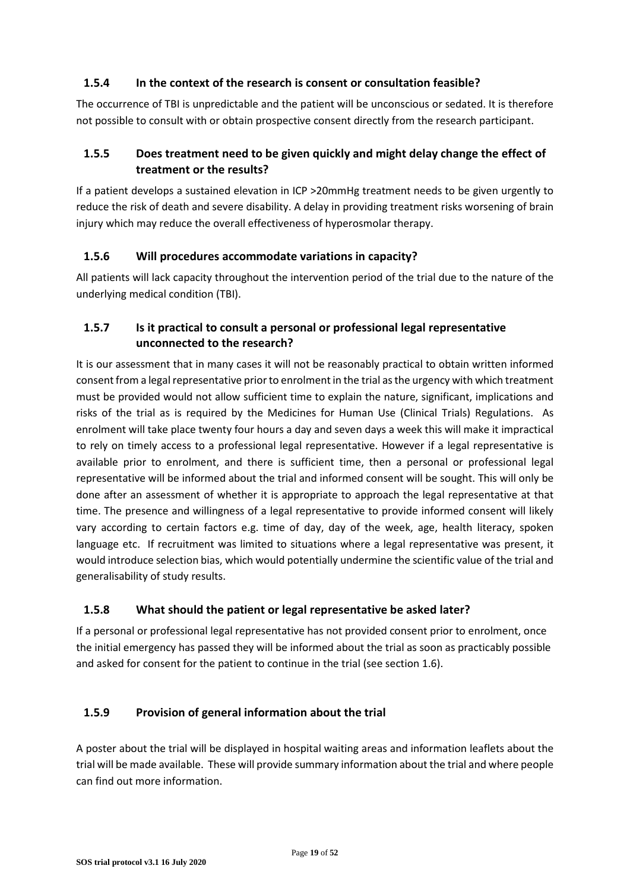### 1.5.4 In the context of the research is consent or consultation feasible?

The occurrence of TBI is unpredictable and the patient will be unconscious or sedated. It is therefore not possible to consult with or obtain prospective consent directly from the research participant.

### 1.5.5 Does treatment need to be given quickly and might delay change the effect of treatment or the results?

If a patient develops a sustained elevation in ICP >20mmHg treatment needs to be given urgently to reduce the risk of death and severe disability. A delay in providing treatment risks worsening of brain injury which may reduce the overall effectiveness of hyperosmolar therapy.

### 1.5.6 Will procedures accommodate variations in capacity?

All patients will lack capacity throughout the intervention period of the trial due to the nature of the underlying medical condition (TBI).

### 1.5.7 Is it practical to consult a personal or professional legal representative unconnected to the research?

It is our assessment that in many cases it will not be reasonably practical to obtain written informed consent from a legal representative prior to enrolment in the trial as the urgency with which treatment must be provided would not allow sufficient time to explain the nature, significant, implications and risks of the trial as is required by the Medicines for Human Use (Clinical Trials) Regulations. As enrolment will take place twenty four hours a day and seven days a week this will make it impractical to rely on timely access to a professional legal representative. However if a legal representative is available prior to enrolment, and there is sufficient time, then a personal or professional legal representative will be informed about the trial and informed consent will be sought. This will only be done after an assessment of whether it is appropriate to approach the legal representative at that time. The presence and willingness of a legal representative to provide informed consent will likely vary according to certain factors e.g. time of day, day of the week, age, health literacy, spoken language etc. If recruitment was limited to situations where a legal representative was present, it would introduce selection bias, which would potentially undermine the scientific value of the trial and generalisability of study results.

### 1.5.8 What should the patient or legal representative be asked later?

If a personal or professional legal representative has not provided consent prior to enrolment, once the initial emergency has passed they will be informed about the trial as soon as practicably possible and asked for consent for the patient to continue in the trial (see section 1.6).

### 1.5.9 Provision of general information about the trial

A poster about the trial will be displayed in hospital waiting areas and information leaflets about the trial will be made available. These will provide summary information about the trial and where people can find out more information.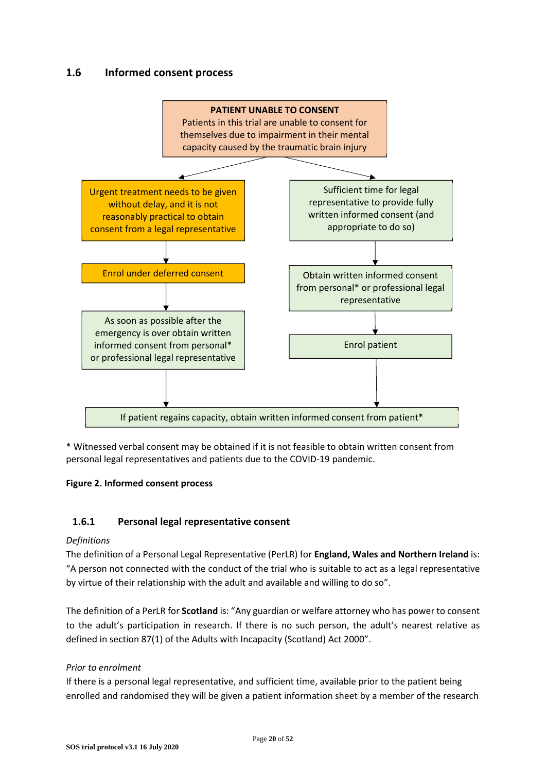## 1.6 Informed consent process

**PATIENT UNABLE TO CONSENT**
Patients in this trial are unable to consent for themselves due to impairment in their mental capacity caused by the traumatic brain injury

Urgent treatment needs to be given without delay, and it is not reasonably practical to obtain consent from a legal representative

Enrol under deferred consent

As soon as possible after the emergency is over obtain written informed consent from personal* or professional legal representative

Sufficient time for legal representative to provide fully written informed consent (and appropriate to do so)

Obtain written informed consent from personal* or professional legal representative

Enrol patient

If patient regains capacity, obtain written informed consent from patient*

* Witnessed verbal consent may be obtained if it is not feasible to obtain written consent from personal legal representatives and patients due to the COVID-19 pandemic.

**Figure 2. Informed consent process**

### 1.6.1 Personal legal representative consent

*Definitions*

The definition of a Personal Legal Representative (PerLR) for **England, Wales and Northern Ireland** is: "A person not connected with the conduct of the trial who is suitable to act as a legal representative by virtue of their relationship with the adult and available and willing to do so".

The definition of a PerLR for **Scotland** is: "Any guardian or welfare attorney who has power to consent to the adult's participation in research. If there is no such person, the adult's nearest relative as defined in section 87(1) of the Adults with Incapacity (Scotland) Act 2000".

*Prior to enrolment*

If there is a personal legal representative, and sufficient time, available prior to the patient being enrolled and randomised they will be given a patient information sheet by a member of the research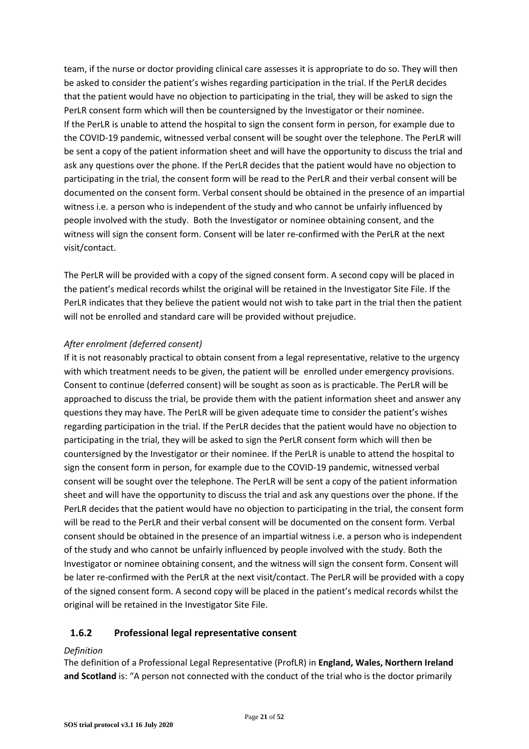team, if the nurse or doctor providing clinical care assesses it is appropriate to do so. They will then be asked to consider the patient's wishes regarding participation in the trial. If the PerLR decides that the patient would have no objection to participating in the trial, they will be asked to sign the PerLR consent form which will then be countersigned by the Investigator or their nominee.
If the PerLR is unable to attend the hospital to sign the consent form in person, for example due to the COVID-19 pandemic, witnessed verbal consent will be sought over the telephone. The PerLR will be sent a copy of the patient information sheet and will have the opportunity to discuss the trial and ask any questions over the phone. If the PerLR decides that the patient would have no objection to participating in the trial, the consent form will be read to the PerLR and their verbal consent will be documented on the consent form. Verbal consent should be obtained in the presence of an impartial witness i.e. a person who is independent of the study and who cannot be unfairly influenced by people involved with the study. Both the Investigator or nominee obtaining consent, and the witness will sign the consent form. Consent will be later re-confirmed with the PerLR at the next visit/contact.

The PerLR will be provided with a copy of the signed consent form. A second copy will be placed in the patient's medical records whilst the original will be retained in the Investigator Site File. If the PerLR indicates that they believe the patient would not wish to take part in the trial then the patient will not be enrolled and standard care will be provided without prejudice.

*After enrolment (deferred consent)*

If it is not reasonably practical to obtain consent from a legal representative, relative to the urgency with which treatment needs to be given, the patient will be enrolled under emergency provisions. Consent to continue (deferred consent) will be sought as soon as is practicable. The PerLR will be approached to discuss the trial, be provide them with the patient information sheet and answer any questions they may have. The PerLR will be given adequate time to consider the patient's wishes regarding participation in the trial. If the PerLR decides that the patient would have no objection to participating in the trial, they will be asked to sign the PerLR consent form which will then be countersigned by the Investigator or their nominee. If the PerLR is unable to attend the hospital to sign the consent form in person, for example due to the COVID-19 pandemic, witnessed verbal consent will be sought over the telephone. The PerLR will be sent a copy of the patient information sheet and will have the opportunity to discuss the trial and ask any questions over the phone. If the PerLR decides that the patient would have no objection to participating in the trial, the consent form will be read to the PerLR and their verbal consent will be documented on the consent form. Verbal consent should be obtained in the presence of an impartial witness i.e. a person who is independent of the study and who cannot be unfairly influenced by people involved with the study. Both the Investigator or nominee obtaining consent, and the witness will sign the consent form. Consent will be later re-confirmed with the PerLR at the next visit/contact. The PerLR will be provided with a copy of the signed consent form. A second copy will be placed in the patient's medical records whilst the original will be retained in the Investigator Site File.

### 1.6.2 Professional legal representative consent

*Definition*

The definition of a Professional Legal Representative (ProfLR) in **England, Wales, Northern Ireland and Scotland** is: "A person not connected with the conduct of the trial who is the doctor primarily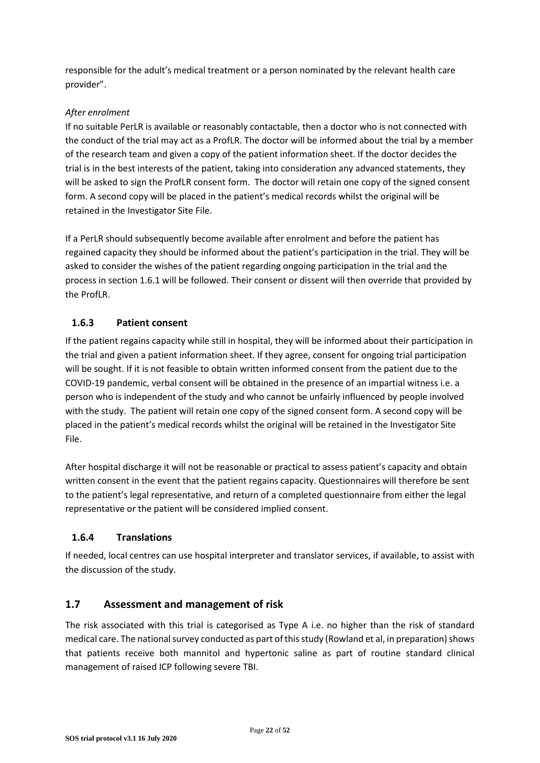responsible for the adult's medical treatment or a person nominated by the relevant health care provider".

*After enrolment*

If no suitable PerLR is available or reasonably contactable, then a doctor who is not connected with the conduct of the trial may act as a ProfLR. The doctor will be informed about the trial by a member of the research team and given a copy of the patient information sheet. If the doctor decides the trial is in the best interests of the patient, taking into consideration any advanced statements, they will be asked to sign the ProfLR consent form. The doctor will retain one copy of the signed consent form. A second copy will be placed in the patient's medical records whilst the original will be retained in the Investigator Site File.

If a PerLR should subsequently become available after enrolment and before the patient has regained capacity they should be informed about the patient's participation in the trial. They will be asked to consider the wishes of the patient regarding ongoing participation in the trial and the process in section 1.6.1 will be followed. Their consent or dissent will then override that provided by the ProfLR.

### 1.6.3 Patient consent

If the patient regains capacity while still in hospital, they will be informed about their participation in the trial and given a patient information sheet. If they agree, consent for ongoing trial participation will be sought. If it is not feasible to obtain written informed consent from the patient due to the COVID-19 pandemic, verbal consent will be obtained in the presence of an impartial witness i.e. a person who is independent of the study and who cannot be unfairly influenced by people involved with the study. The patient will retain one copy of the signed consent form. A second copy will be placed in the patient's medical records whilst the original will be retained in the Investigator Site File.

After hospital discharge it will not be reasonable or practical to assess patient's capacity and obtain written consent in the event that the patient regains capacity. Questionnaires will therefore be sent to the patient's legal representative, and return of a completed questionnaire from either the legal representative or the patient will be considered implied consent.

### 1.6.4 Translations

If needed, local centres can use hospital interpreter and translator services, if available, to assist with the discussion of the study.

## 1.7 Assessment and management of risk

The risk associated with this trial is categorised as Type A i.e. no higher than the risk of standard medical care. The national survey conducted as part of this study (Rowland et al, in preparation) shows that patients receive both mannitol and hypertonic saline as part of routine standard clinical management of raised ICP following severe TBI.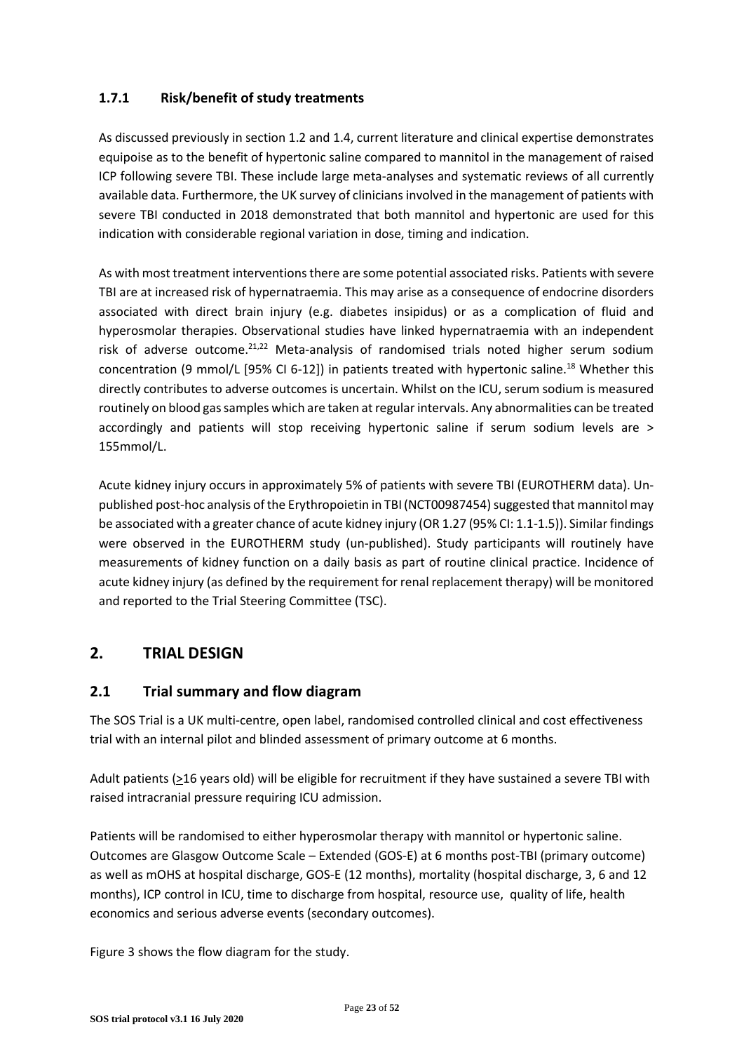### 1.7.1 Risk/benefit of study treatments

As discussed previously in section 1.2 and 1.4, current literature and clinical expertise demonstrates equipoise as to the benefit of hypertonic saline compared to mannitol in the management of raised ICP following severe TBI. These include large meta-analyses and systematic reviews of all currently available data. Furthermore, the UK survey of clinicians involved in the management of patients with severe TBI conducted in 2018 demonstrated that both mannitol and hypertonic are used for this indication with considerable regional variation in dose, timing and indication.

As with most treatment interventions there are some potential associated risks. Patients with severe TBI are at increased risk of hypernatraemia. This may arise as a consequence of endocrine disorders associated with direct brain injury (e.g. diabetes insipidus) or as a complication of fluid and hyperosmolar therapies. Observational studies have linked hypernatraemia with an independent risk of adverse outcome.[21,22] Meta-analysis of randomised trials noted higher serum sodium concentration (9 mmol/L [95% CI 6-12]) in patients treated with hypertonic saline.[18] Whether this directly contributes to adverse outcomes is uncertain. Whilst on the ICU, serum sodium is measured routinely on blood gas samples which are taken at regular intervals. Any abnormalities can be treated accordingly and patients will stop receiving hypertonic saline if serum sodium levels are > 155mmol/L.

Acute kidney injury occurs in approximately 5% of patients with severe TBI (EUROTHERM data). Un-published post-hoc analysis of the Erythropoietin in TBI (NCT00987454) suggested that mannitol may be associated with a greater chance of acute kidney injury (OR 1.27 (95% CI: 1.1-1.5)). Similar findings were observed in the EUROTHERM study (un-published). Study participants will routinely have measurements of kidney function on a daily basis as part of routine clinical practice. Incidence of acute kidney injury (as defined by the requirement for renal replacement therapy) will be monitored and reported to the Trial Steering Committee (TSC).

## 2. TRIAL DESIGN

### 2.1 Trial summary and flow diagram

The SOS Trial is a UK multi-centre, open label, randomised controlled clinical and cost effectiveness trial with an internal pilot and blinded assessment of primary outcome at 6 months.

Adult patients (≥16 years old) will be eligible for recruitment if they have sustained a severe TBI with raised intracranial pressure requiring ICU admission.

Patients will be randomised to either hyperosmolar therapy with mannitol or hypertonic saline. Outcomes are Glasgow Outcome Scale – Extended (GOS-E) at 6 months post-TBI (primary outcome) as well as mOHS at hospital discharge, GOS-E (12 months), mortality (hospital discharge, 3, 6 and 12 months), ICP control in ICU, time to discharge from hospital, resource use, quality of life, health economics and serious adverse events (secondary outcomes).

Figure 3 shows the flow diagram for the study.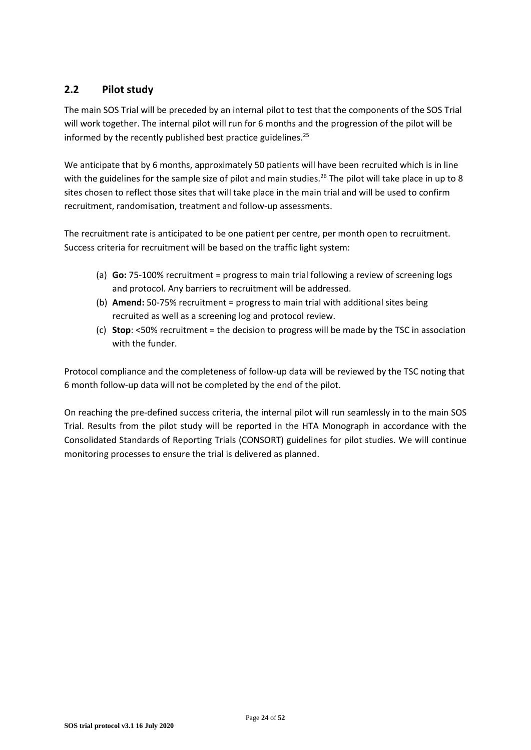## 2.2 Pilot study

The main SOS Trial will be preceded by an internal pilot to test that the components of the SOS Trial will work together. The internal pilot will run for 6 months and the progression of the pilot will be informed by the recently published best practice guidelines.[25]

We anticipate that by 6 months, approximately 50 patients will have been recruited which is in line with the guidelines for the sample size of pilot and main studies.[26] The pilot will take place in up to 8 sites chosen to reflect those sites that will take place in the main trial and will be used to confirm recruitment, randomisation, treatment and follow-up assessments.

The recruitment rate is anticipated to be one patient per centre, per month open to recruitment. Success criteria for recruitment will be based on the traffic light system:

(a) **Go:** 75-100% recruitment = progress to main trial following a review of screening logs and protocol. Any barriers to recruitment will be addressed.

(b) **Amend:** 50-75% recruitment = progress to main trial with additional sites being recruited as well as a screening log and protocol review.

(c) **Stop**: <50% recruitment = the decision to progress will be made by the TSC in association with the funder.

Protocol compliance and the completeness of follow-up data will be reviewed by the TSC noting that 6 month follow-up data will not be completed by the end of the pilot.

On reaching the pre-defined success criteria, the internal pilot will run seamlessly in to the main SOS Trial. Results from the pilot study will be reported in the HTA Monograph in accordance with the Consolidated Standards of Reporting Trials (CONSORT) guidelines for pilot studies. We will continue monitoring processes to ensure the trial is delivered as planned.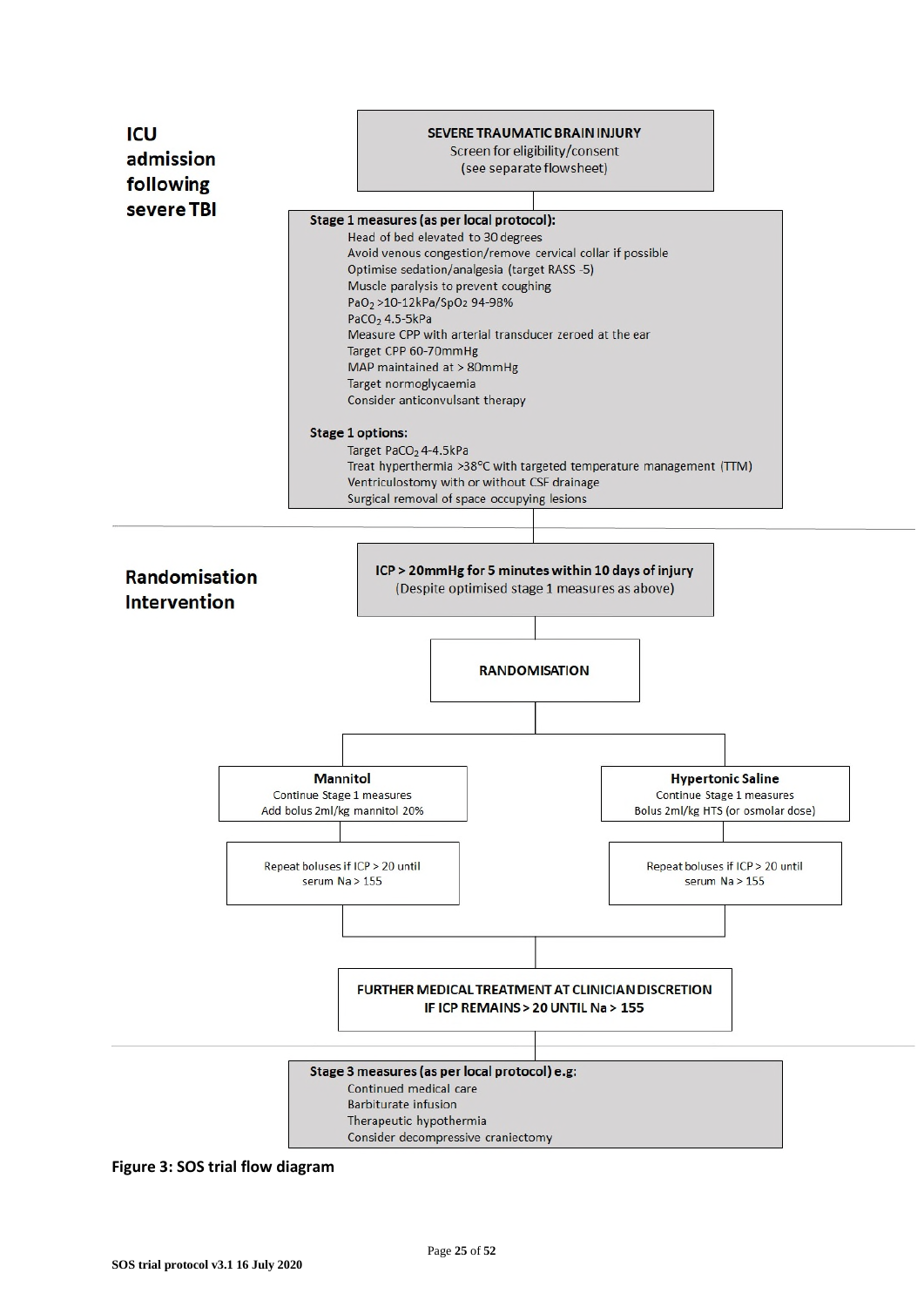**ICU admission following severe TBI**

**SEVERE TRAUMATIC BRAIN INJURY**
Screen for eligibility/consent
(see separate flowsheet)

**Stage 1 measures (as per local protocol):**

- Head of bed elevated to 30 degrees
- Avoid venous congestion/remove cervical collar if possible
- Optimise sedation/analgesia (target RASS -5)
- Muscle paralysis to prevent coughing
- $PaO_2$ >10-12kPa/$SpO_2$ 94-98%
- $PaCO_2$ 4.5-5kPa
- Measure CPP with arterial transducer zeroed at the ear
- Target CPP 60-70mmHg
- MAP maintained at > 80mmHg
- Target normoglycaemia
- Consider anticonvulsant therapy

**Stage 1 options:**

- Target $PaCO_2$ 4-4.5kPa
- Treat hyperthermia >38°C with targeted temperature management (TTM)
- Ventriculostomy with or without CSF drainage
- Surgical removal of space occupying lesions

---

**Randomisation Intervention**

**ICP > 20mmHg for 5 minutes within 10 days of injury**
(Despite optimised stage 1 measures as above)

**RANDOMISATION**

| **Mannitol** | **Hypertonic Saline** |
|---|---|
| Continue Stage 1 measures<br>Add bolus 2ml/kg mannitol 20% | Continue Stage 1 measures<br>Bolus 2ml/kg HTS (or osmolar dose) |
| Repeat boluses if ICP > 20 until serum Na > 155 | Repeat boluses if ICP > 20 until serum Na > 155 |

**FURTHER MEDICAL TREATMENT AT CLINICIAN DISCRETION IF ICP REMAINS > 20 UNTIL Na > 155**

---

**Stage 3 measures (as per local protocol) e.g:**

- Continued medical care
- Barbiturate infusion
- Therapeutic hypothermia
- Consider decompressive craniectomy

**Figure 3: SOS trial flow diagram**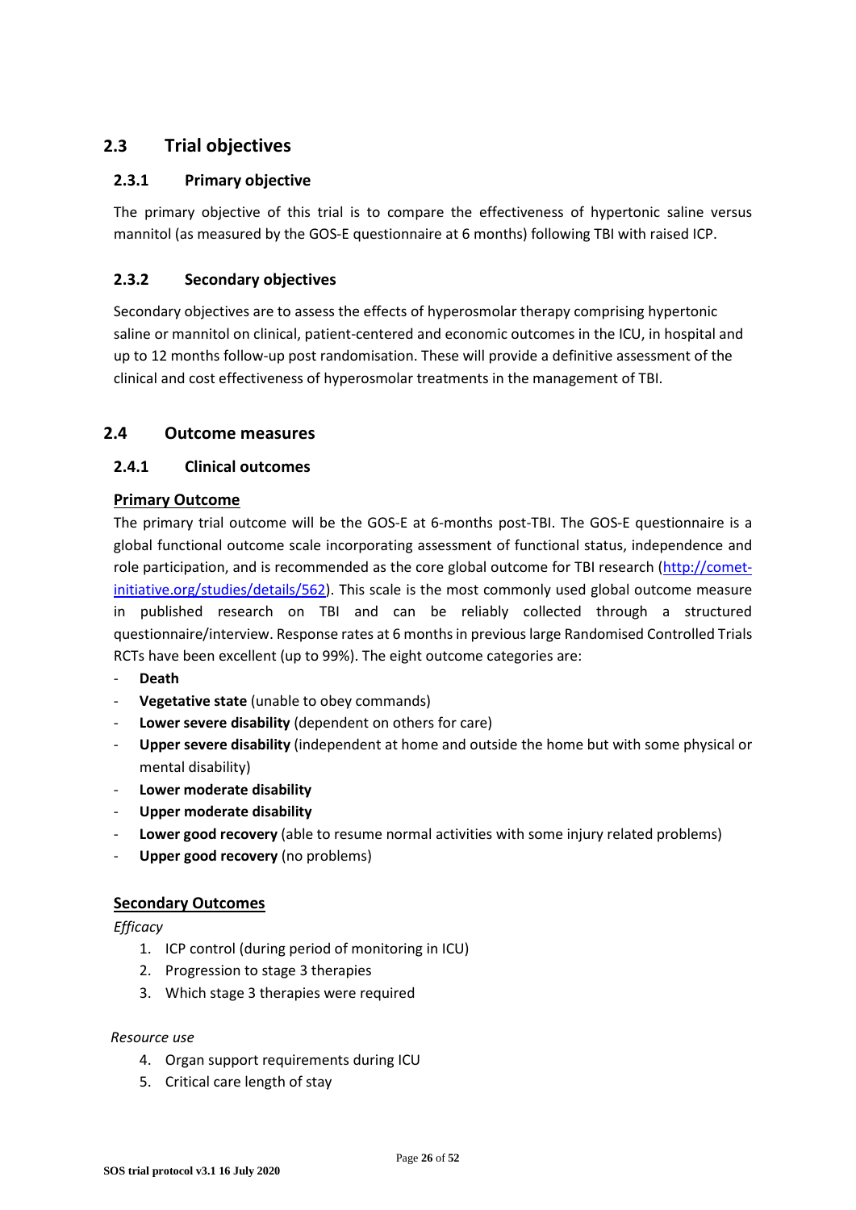## 2.3 Trial objectives

### 2.3.1 Primary objective

The primary objective of this trial is to compare the effectiveness of hypertonic saline versus mannitol (as measured by the GOS-E questionnaire at 6 months) following TBI with raised ICP.

### 2.3.2 Secondary objectives

Secondary objectives are to assess the effects of hyperosmolar therapy comprising hypertonic saline or mannitol on clinical, patient-centered and economic outcomes in the ICU, in hospital and up to 12 months follow-up post randomisation. These will provide a definitive assessment of the clinical and cost effectiveness of hyperosmolar treatments in the management of TBI.

## 2.4 Outcome measures

### 2.4.1 Clinical outcomes

**Primary Outcome**

The primary trial outcome will be the GOS-E at 6-months post-TBI. The GOS-E questionnaire is a global functional outcome scale incorporating assessment of functional status, independence and role participation, and is recommended as the core global outcome for TBI research (http://comet-initiative.org/studies/details/562). This scale is the most commonly used global outcome measure in published research on TBI and can be reliably collected through a structured questionnaire/interview. Response rates at 6 months in previous large Randomised Controlled Trials RCTs have been excellent (up to 99%). The eight outcome categories are:

- **Death**
- **Vegetative state** (unable to obey commands)
- **Lower severe disability** (dependent on others for care)
- **Upper severe disability** (independent at home and outside the home but with some physical or mental disability)
- **Lower moderate disability**
- **Upper moderate disability**
- **Lower good recovery** (able to resume normal activities with some injury related problems)
- **Upper good recovery** (no problems)

**Secondary Outcomes**

*Efficacy*

1. ICP control (during period of monitoring in ICU)
2. Progression to stage 3 therapies
3. Which stage 3 therapies were required

*Resource use*

4. Organ support requirements during ICU
5. Critical care length of stay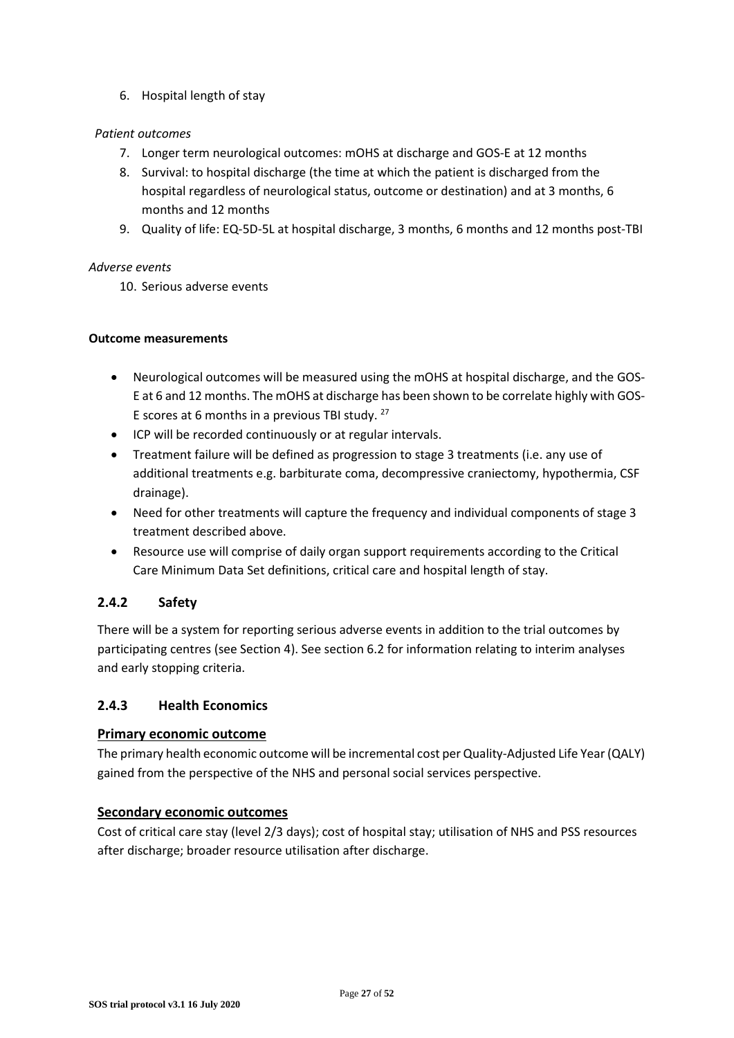6. Hospital length of stay

*Patient outcomes*

7. Longer term neurological outcomes: mOHS at discharge and GOS-E at 12 months
8. Survival: to hospital discharge (the time at which the patient is discharged from the hospital regardless of neurological status, outcome or destination) and at 3 months, 6 months and 12 months
9. Quality of life: EQ-5D-5L at hospital discharge, 3 months, 6 months and 12 months post-TBI

*Adverse events*

10. Serious adverse events

**Outcome measurements**

- Neurological outcomes will be measured using the mOHS at hospital discharge, and the GOS-E at 6 and 12 months. The mOHS at discharge has been shown to be correlate highly with GOS-E scores at 6 months in a previous TBI study. [27]
- ICP will be recorded continuously or at regular intervals.
- Treatment failure will be defined as progression to stage 3 treatments (i.e. any use of additional treatments e.g. barbiturate coma, decompressive craniectomy, hypothermia, CSF drainage).
- Need for other treatments will capture the frequency and individual components of stage 3 treatment described above.
- Resource use will comprise of daily organ support requirements according to the Critical Care Minimum Data Set definitions, critical care and hospital length of stay.

### 2.4.2 Safety

There will be a system for reporting serious adverse events in addition to the trial outcomes by participating centres (see Section 4). See section 6.2 for information relating to interim analyses and early stopping criteria.

### 2.4.3 Health Economics

**Primary economic outcome**

The primary health economic outcome will be incremental cost per Quality-Adjusted Life Year (QALY) gained from the perspective of the NHS and personal social services perspective.

**Secondary economic outcomes**

Cost of critical care stay (level 2/3 days); cost of hospital stay; utilisation of NHS and PSS resources after discharge; broader resource utilisation after discharge.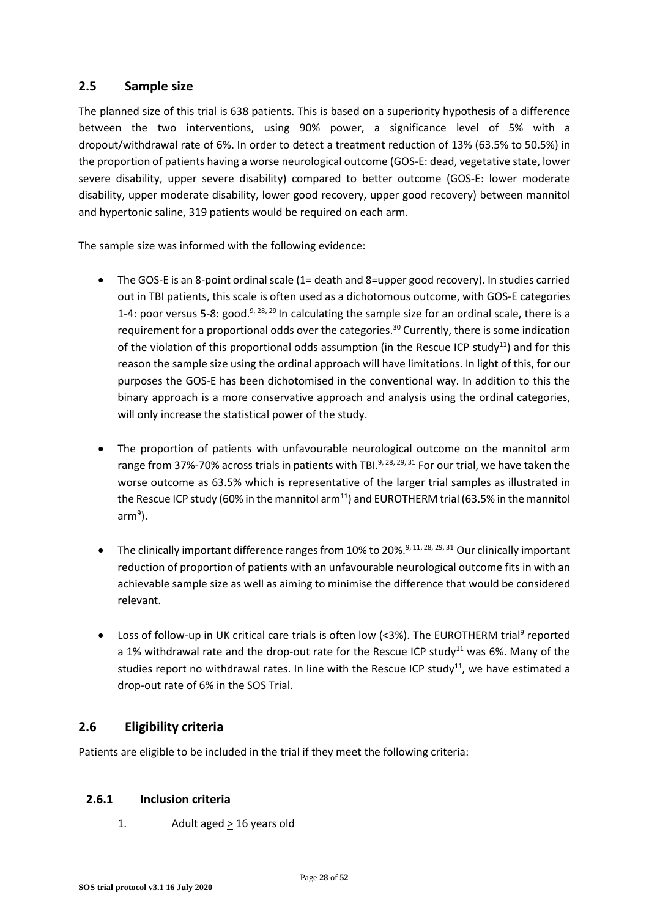## 2.5 Sample size

The planned size of this trial is 638 patients. This is based on a superiority hypothesis of a difference between the two interventions, using 90% power, a significance level of 5% with a dropout/withdrawal rate of 6%. In order to detect a treatment reduction of 13% (63.5% to 50.5%) in the proportion of patients having a worse neurological outcome (GOS-E: dead, vegetative state, lower severe disability, upper severe disability) compared to better outcome (GOS-E: lower moderate disability, upper moderate disability, lower good recovery, upper good recovery) between mannitol and hypertonic saline, 319 patients would be required on each arm.

The sample size was informed with the following evidence:

- The GOS-E is an 8-point ordinal scale (1= death and 8=upper good recovery). In studies carried out in TBI patients, this scale is often used as a dichotomous outcome, with GOS-E categories 1-4: poor versus 5-8: good.[9, 28, 29] In calculating the sample size for an ordinal scale, there is a requirement for a proportional odds over the categories.[30] Currently, there is some indication of the violation of this proportional odds assumption (in the Rescue ICP study[11]) and for this reason the sample size using the ordinal approach will have limitations. In light of this, for our purposes the GOS-E has been dichotomised in the conventional way. In addition to this the binary approach is a more conservative approach and analysis using the ordinal categories, will only increase the statistical power of the study.

- The proportion of patients with unfavourable neurological outcome on the mannitol arm range from 37%-70% across trials in patients with TBI.[9, 28, 29, 31] For our trial, we have taken the worse outcome as 63.5% which is representative of the larger trial samples as illustrated in the Rescue ICP study (60% in the mannitol arm[11]) and EUROTHERM trial (63.5% in the mannitol arm[9]).

- The clinically important difference ranges from 10% to 20%.[9, 11, 28, 29, 31] Our clinically important reduction of proportion of patients with an unfavourable neurological outcome fits in with an achievable sample size as well as aiming to minimise the difference that would be considered relevant.

- Loss of follow-up in UK critical care trials is often low (<3%). The EUROTHERM trial[9] reported a 1% withdrawal rate and the drop-out rate for the Rescue ICP study[11] was 6%. Many of the studies report no withdrawal rates. In line with the Rescue ICP study[11], we have estimated a drop-out rate of 6% in the SOS Trial.

## 2.6 Eligibility criteria

Patients are eligible to be included in the trial if they meet the following criteria:

### 2.6.1 Inclusion criteria

1. Adult aged $\geq$ 16 years old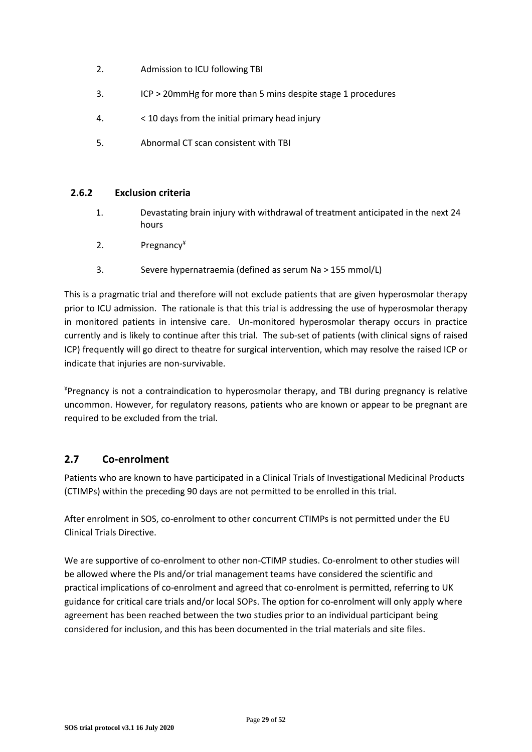2. Admission to ICU following TBI
3. ICP > 20mmHg for more than 5 mins despite stage 1 procedures
4. < 10 days from the initial primary head injury
5. Abnormal CT scan consistent with TBI

### 2.6.2 Exclusion criteria

1. Devastating brain injury with withdrawal of treatment anticipated in the next 24 hours
2. Pregnancy[¥]
3. Severe hypernatraemia (defined as serum Na > 155 mmol/L)

This is a pragmatic trial and therefore will not exclude patients that are given hyperosmolar therapy prior to ICU admission. The rationale is that this trial is addressing the use of hyperosmolar therapy in monitored patients in intensive care. Un-monitored hyperosmolar therapy occurs in practice currently and is likely to continue after this trial. The sub-set of patients (with clinical signs of raised ICP) frequently will go direct to theatre for surgical intervention, which may resolve the raised ICP or indicate that injuries are non-survivable.

[¥]Pregnancy is not a contraindication to hyperosmolar therapy, and TBI during pregnancy is relative uncommon. However, for regulatory reasons, patients who are known or appear to be pregnant are required to be excluded from the trial.

## 2.7 Co-enrolment

Patients who are known to have participated in a Clinical Trials of Investigational Medicinal Products (CTIMPs) within the preceding 90 days are not permitted to be enrolled in this trial.

After enrolment in SOS, co-enrolment to other concurrent CTIMPs is not permitted under the EU Clinical Trials Directive.

We are supportive of co-enrolment to other non-CTIMP studies. Co-enrolment to other studies will be allowed where the PIs and/or trial management teams have considered the scientific and practical implications of co-enrolment and agreed that co-enrolment is permitted, referring to UK guidance for critical care trials and/or local SOPs. The option for co-enrolment will only apply where agreement has been reached between the two studies prior to an individual participant being considered for inclusion, and this has been documented in the trial materials and site files.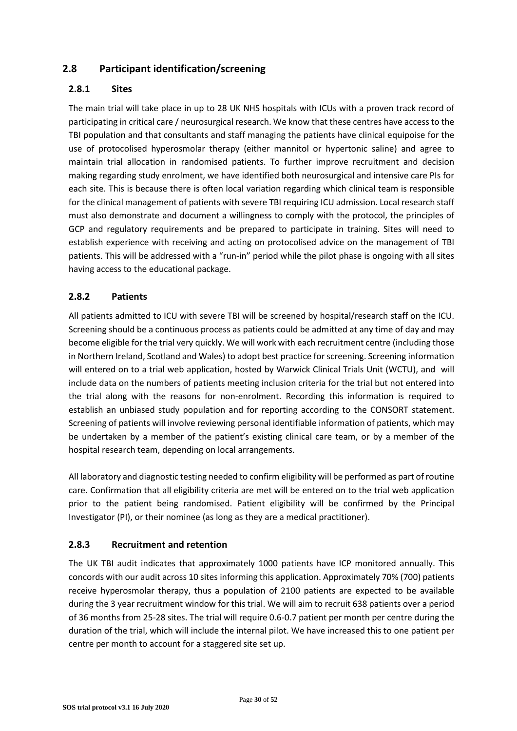## 2.8 Participant identification/screening

### 2.8.1 Sites

The main trial will take place in up to 28 UK NHS hospitals with ICUs with a proven track record of participating in critical care / neurosurgical research. We know that these centres have access to the TBI population and that consultants and staff managing the patients have clinical equipoise for the use of protocolised hyperosmolar therapy (either mannitol or hypertonic saline) and agree to maintain trial allocation in randomised patients. To further improve recruitment and decision making regarding study enrolment, we have identified both neurosurgical and intensive care PIs for each site. This is because there is often local variation regarding which clinical team is responsible for the clinical management of patients with severe TBI requiring ICU admission. Local research staff must also demonstrate and document a willingness to comply with the protocol, the principles of GCP and regulatory requirements and be prepared to participate in training. Sites will need to establish experience with receiving and acting on protocolised advice on the management of TBI patients. This will be addressed with a "run-in" period while the pilot phase is ongoing with all sites having access to the educational package.

### 2.8.2 Patients

All patients admitted to ICU with severe TBI will be screened by hospital/research staff on the ICU. Screening should be a continuous process as patients could be admitted at any time of day and may become eligible for the trial very quickly. We will work with each recruitment centre (including those in Northern Ireland, Scotland and Wales) to adopt best practice for screening. Screening information will entered on to a trial web application, hosted by Warwick Clinical Trials Unit (WCTU), and will include data on the numbers of patients meeting inclusion criteria for the trial but not entered into the trial along with the reasons for non-enrolment. Recording this information is required to establish an unbiased study population and for reporting according to the CONSORT statement. Screening of patients will involve reviewing personal identifiable information of patients, which may be undertaken by a member of the patient's existing clinical care team, or by a member of the hospital research team, depending on local arrangements.

All laboratory and diagnostic testing needed to confirm eligibility will be performed as part of routine care. Confirmation that all eligibility criteria are met will be entered on to the trial web application prior to the patient being randomised. Patient eligibility will be confirmed by the Principal Investigator (PI), or their nominee (as long as they are a medical practitioner).

### 2.8.3 Recruitment and retention

The UK TBI audit indicates that approximately 1000 patients have ICP monitored annually. This concords with our audit across 10 sites informing this application. Approximately 70% (700) patients receive hyperosmolar therapy, thus a population of 2100 patients are expected to be available during the 3 year recruitment window for this trial. We will aim to recruit 638 patients over a period of 36 months from 25-28 sites. The trial will require 0.6-0.7 patient per month per centre during the duration of the trial, which will include the internal pilot. We have increased this to one patient per centre per month to account for a staggered site set up.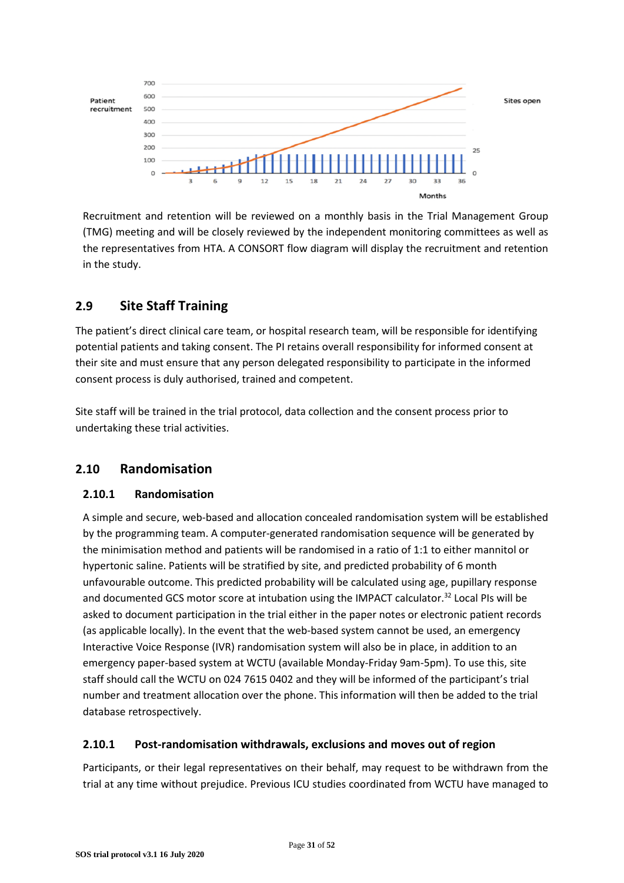Recruitment and retention will be reviewed on a monthly basis in the Trial Management Group (TMG) meeting and will be closely reviewed by the independent monitoring committees as well as the representatives from HTA. A CONSORT flow diagram will display the recruitment and retention in the study.

## 2.9 Site Staff Training

The patient's direct clinical care team, or hospital research team, will be responsible for identifying potential patients and taking consent. The PI retains overall responsibility for informed consent at their site and must ensure that any person delegated responsibility to participate in the informed consent process is duly authorised, trained and competent.

Site staff will be trained in the trial protocol, data collection and the consent process prior to undertaking these trial activities.

## 2.10 Randomisation

### 2.10.1 Randomisation

A simple and secure, web-based and allocation concealed randomisation system will be established by the programming team. A computer-generated randomisation sequence will be generated by the minimisation method and patients will be randomised in a ratio of 1:1 to either mannitol or hypertonic saline. Patients will be stratified by site, and predicted probability of 6 month unfavourable outcome. This predicted probability will be calculated using age, pupillary response and documented GCS motor score at intubation using the IMPACT calculator.[32] Local PIs will be asked to document participation in the trial either in the paper notes or electronic patient records (as applicable locally). In the event that the web-based system cannot be used, an emergency Interactive Voice Response (IVR) randomisation system will also be in place, in addition to an emergency paper-based system at WCTU (available Monday-Friday 9am-5pm). To use this, site staff should call the WCTU on 024 7615 0402 and they will be informed of the participant's trial number and treatment allocation over the phone. This information will then be added to the trial database retrospectively.

### 2.10.1 Post-randomisation withdrawals, exclusions and moves out of region

Participants, or their legal representatives on their behalf, may request to be withdrawn from the trial at any time without prejudice. Previous ICU studies coordinated from WCTU have managed to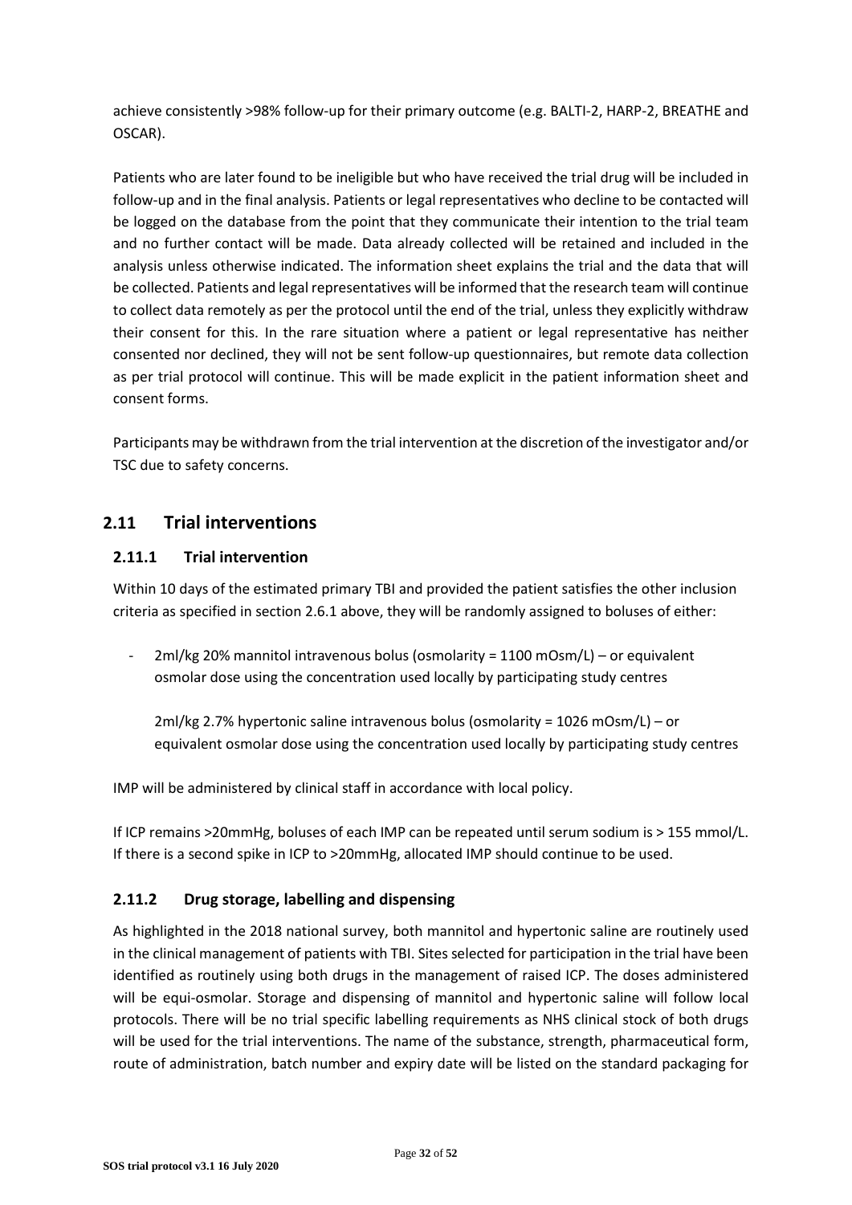achieve consistently >98% follow-up for their primary outcome (e.g. BALTI-2, HARP-2, BREATHE and OSCAR).

Patients who are later found to be ineligible but who have received the trial drug will be included in follow-up and in the final analysis. Patients or legal representatives who decline to be contacted will be logged on the database from the point that they communicate their intention to the trial team and no further contact will be made. Data already collected will be retained and included in the analysis unless otherwise indicated. The information sheet explains the trial and the data that will be collected. Patients and legal representatives will be informed that the research team will continue to collect data remotely as per the protocol until the end of the trial, unless they explicitly withdraw their consent for this. In the rare situation where a patient or legal representative has neither consented nor declined, they will not be sent follow-up questionnaires, but remote data collection as per trial protocol will continue. This will be made explicit in the patient information sheet and consent forms.

Participants may be withdrawn from the trial intervention at the discretion of the investigator and/or TSC due to safety concerns.

## 2.11 Trial interventions

### 2.11.1 Trial intervention

Within 10 days of the estimated primary TBI and provided the patient satisfies the other inclusion criteria as specified in section 2.6.1 above, they will be randomly assigned to boluses of either:

- 2ml/kg 20% mannitol intravenous bolus (osmolarity = 1100 mOsm/L) – or equivalent osmolar dose using the concentration used locally by participating study centres

  2ml/kg 2.7% hypertonic saline intravenous bolus (osmolarity = 1026 mOsm/L) – or equivalent osmolar dose using the concentration used locally by participating study centres

IMP will be administered by clinical staff in accordance with local policy.

If ICP remains >20mmHg, boluses of each IMP can be repeated until serum sodium is > 155 mmol/L. If there is a second spike in ICP to >20mmHg, allocated IMP should continue to be used.

### 2.11.2 Drug storage, labelling and dispensing

As highlighted in the 2018 national survey, both mannitol and hypertonic saline are routinely used in the clinical management of patients with TBI. Sites selected for participation in the trial have been identified as routinely using both drugs in the management of raised ICP. The doses administered will be equi-osmolar. Storage and dispensing of mannitol and hypertonic saline will follow local protocols. There will be no trial specific labelling requirements as NHS clinical stock of both drugs will be used for the trial interventions. The name of the substance, strength, pharmaceutical form, route of administration, batch number and expiry date will be listed on the standard packaging for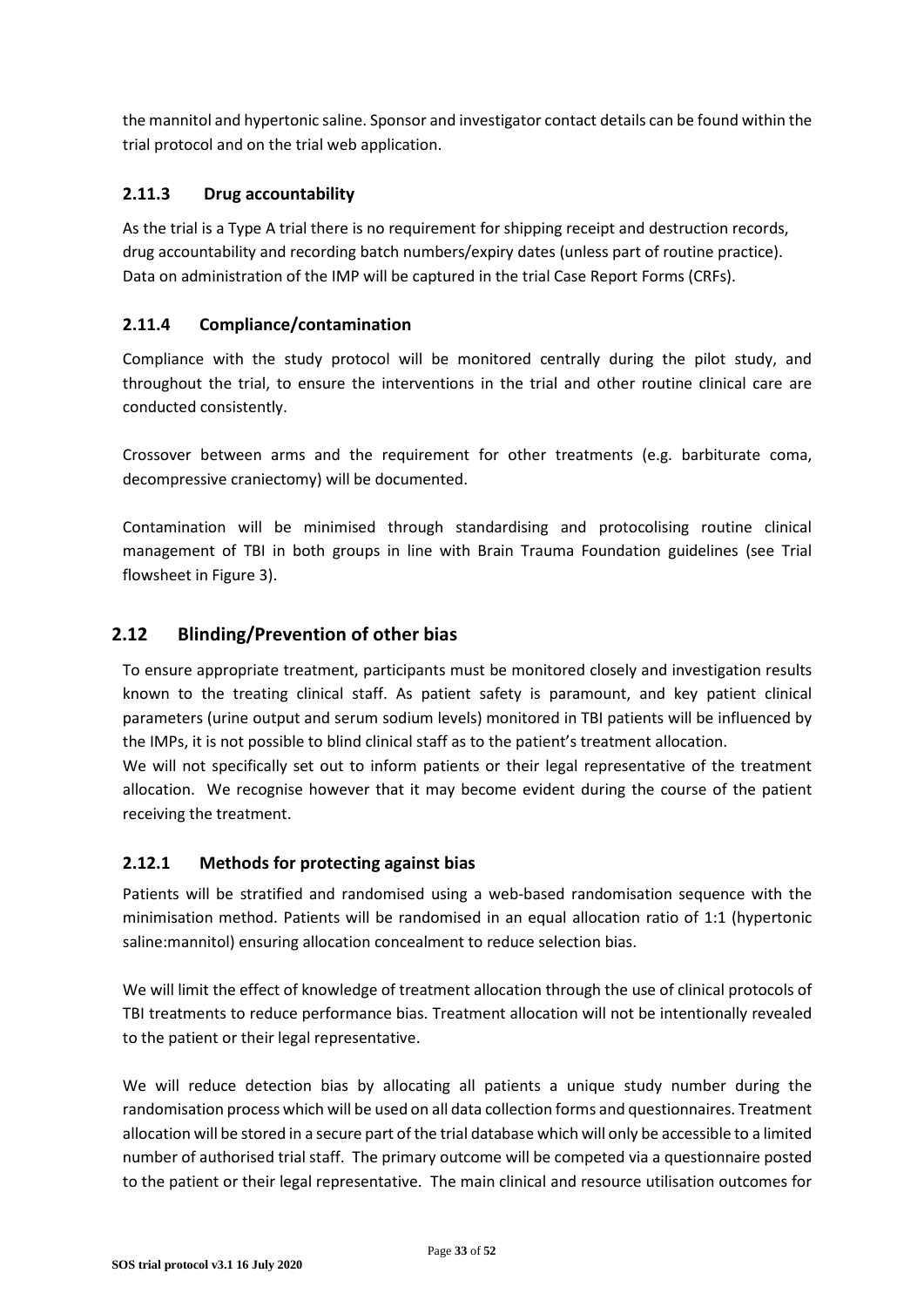the mannitol and hypertonic saline. Sponsor and investigator contact details can be found within the trial protocol and on the trial web application.

### 2.11.3 Drug accountability

As the trial is a Type A trial there is no requirement for shipping receipt and destruction records, drug accountability and recording batch numbers/expiry dates (unless part of routine practice). Data on administration of the IMP will be captured in the trial Case Report Forms (CRFs).

### 2.11.4 Compliance/contamination

Compliance with the study protocol will be monitored centrally during the pilot study, and throughout the trial, to ensure the interventions in the trial and other routine clinical care are conducted consistently.

Crossover between arms and the requirement for other treatments (e.g. barbiturate coma, decompressive craniectomy) will be documented.

Contamination will be minimised through standardising and protocolising routine clinical management of TBI in both groups in line with Brain Trauma Foundation guidelines (see Trial flowsheet in Figure 3).

## 2.12 Blinding/Prevention of other bias

To ensure appropriate treatment, participants must be monitored closely and investigation results known to the treating clinical staff. As patient safety is paramount, and key patient clinical parameters (urine output and serum sodium levels) monitored in TBI patients will be influenced by the IMPs, it is not possible to blind clinical staff as to the patient's treatment allocation.

We will not specifically set out to inform patients or their legal representative of the treatment allocation. We recognise however that it may become evident during the course of the patient receiving the treatment.

### 2.12.1 Methods for protecting against bias

Patients will be stratified and randomised using a web-based randomisation sequence with the minimisation method. Patients will be randomised in an equal allocation ratio of 1:1 (hypertonic saline:mannitol) ensuring allocation concealment to reduce selection bias.

We will limit the effect of knowledge of treatment allocation through the use of clinical protocols of TBI treatments to reduce performance bias. Treatment allocation will not be intentionally revealed to the patient or their legal representative.

We will reduce detection bias by allocating all patients a unique study number during the randomisation process which will be used on all data collection forms and questionnaires. Treatment allocation will be stored in a secure part of the trial database which will only be accessible to a limited number of authorised trial staff. The primary outcome will be competed via a questionnaire posted to the patient or their legal representative. The main clinical and resource utilisation outcomes for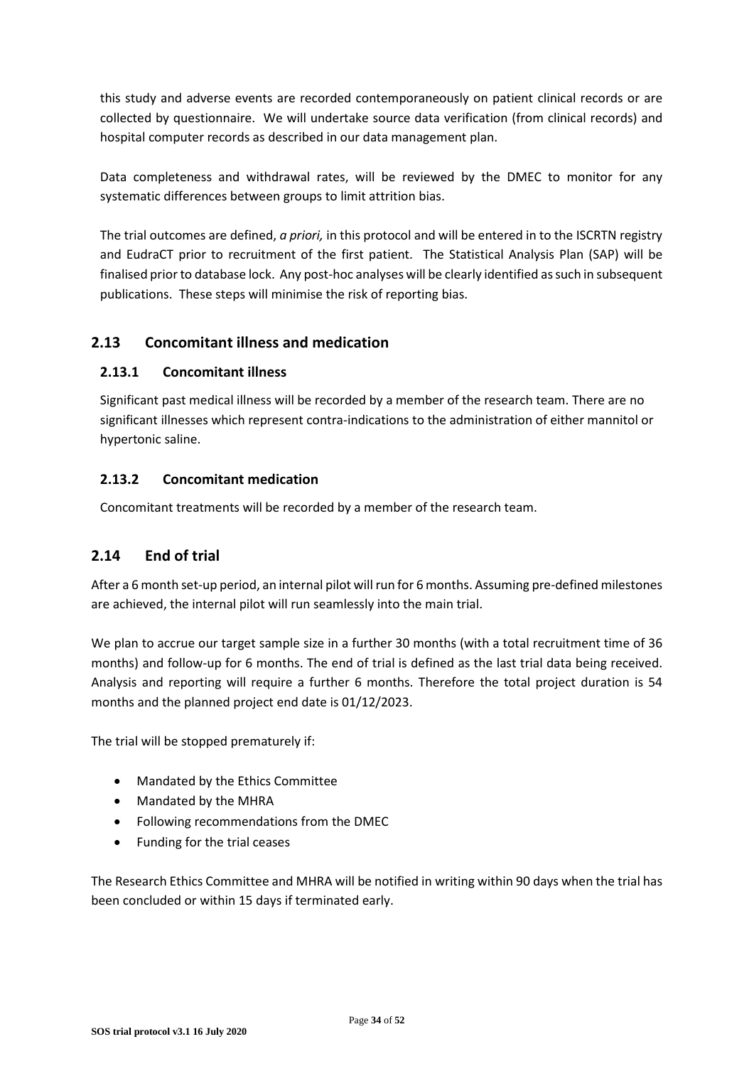this study and adverse events are recorded contemporaneously on patient clinical records or are collected by questionnaire. We will undertake source data verification (from clinical records) and hospital computer records as described in our data management plan.

Data completeness and withdrawal rates, will be reviewed by the DMEC to monitor for any systematic differences between groups to limit attrition bias.

The trial outcomes are defined, *a priori,* in this protocol and will be entered in to the ISCRTN registry and EudraCT prior to recruitment of the first patient. The Statistical Analysis Plan (SAP) will be finalised prior to database lock. Any post-hoc analyses will be clearly identified as such in subsequent publications. These steps will minimise the risk of reporting bias.

## 2.13 Concomitant illness and medication

### 2.13.1 Concomitant illness

Significant past medical illness will be recorded by a member of the research team. There are no significant illnesses which represent contra-indications to the administration of either mannitol or hypertonic saline.

### 2.13.2 Concomitant medication

Concomitant treatments will be recorded by a member of the research team.

## 2.14 End of trial

After a 6 month set-up period, an internal pilot will run for 6 months. Assuming pre-defined milestones are achieved, the internal pilot will run seamlessly into the main trial.

We plan to accrue our target sample size in a further 30 months (with a total recruitment time of 36 months) and follow-up for 6 months. The end of trial is defined as the last trial data being received. Analysis and reporting will require a further 6 months. Therefore the total project duration is 54 months and the planned project end date is 01/12/2023.

The trial will be stopped prematurely if:

- Mandated by the Ethics Committee
- Mandated by the MHRA
- Following recommendations from the DMEC
- Funding for the trial ceases

The Research Ethics Committee and MHRA will be notified in writing within 90 days when the trial has been concluded or within 15 days if terminated early.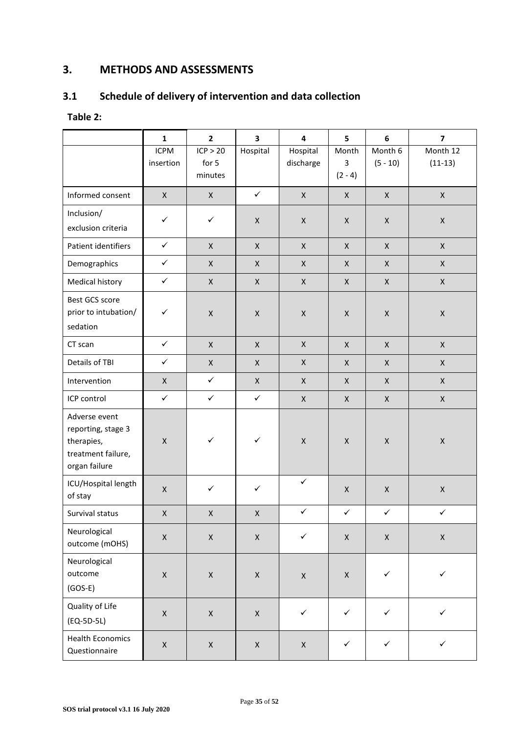# 3. METHODS AND ASSESSMENTS

## 3.1 Schedule of delivery of intervention and data collection

**Table 2:**

| | 1 | 2 | 3 | 4 | 5 | 6 | 7 |
|---|---|---|---|---|---|---|---|
| | ICPM insertion | ICP > 20 for 5 minutes | Hospital | Hospital discharge | Month 3 (2 - 4) | Month 6 (5 - 10) | Month 12 (11-13) |
| Informed consent | X | X | ✓ | X | X | X | X |
| Inclusion/ exclusion criteria | ✓ | ✓ | X | X | X | X | X |
| Patient identifiers | ✓ | X | X | X | X | X | X |
| Demographics | ✓ | X | X | X | X | X | X |
| Medical history | ✓ | X | X | X | X | X | X |
| Best GCS score prior to intubation/ sedation | ✓ | X | X | X | X | X | X |
| CT scan | ✓ | X | X | X | X | X | X |
| Details of TBI | ✓ | X | X | X | X | X | X |
| Intervention | X | ✓ | X | X | X | X | X |
| ICP control | ✓ | ✓ | ✓ | X | X | X | X |
| Adverse event reporting, stage 3 therapies, treatment failure, organ failure | X | ✓ | ✓ | X | X | X | X |
| ICU/Hospital length of stay | X | ✓ | ✓ | ✓ | X | X | X |
| Survival status | X | X | X | ✓ | ✓ | ✓ | ✓ |
| Neurological outcome (mOHS) | X | X | X | ✓ | X | X | X |
| Neurological outcome (GOS-E) | X | X | X | X | X | ✓ | ✓ |
| Quality of Life (EQ-5D-5L) | X | X | X | ✓ | ✓ | ✓ | ✓ |
| Health Economics Questionnaire | X | X | X | X | ✓ | ✓ | ✓ |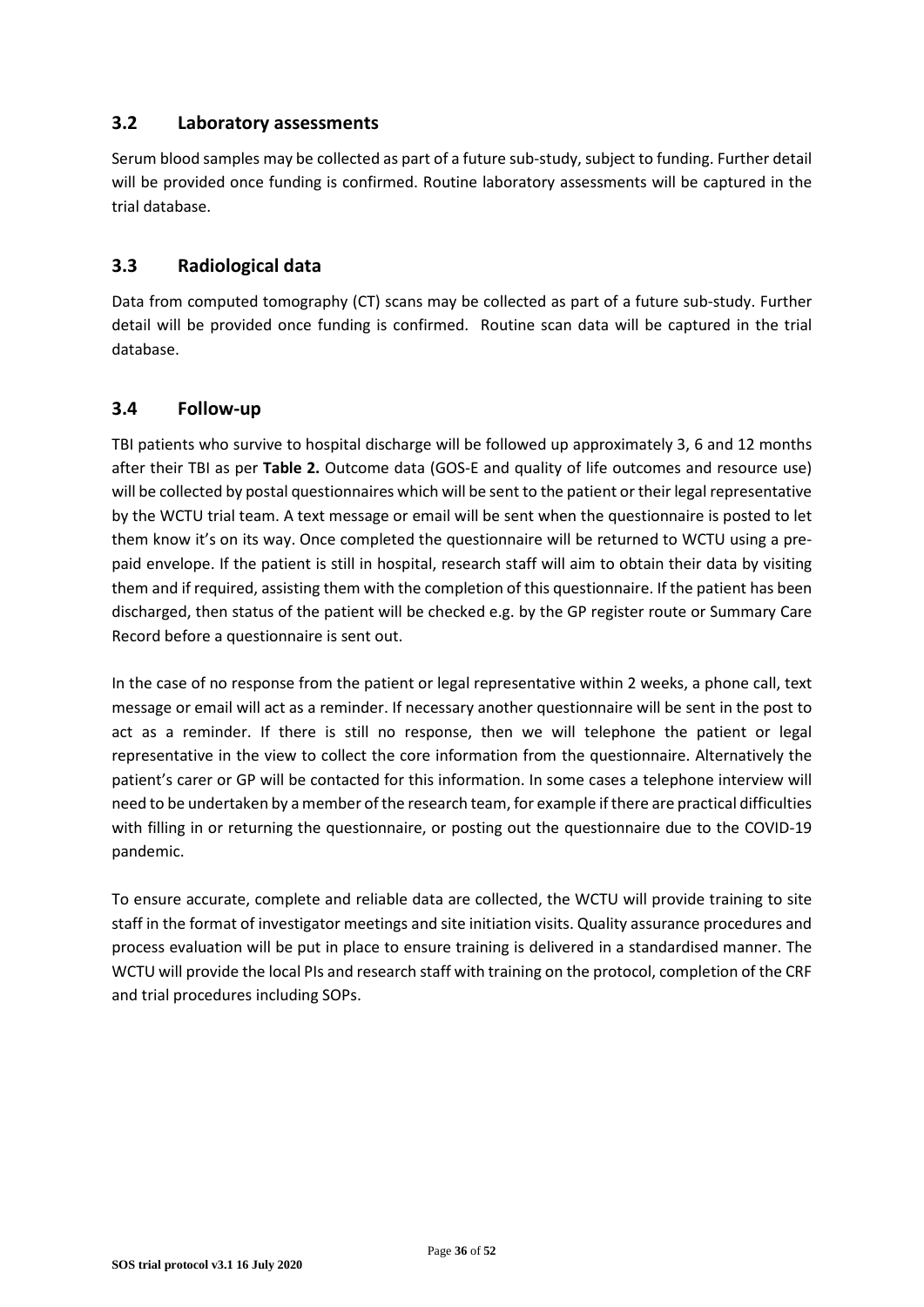## 3.2 Laboratory assessments

Serum blood samples may be collected as part of a future sub-study, subject to funding. Further detail will be provided once funding is confirmed. Routine laboratory assessments will be captured in the trial database.

## 3.3 Radiological data

Data from computed tomography (CT) scans may be collected as part of a future sub-study. Further detail will be provided once funding is confirmed. Routine scan data will be captured in the trial database.

## 3.4 Follow-up

TBI patients who survive to hospital discharge will be followed up approximately 3, 6 and 12 months after their TBI as per **Table 2.** Outcome data (GOS-E and quality of life outcomes and resource use) will be collected by postal questionnaires which will be sent to the patient or their legal representative by the WCTU trial team. A text message or email will be sent when the questionnaire is posted to let them know it's on its way. Once completed the questionnaire will be returned to WCTU using a pre-paid envelope. If the patient is still in hospital, research staff will aim to obtain their data by visiting them and if required, assisting them with the completion of this questionnaire. If the patient has been discharged, then status of the patient will be checked e.g. by the GP register route or Summary Care Record before a questionnaire is sent out.

In the case of no response from the patient or legal representative within 2 weeks, a phone call, text message or email will act as a reminder. If necessary another questionnaire will be sent in the post to act as a reminder. If there is still no response, then we will telephone the patient or legal representative in the view to collect the core information from the questionnaire. Alternatively the patient's carer or GP will be contacted for this information. In some cases a telephone interview will need to be undertaken by a member of the research team, for example if there are practical difficulties with filling in or returning the questionnaire, or posting out the questionnaire due to the COVID-19 pandemic.

To ensure accurate, complete and reliable data are collected, the WCTU will provide training to site staff in the format of investigator meetings and site initiation visits. Quality assurance procedures and process evaluation will be put in place to ensure training is delivered in a standardised manner. The WCTU will provide the local PIs and research staff with training on the protocol, completion of the CRF and trial procedures including SOPs.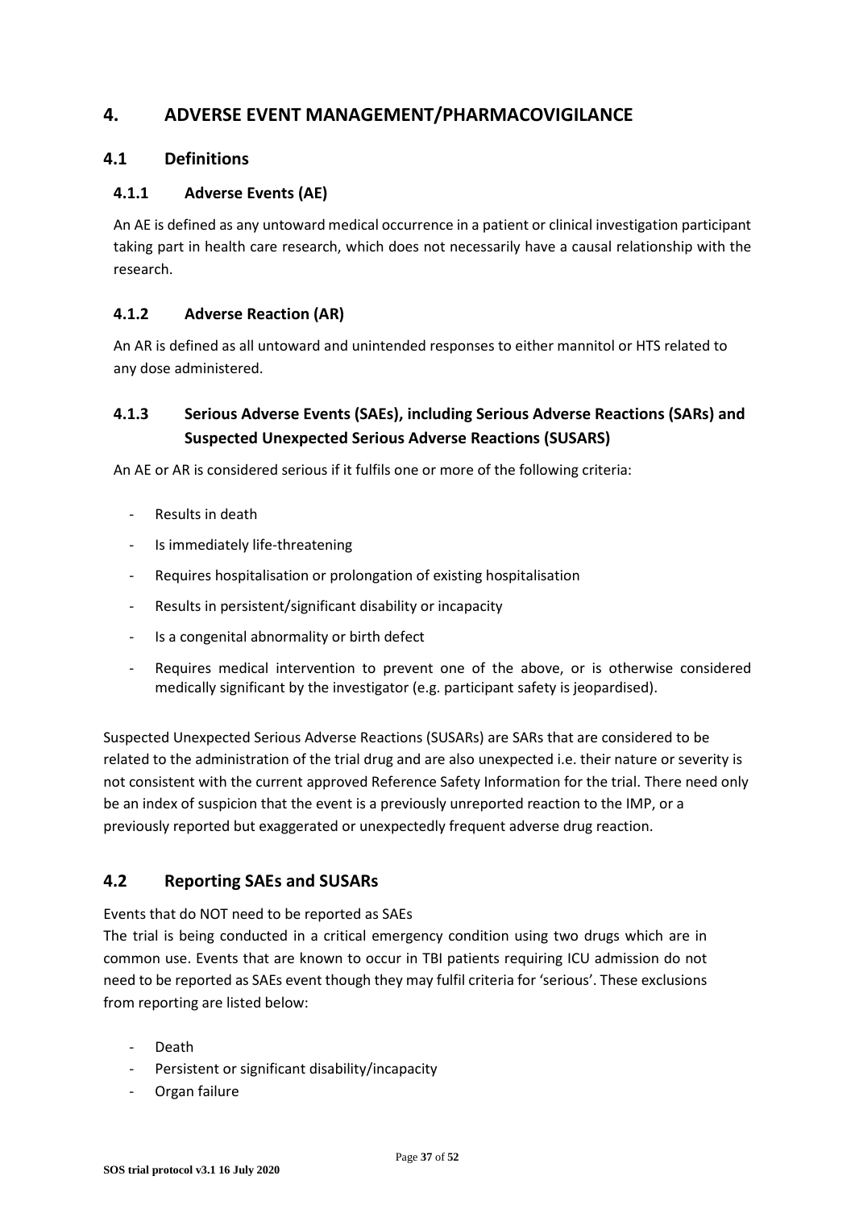# 4. ADVERSE EVENT MANAGEMENT/PHARMACOVIGILANCE

## 4.1 Definitions

### 4.1.1 Adverse Events (AE)

An AE is defined as any untoward medical occurrence in a patient or clinical investigation participant taking part in health care research, which does not necessarily have a causal relationship with the research.

### 4.1.2 Adverse Reaction (AR)

An AR is defined as all untoward and unintended responses to either mannitol or HTS related to any dose administered.

### 4.1.3 Serious Adverse Events (SAEs), including Serious Adverse Reactions (SARs) and Suspected Unexpected Serious Adverse Reactions (SUSARS)

An AE or AR is considered serious if it fulfils one or more of the following criteria:

- Results in death
- Is immediately life-threatening
- Requires hospitalisation or prolongation of existing hospitalisation
- Results in persistent/significant disability or incapacity
- Is a congenital abnormality or birth defect
- Requires medical intervention to prevent one of the above, or is otherwise considered medically significant by the investigator (e.g. participant safety is jeopardised).

Suspected Unexpected Serious Adverse Reactions (SUSARs) are SARs that are considered to be related to the administration of the trial drug and are also unexpected i.e. their nature or severity is not consistent with the current approved Reference Safety Information for the trial. There need only be an index of suspicion that the event is a previously unreported reaction to the IMP, or a previously reported but exaggerated or unexpectedly frequent adverse drug reaction.

## 4.2 Reporting SAEs and SUSARs

Events that do NOT need to be reported as SAEs

The trial is being conducted in a critical emergency condition using two drugs which are in common use. Events that are known to occur in TBI patients requiring ICU admission do not need to be reported as SAEs event though they may fulfil criteria for 'serious'. These exclusions from reporting are listed below:

- Death
- Persistent or significant disability/incapacity
- Organ failure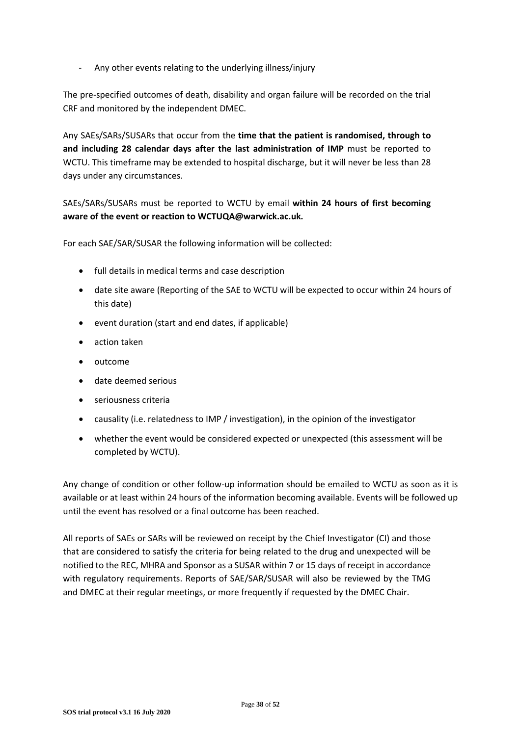- Any other events relating to the underlying illness/injury

The pre-specified outcomes of death, disability and organ failure will be recorded on the trial CRF and monitored by the independent DMEC.

Any SAEs/SARs/SUSARs that occur from the **time that the patient is randomised, through to and including 28 calendar days after the last administration of IMP** must be reported to WCTU. This timeframe may be extended to hospital discharge, but it will never be less than 28 days under any circumstances.

SAEs/SARs/SUSARs must be reported to WCTU by email **within 24 hours of first becoming aware of the event or reaction to WCTUQA@warwick.ac.uk.**

For each SAE/SAR/SUSAR the following information will be collected:

- full details in medical terms and case description
- date site aware (Reporting of the SAE to WCTU will be expected to occur within 24 hours of this date)
- event duration (start and end dates, if applicable)
- action taken
- outcome
- date deemed serious
- seriousness criteria
- causality (i.e. relatedness to IMP / investigation), in the opinion of the investigator
- whether the event would be considered expected or unexpected (this assessment will be completed by WCTU).

Any change of condition or other follow-up information should be emailed to WCTU as soon as it is available or at least within 24 hours of the information becoming available. Events will be followed up until the event has resolved or a final outcome has been reached.

All reports of SAEs or SARs will be reviewed on receipt by the Chief Investigator (CI) and those that are considered to satisfy the criteria for being related to the drug and unexpected will be notified to the REC, MHRA and Sponsor as a SUSAR within 7 or 15 days of receipt in accordance with regulatory requirements. Reports of SAE/SAR/SUSAR will also be reviewed by the TMG and DMEC at their regular meetings, or more frequently if requested by the DMEC Chair.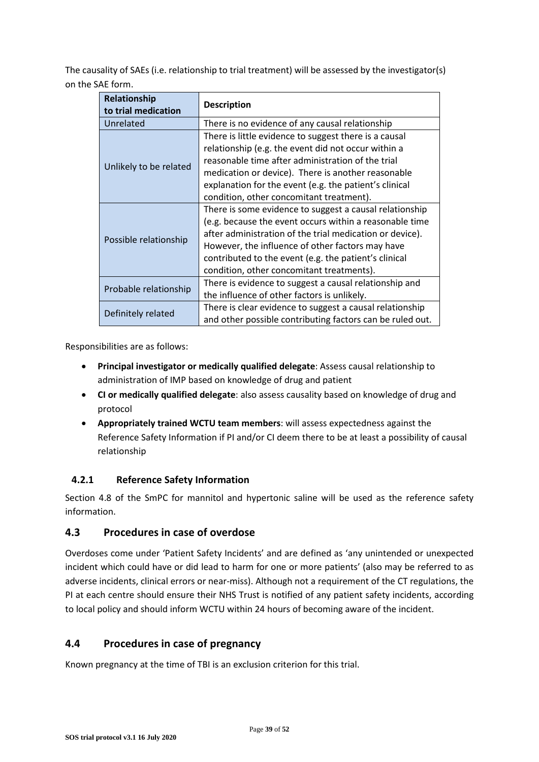The causality of SAEs (i.e. relationship to trial treatment) will be assessed by the investigator(s) on the SAE form.

| Relationship to trial medication | Description |
|---|---|
| Unrelated | There is no evidence of any causal relationship |
| Unlikely to be related | There is little evidence to suggest there is a causal relationship (e.g. the event did not occur within a reasonable time after administration of the trial medication or device). There is another reasonable explanation for the event (e.g. the patient's clinical condition, other concomitant treatment). |
| Possible relationship | There is some evidence to suggest a causal relationship (e.g. because the event occurs within a reasonable time after administration of the trial medication or device). However, the influence of other factors may have contributed to the event (e.g. the patient's clinical condition, other concomitant treatments). |
| Probable relationship | There is evidence to suggest a causal relationship and the influence of other factors is unlikely. |
| Definitely related | There is clear evidence to suggest a causal relationship and other possible contributing factors can be ruled out. |

Responsibilities are as follows:

- **Principal investigator or medically qualified delegate**: Assess causal relationship to administration of IMP based on knowledge of drug and patient
- **CI or medically qualified delegate**: also assess causality based on knowledge of drug and protocol
- **Appropriately trained WCTU team members**: will assess expectedness against the Reference Safety Information if PI and/or CI deem there to be at least a possibility of causal relationship

### 4.2.1 Reference Safety Information

Section 4.8 of the SmPC for mannitol and hypertonic saline will be used as the reference safety information.

## 4.3 Procedures in case of overdose

Overdoses come under 'Patient Safety Incidents' and are defined as 'any unintended or unexpected incident which could have or did lead to harm for one or more patients' (also may be referred to as adverse incidents, clinical errors or near-miss). Although not a requirement of the CT regulations, the PI at each centre should ensure their NHS Trust is notified of any patient safety incidents, according to local policy and should inform WCTU within 24 hours of becoming aware of the incident.

## 4.4 Procedures in case of pregnancy

Known pregnancy at the time of TBI is an exclusion criterion for this trial.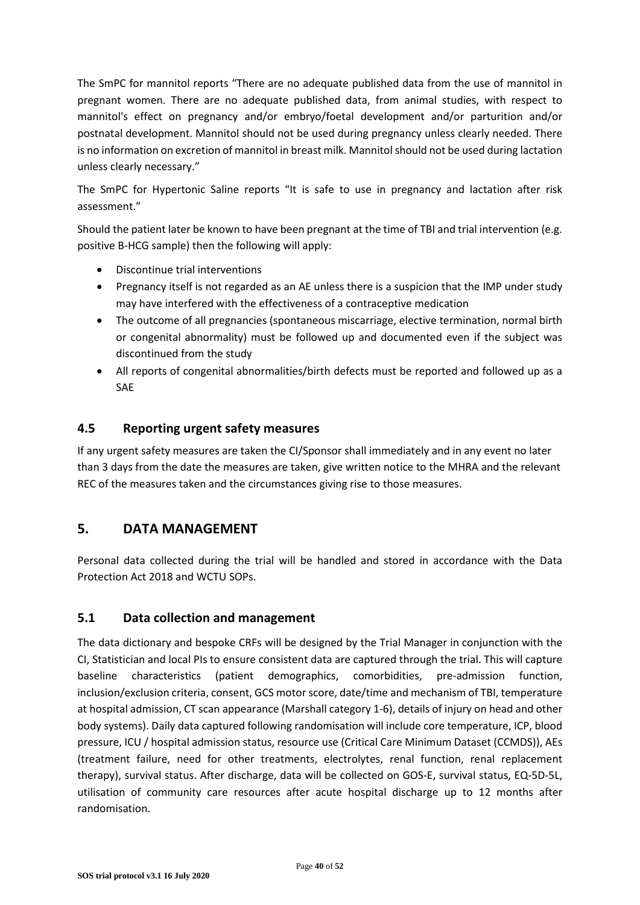The SmPC for mannitol reports "There are no adequate published data from the use of mannitol in pregnant women. There are no adequate published data, from animal studies, with respect to mannitol's effect on pregnancy and/or embryo/foetal development and/or parturition and/or postnatal development. Mannitol should not be used during pregnancy unless clearly needed. There is no information on excretion of mannitol in breast milk. Mannitol should not be used during lactation unless clearly necessary."

The SmPC for Hypertonic Saline reports "It is safe to use in pregnancy and lactation after risk assessment."

Should the patient later be known to have been pregnant at the time of TBI and trial intervention (e.g. positive B-HCG sample) then the following will apply:

- Discontinue trial interventions
- Pregnancy itself is not regarded as an AE unless there is a suspicion that the IMP under study may have interfered with the effectiveness of a contraceptive medication
- The outcome of all pregnancies (spontaneous miscarriage, elective termination, normal birth or congenital abnormality) must be followed up and documented even if the subject was discontinued from the study
- All reports of congenital abnormalities/birth defects must be reported and followed up as a SAE

### 4.5 Reporting urgent safety measures

If any urgent safety measures are taken the CI/Sponsor shall immediately and in any event no later than 3 days from the date the measures are taken, give written notice to the MHRA and the relevant REC of the measures taken and the circumstances giving rise to those measures.

## 5. DATA MANAGEMENT

Personal data collected during the trial will be handled and stored in accordance with the Data Protection Act 2018 and WCTU SOPs.

### 5.1 Data collection and management

The data dictionary and bespoke CRFs will be designed by the Trial Manager in conjunction with the CI, Statistician and local PIs to ensure consistent data are captured through the trial. This will capture baseline characteristics (patient demographics, comorbidities, pre-admission function, inclusion/exclusion criteria, consent, GCS motor score, date/time and mechanism of TBI, temperature at hospital admission, CT scan appearance (Marshall category 1-6), details of injury on head and other body systems). Daily data captured following randomisation will include core temperature, ICP, blood pressure, ICU / hospital admission status, resource use (Critical Care Minimum Dataset (CCMDS)), AEs (treatment failure, need for other treatments, electrolytes, renal function, renal replacement therapy), survival status. After discharge, data will be collected on GOS-E, survival status, EQ-5D-5L, utilisation of community care resources after acute hospital discharge up to 12 months after randomisation.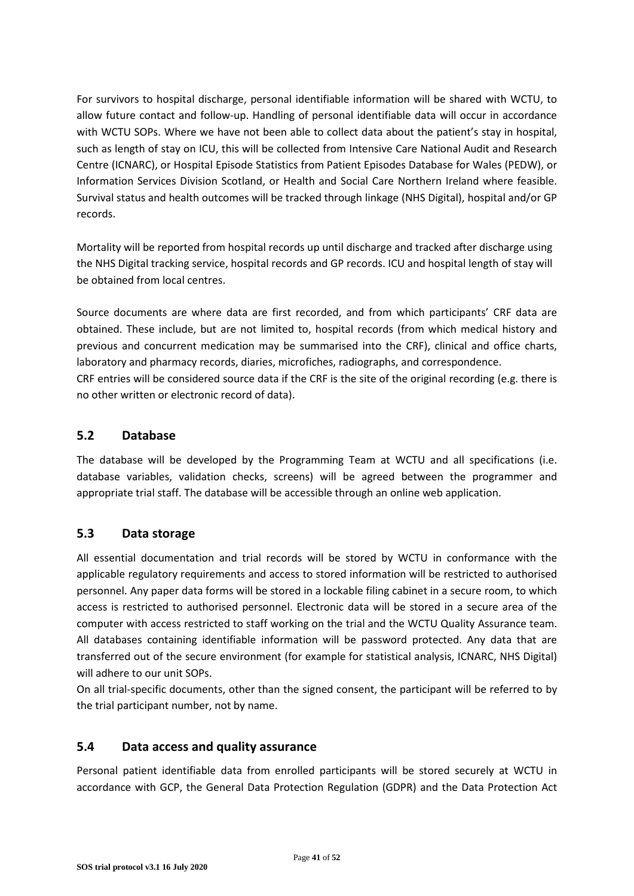For survivors to hospital discharge, personal identifiable information will be shared with WCTU, to allow future contact and follow-up. Handling of personal identifiable data will occur in accordance with WCTU SOPs. Where we have not been able to collect data about the patient's stay in hospital, such as length of stay on ICU, this will be collected from Intensive Care National Audit and Research Centre (ICNARC), or Hospital Episode Statistics from Patient Episodes Database for Wales (PEDW), or Information Services Division Scotland, or Health and Social Care Northern Ireland where feasible. Survival status and health outcomes will be tracked through linkage (NHS Digital), hospital and/or GP records.

Mortality will be reported from hospital records up until discharge and tracked after discharge using the NHS Digital tracking service, hospital records and GP records. ICU and hospital length of stay will be obtained from local centres.

Source documents are where data are first recorded, and from which participants' CRF data are obtained. These include, but are not limited to, hospital records (from which medical history and previous and concurrent medication may be summarised into the CRF), clinical and office charts, laboratory and pharmacy records, diaries, microfiches, radiographs, and correspondence.
CRF entries will be considered source data if the CRF is the site of the original recording (e.g. there is no other written or electronic record of data).

## 5.2 Database

The database will be developed by the Programming Team at WCTU and all specifications (i.e. database variables, validation checks, screens) will be agreed between the programmer and appropriate trial staff. The database will be accessible through an online web application.

## 5.3 Data storage

All essential documentation and trial records will be stored by WCTU in conformance with the applicable regulatory requirements and access to stored information will be restricted to authorised personnel. Any paper data forms will be stored in a lockable filing cabinet in a secure room, to which access is restricted to authorised personnel. Electronic data will be stored in a secure area of the computer with access restricted to staff working on the trial and the WCTU Quality Assurance team. All databases containing identifiable information will be password protected. Any data that are transferred out of the secure environment (for example for statistical analysis, ICNARC, NHS Digital) will adhere to our unit SOPs.
On all trial-specific documents, other than the signed consent, the participant will be referred to by the trial participant number, not by name.

## 5.4 Data access and quality assurance

Personal patient identifiable data from enrolled participants will be stored securely at WCTU in accordance with GCP, the General Data Protection Regulation (GDPR) and the Data Protection Act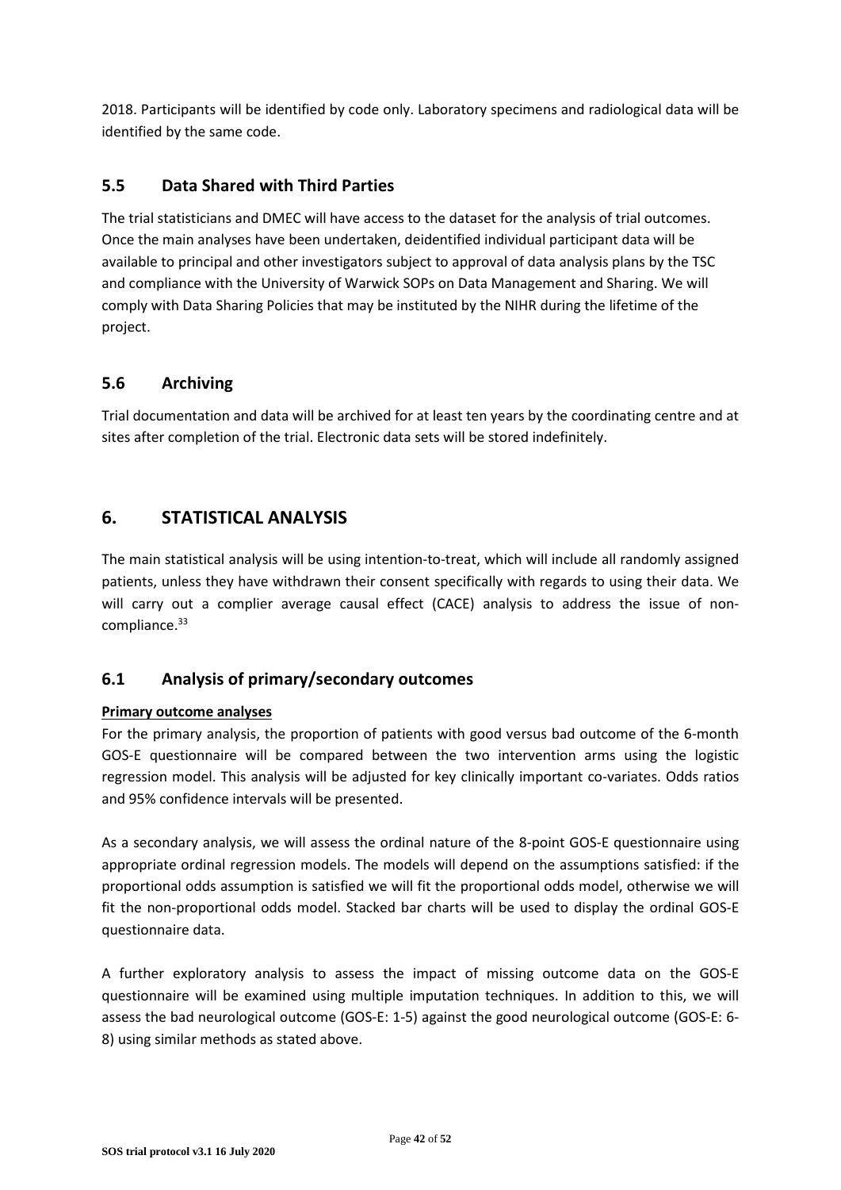2018. Participants will be identified by code only. Laboratory specimens and radiological data will be identified by the same code.

## 5.5 Data Shared with Third Parties

The trial statisticians and DMEC will have access to the dataset for the analysis of trial outcomes. Once the main analyses have been undertaken, deidentified individual participant data will be available to principal and other investigators subject to approval of data analysis plans by the TSC and compliance with the University of Warwick SOPs on Data Management and Sharing. We will comply with Data Sharing Policies that may be instituted by the NIHR during the lifetime of the project.

## 5.6 Archiving

Trial documentation and data will be archived for at least ten years by the coordinating centre and at sites after completion of the trial. Electronic data sets will be stored indefinitely.

# 6. STATISTICAL ANALYSIS

The main statistical analysis will be using intention-to-treat, which will include all randomly assigned patients, unless they have withdrawn their consent specifically with regards to using their data. We will carry out a complier average causal effect (CACE) analysis to address the issue of non-compliance.[33]

## 6.1 Analysis of primary/secondary outcomes

**Primary outcome analyses**

For the primary analysis, the proportion of patients with good versus bad outcome of the 6-month GOS-E questionnaire will be compared between the two intervention arms using the logistic regression model. This analysis will be adjusted for key clinically important co-variates. Odds ratios and 95% confidence intervals will be presented.

As a secondary analysis, we will assess the ordinal nature of the 8-point GOS-E questionnaire using appropriate ordinal regression models. The models will depend on the assumptions satisfied: if the proportional odds assumption is satisfied we will fit the proportional odds model, otherwise we will fit the non-proportional odds model. Stacked bar charts will be used to display the ordinal GOS-E questionnaire data.

A further exploratory analysis to assess the impact of missing outcome data on the GOS-E questionnaire will be examined using multiple imputation techniques. In addition to this, we will assess the bad neurological outcome (GOS-E: 1-5) against the good neurological outcome (GOS-E: 6-8) using similar methods as stated above.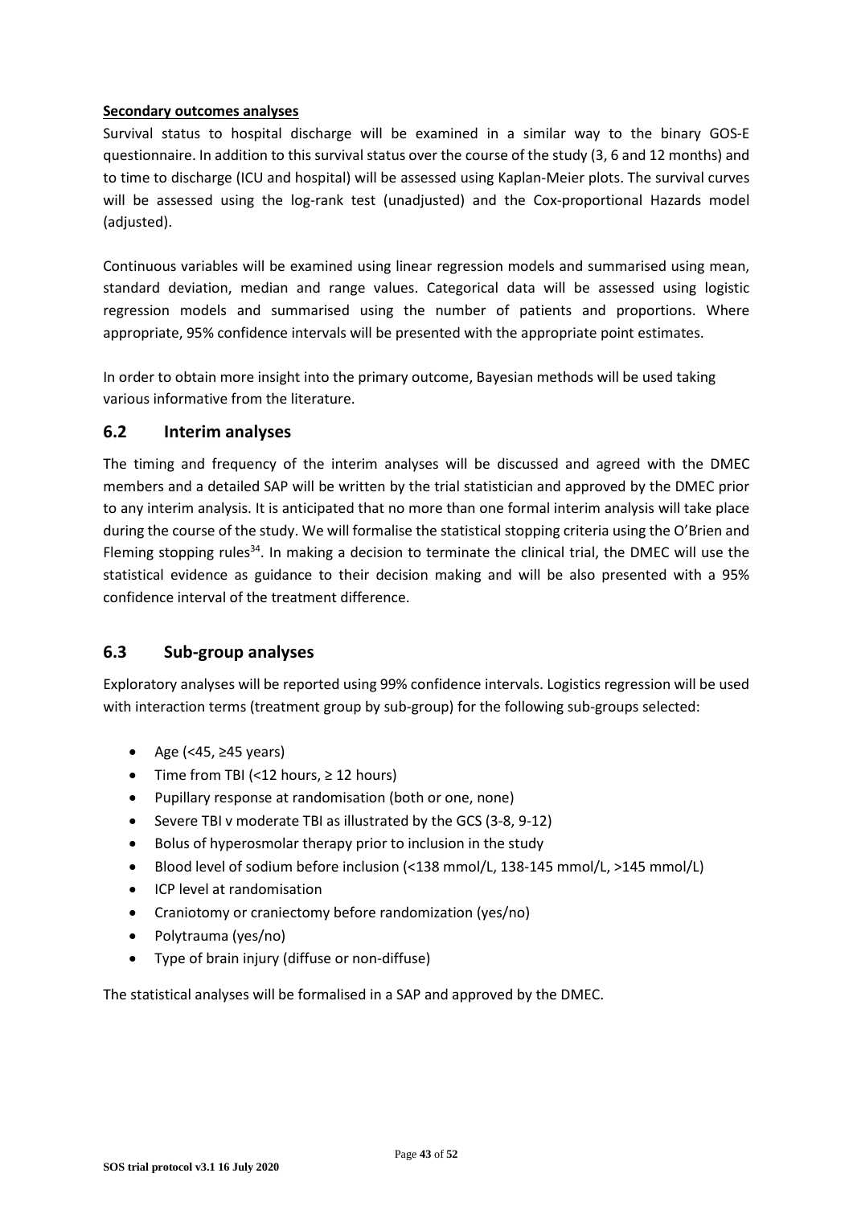**Secondary outcomes analyses**

Survival status to hospital discharge will be examined in a similar way to the binary GOS-E questionnaire. In addition to this survival status over the course of the study (3, 6 and 12 months) and to time to discharge (ICU and hospital) will be assessed using Kaplan-Meier plots. The survival curves will be assessed using the log-rank test (unadjusted) and the Cox-proportional Hazards model (adjusted).

Continuous variables will be examined using linear regression models and summarised using mean, standard deviation, median and range values. Categorical data will be assessed using logistic regression models and summarised using the number of patients and proportions. Where appropriate, 95% confidence intervals will be presented with the appropriate point estimates.

In order to obtain more insight into the primary outcome, Bayesian methods will be used taking various informative from the literature.

## 6.2 Interim analyses

The timing and frequency of the interim analyses will be discussed and agreed with the DMEC members and a detailed SAP will be written by the trial statistician and approved by the DMEC prior to any interim analysis. It is anticipated that no more than one formal interim analysis will take place during the course of the study. We will formalise the statistical stopping criteria using the O'Brien and Fleming stopping rules[34]. In making a decision to terminate the clinical trial, the DMEC will use the statistical evidence as guidance to their decision making and will be also presented with a 95% confidence interval of the treatment difference.

## 6.3 Sub-group analyses

Exploratory analyses will be reported using 99% confidence intervals. Logistics regression will be used with interaction terms (treatment group by sub-group) for the following sub-groups selected:

- Age (<45, ≥45 years)
- Time from TBI (<12 hours, ≥ 12 hours)
- Pupillary response at randomisation (both or one, none)
- Severe TBI v moderate TBI as illustrated by the GCS (3-8, 9-12)
- Bolus of hyperosmolar therapy prior to inclusion in the study
- Blood level of sodium before inclusion (<138 mmol/L, 138-145 mmol/L, >145 mmol/L)
- ICP level at randomisation
- Craniotomy or craniectomy before randomization (yes/no)
- Polytrauma (yes/no)
- Type of brain injury (diffuse or non-diffuse)

The statistical analyses will be formalised in a SAP and approved by the DMEC.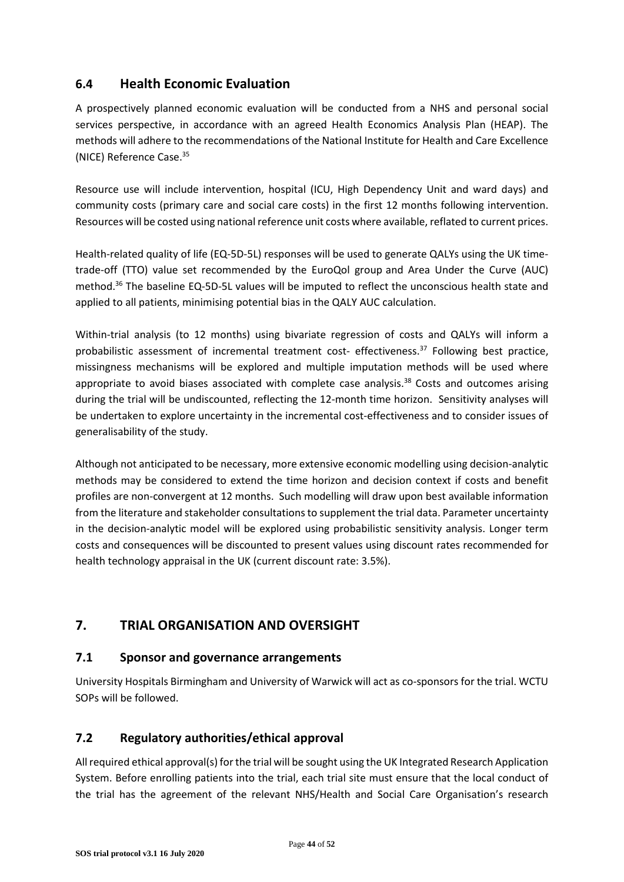## 6.4 Health Economic Evaluation

A prospectively planned economic evaluation will be conducted from a NHS and personal social services perspective, in accordance with an agreed Health Economics Analysis Plan (HEAP). The methods will adhere to the recommendations of the National Institute for Health and Care Excellence (NICE) Reference Case.[35]

Resource use will include intervention, hospital (ICU, High Dependency Unit and ward days) and community costs (primary care and social care costs) in the first 12 months following intervention. Resources will be costed using national reference unit costs where available, reflated to current prices.

Health-related quality of life (EQ-5D-5L) responses will be used to generate QALYs using the UK time-trade-off (TTO) value set recommended by the EuroQol group and Area Under the Curve (AUC) method.[36] The baseline EQ-5D-5L values will be imputed to reflect the unconscious health state and applied to all patients, minimising potential bias in the QALY AUC calculation.

Within-trial analysis (to 12 months) using bivariate regression of costs and QALYs will inform a probabilistic assessment of incremental treatment cost- effectiveness.[37] Following best practice, missingness mechanisms will be explored and multiple imputation methods will be used where appropriate to avoid biases associated with complete case analysis.[38] Costs and outcomes arising during the trial will be undiscounted, reflecting the 12-month time horizon. Sensitivity analyses will be undertaken to explore uncertainty in the incremental cost-effectiveness and to consider issues of generalisability of the study.

Although not anticipated to be necessary, more extensive economic modelling using decision-analytic methods may be considered to extend the time horizon and decision context if costs and benefit profiles are non-convergent at 12 months. Such modelling will draw upon best available information from the literature and stakeholder consultations to supplement the trial data. Parameter uncertainty in the decision-analytic model will be explored using probabilistic sensitivity analysis. Longer term costs and consequences will be discounted to present values using discount rates recommended for health technology appraisal in the UK (current discount rate: 3.5%).

# 7. TRIAL ORGANISATION AND OVERSIGHT

## 7.1 Sponsor and governance arrangements

University Hospitals Birmingham and University of Warwick will act as co-sponsors for the trial. WCTU SOPs will be followed.

## 7.2 Regulatory authorities/ethical approval

All required ethical approval(s) for the trial will be sought using the UK Integrated Research Application System. Before enrolling patients into the trial, each trial site must ensure that the local conduct of the trial has the agreement of the relevant NHS/Health and Social Care Organisation's research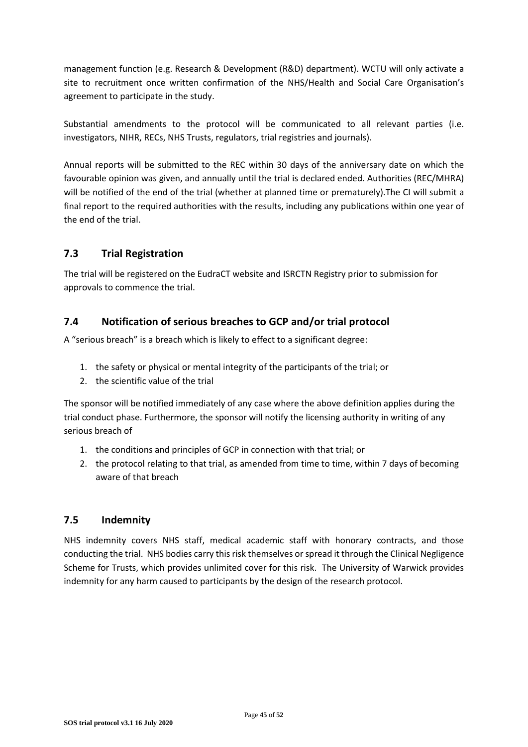management function (e.g. Research & Development (R&D) department). WCTU will only activate a site to recruitment once written confirmation of the NHS/Health and Social Care Organisation's agreement to participate in the study.

Substantial amendments to the protocol will be communicated to all relevant parties (i.e. investigators, NIHR, RECs, NHS Trusts, regulators, trial registries and journals).

Annual reports will be submitted to the REC within 30 days of the anniversary date on which the favourable opinion was given, and annually until the trial is declared ended. Authorities (REC/MHRA) will be notified of the end of the trial (whether at planned time or prematurely).The CI will submit a final report to the required authorities with the results, including any publications within one year of the end of the trial.

## 7.3 Trial Registration

The trial will be registered on the EudraCT website and ISRCTN Registry prior to submission for approvals to commence the trial.

## 7.4 Notification of serious breaches to GCP and/or trial protocol

A "serious breach" is a breach which is likely to effect to a significant degree:

1. the safety or physical or mental integrity of the participants of the trial; or
2. the scientific value of the trial

The sponsor will be notified immediately of any case where the above definition applies during the trial conduct phase. Furthermore, the sponsor will notify the licensing authority in writing of any serious breach of

1. the conditions and principles of GCP in connection with that trial; or
2. the protocol relating to that trial, as amended from time to time, within 7 days of becoming aware of that breach

## 7.5 Indemnity

NHS indemnity covers NHS staff, medical academic staff with honorary contracts, and those conducting the trial. NHS bodies carry this risk themselves or spread it through the Clinical Negligence Scheme for Trusts, which provides unlimited cover for this risk. The University of Warwick provides indemnity for any harm caused to participants by the design of the research protocol.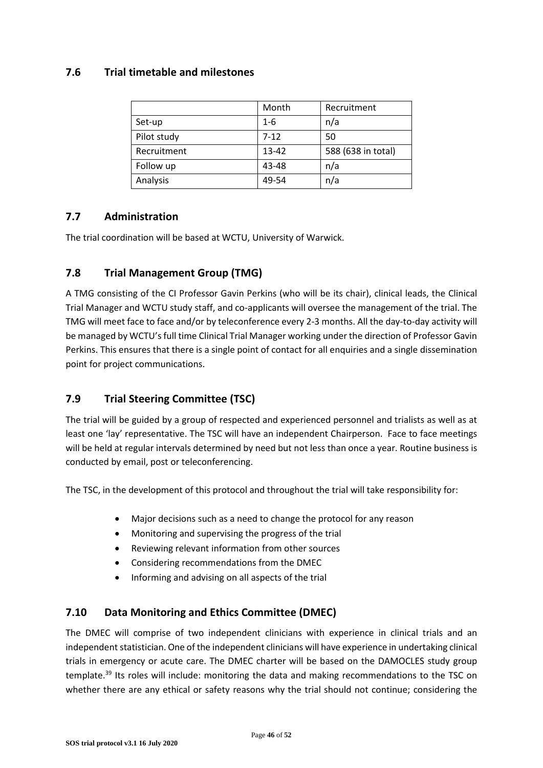## 7.6 Trial timetable and milestones

| | Month | Recruitment |
|---|---|---|
| Set-up | 1-6 | n/a |
| Pilot study | 7-12 | 50 |
| Recruitment | 13-42 | 588 (638 in total) |
| Follow up | 43-48 | n/a |
| Analysis | 49-54 | n/a |

## 7.7 Administration

The trial coordination will be based at WCTU, University of Warwick.

## 7.8 Trial Management Group (TMG)

A TMG consisting of the CI Professor Gavin Perkins (who will be its chair), clinical leads, the Clinical Trial Manager and WCTU study staff, and co-applicants will oversee the management of the trial. The TMG will meet face to face and/or by teleconference every 2-3 months. All the day-to-day activity will be managed by WCTU's full time Clinical Trial Manager working under the direction of Professor Gavin Perkins. This ensures that there is a single point of contact for all enquiries and a single dissemination point for project communications.

## 7.9 Trial Steering Committee (TSC)

The trial will be guided by a group of respected and experienced personnel and trialists as well as at least one 'lay' representative. The TSC will have an independent Chairperson. Face to face meetings will be held at regular intervals determined by need but not less than once a year. Routine business is conducted by email, post or teleconferencing.

The TSC, in the development of this protocol and throughout the trial will take responsibility for:

- Major decisions such as a need to change the protocol for any reason
- Monitoring and supervising the progress of the trial
- Reviewing relevant information from other sources
- Considering recommendations from the DMEC
- Informing and advising on all aspects of the trial

## 7.10 Data Monitoring and Ethics Committee (DMEC)

The DMEC will comprise of two independent clinicians with experience in clinical trials and an independent statistician. One of the independent clinicians will have experience in undertaking clinical trials in emergency or acute care. The DMEC charter will be based on the DAMOCLES study group template.[39] Its roles will include: monitoring the data and making recommendations to the TSC on whether there are any ethical or safety reasons why the trial should not continue; considering the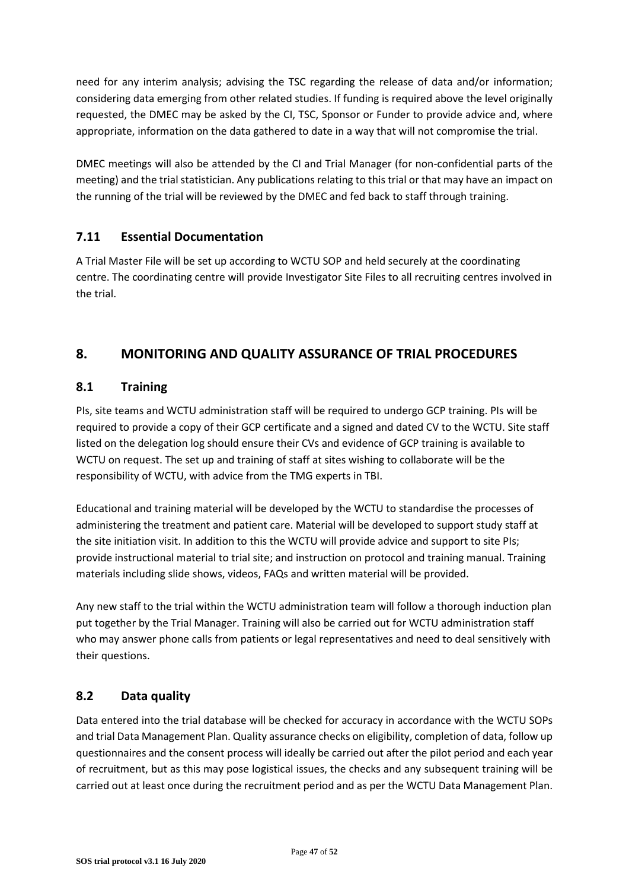need for any interim analysis; advising the TSC regarding the release of data and/or information; considering data emerging from other related studies. If funding is required above the level originally requested, the DMEC may be asked by the CI, TSC, Sponsor or Funder to provide advice and, where appropriate, information on the data gathered to date in a way that will not compromise the trial.

DMEC meetings will also be attended by the CI and Trial Manager (for non-confidential parts of the meeting) and the trial statistician. Any publications relating to this trial or that may have an impact on the running of the trial will be reviewed by the DMEC and fed back to staff through training.

### 7.11 Essential Documentation

A Trial Master File will be set up according to WCTU SOP and held securely at the coordinating centre. The coordinating centre will provide Investigator Site Files to all recruiting centres involved in the trial.

## 8. MONITORING AND QUALITY ASSURANCE OF TRIAL PROCEDURES

### 8.1 Training

PIs, site teams and WCTU administration staff will be required to undergo GCP training. PIs will be required to provide a copy of their GCP certificate and a signed and dated CV to the WCTU. Site staff listed on the delegation log should ensure their CVs and evidence of GCP training is available to WCTU on request. The set up and training of staff at sites wishing to collaborate will be the responsibility of WCTU, with advice from the TMG experts in TBI.

Educational and training material will be developed by the WCTU to standardise the processes of administering the treatment and patient care. Material will be developed to support study staff at the site initiation visit. In addition to this the WCTU will provide advice and support to site PIs; provide instructional material to trial site; and instruction on protocol and training manual. Training materials including slide shows, videos, FAQs and written material will be provided.

Any new staff to the trial within the WCTU administration team will follow a thorough induction plan put together by the Trial Manager. Training will also be carried out for WCTU administration staff who may answer phone calls from patients or legal representatives and need to deal sensitively with their questions.

### 8.2 Data quality

Data entered into the trial database will be checked for accuracy in accordance with the WCTU SOPs and trial Data Management Plan. Quality assurance checks on eligibility, completion of data, follow up questionnaires and the consent process will ideally be carried out after the pilot period and each year of recruitment, but as this may pose logistical issues, the checks and any subsequent training will be carried out at least once during the recruitment period and as per the WCTU Data Management Plan.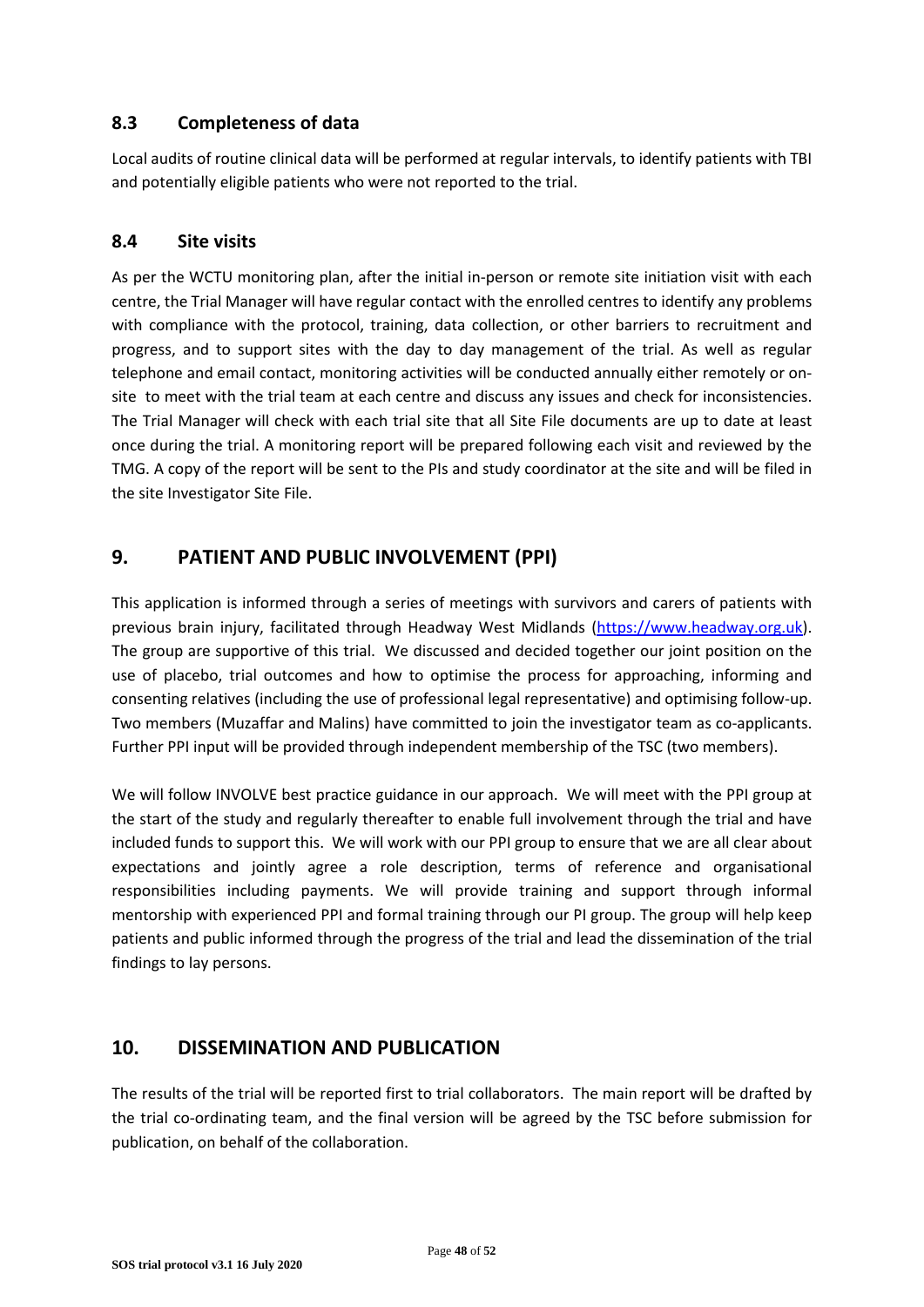## 8.3 Completeness of data

Local audits of routine clinical data will be performed at regular intervals, to identify patients with TBI and potentially eligible patients who were not reported to the trial.

## 8.4 Site visits

As per the WCTU monitoring plan, after the initial in-person or remote site initiation visit with each centre, the Trial Manager will have regular contact with the enrolled centres to identify any problems with compliance with the protocol, training, data collection, or other barriers to recruitment and progress, and to support sites with the day to day management of the trial. As well as regular telephone and email contact, monitoring activities will be conducted annually either remotely or on-site to meet with the trial team at each centre and discuss any issues and check for inconsistencies. The Trial Manager will check with each trial site that all Site File documents are up to date at least once during the trial. A monitoring report will be prepared following each visit and reviewed by the TMG. A copy of the report will be sent to the PIs and study coordinator at the site and will be filed in the site Investigator Site File.

# 9. PATIENT AND PUBLIC INVOLVEMENT (PPI)

This application is informed through a series of meetings with survivors and carers of patients with previous brain injury, facilitated through Headway West Midlands (https://www.headway.org.uk). The group are supportive of this trial. We discussed and decided together our joint position on the use of placebo, trial outcomes and how to optimise the process for approaching, informing and consenting relatives (including the use of professional legal representative) and optimising follow-up. Two members (Muzaffar and Malins) have committed to join the investigator team as co-applicants. Further PPI input will be provided through independent membership of the TSC (two members).

We will follow INVOLVE best practice guidance in our approach. We will meet with the PPI group at the start of the study and regularly thereafter to enable full involvement through the trial and have included funds to support this. We will work with our PPI group to ensure that we are all clear about expectations and jointly agree a role description, terms of reference and organisational responsibilities including payments. We will provide training and support through informal mentorship with experienced PPI and formal training through our PI group. The group will help keep patients and public informed through the progress of the trial and lead the dissemination of the trial findings to lay persons.

# 10. DISSEMINATION AND PUBLICATION

The results of the trial will be reported first to trial collaborators. The main report will be drafted by the trial co-ordinating team, and the final version will be agreed by the TSC before submission for publication, on behalf of the collaboration.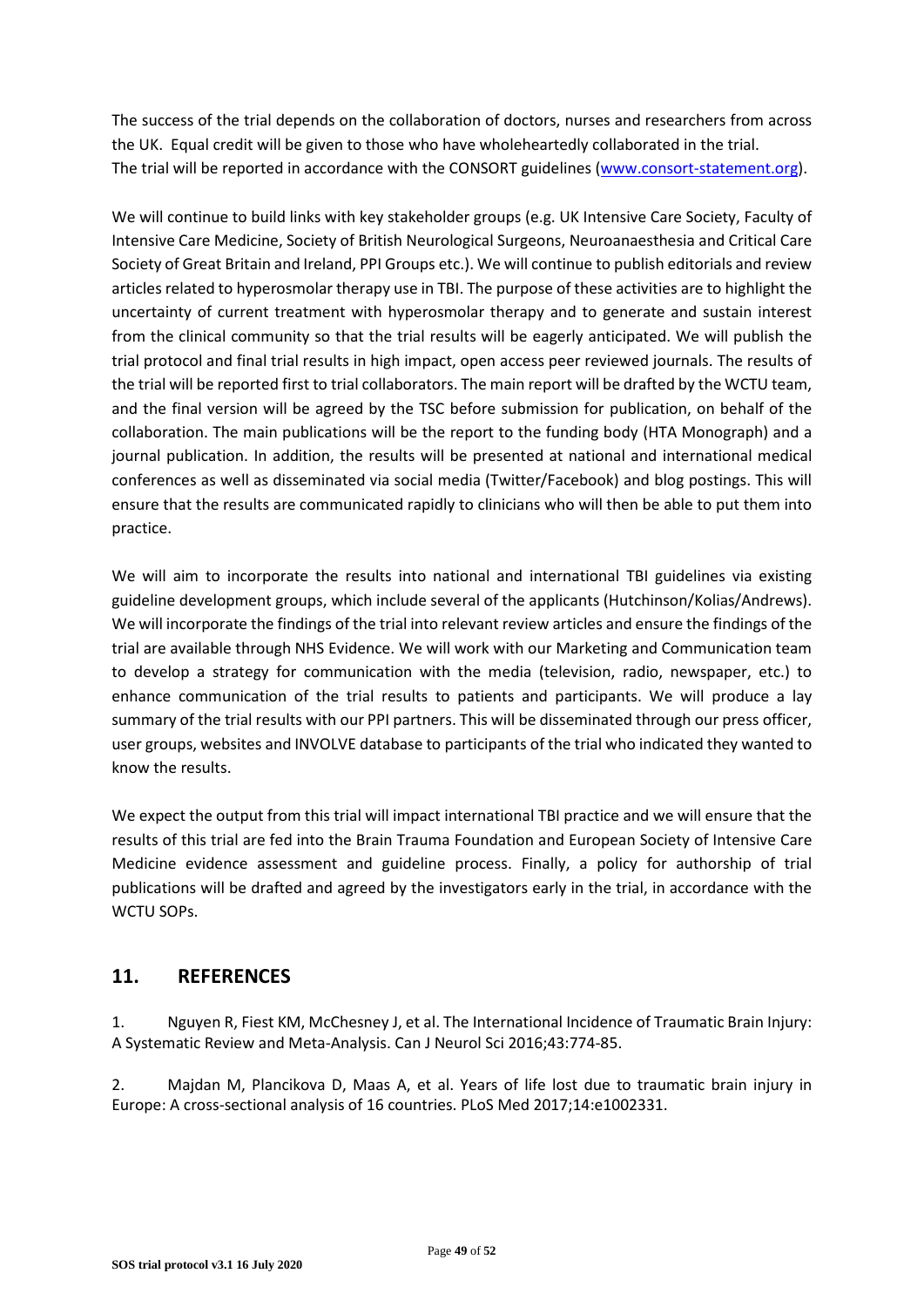The success of the trial depends on the collaboration of doctors, nurses and researchers from across the UK. Equal credit will be given to those who have wholeheartedly collaborated in the trial. The trial will be reported in accordance with the CONSORT guidelines (www.consort-statement.org).

We will continue to build links with key stakeholder groups (e.g. UK Intensive Care Society, Faculty of Intensive Care Medicine, Society of British Neurological Surgeons, Neuroanaesthesia and Critical Care Society of Great Britain and Ireland, PPI Groups etc.). We will continue to publish editorials and review articles related to hyperosmolar therapy use in TBI. The purpose of these activities are to highlight the uncertainty of current treatment with hyperosmolar therapy and to generate and sustain interest from the clinical community so that the trial results will be eagerly anticipated. We will publish the trial protocol and final trial results in high impact, open access peer reviewed journals. The results of the trial will be reported first to trial collaborators. The main report will be drafted by the WCTU team, and the final version will be agreed by the TSC before submission for publication, on behalf of the collaboration. The main publications will be the report to the funding body (HTA Monograph) and a journal publication. In addition, the results will be presented at national and international medical conferences as well as disseminated via social media (Twitter/Facebook) and blog postings. This will ensure that the results are communicated rapidly to clinicians who will then be able to put them into practice.

We will aim to incorporate the results into national and international TBI guidelines via existing guideline development groups, which include several of the applicants (Hutchinson/Kolias/Andrews). We will incorporate the findings of the trial into relevant review articles and ensure the findings of the trial are available through NHS Evidence. We will work with our Marketing and Communication team to develop a strategy for communication with the media (television, radio, newspaper, etc.) to enhance communication of the trial results to patients and participants. We will produce a lay summary of the trial results with our PPI partners. This will be disseminated through our press officer, user groups, websites and INVOLVE database to participants of the trial who indicated they wanted to know the results.

We expect the output from this trial will impact international TBI practice and we will ensure that the results of this trial are fed into the Brain Trauma Foundation and European Society of Intensive Care Medicine evidence assessment and guideline process. Finally, a policy for authorship of trial publications will be drafted and agreed by the investigators early in the trial, in accordance with the WCTU SOPs.

## 11. REFERENCES

1. Nguyen R, Fiest KM, McChesney J, et al. The International Incidence of Traumatic Brain Injury: A Systematic Review and Meta-Analysis. Can J Neurol Sci 2016;43:774-85.

2. Majdan M, Plancikova D, Maas A, et al. Years of life lost due to traumatic brain injury in Europe: A cross-sectional analysis of 16 countries. PLoS Med 2017;14:e1002331.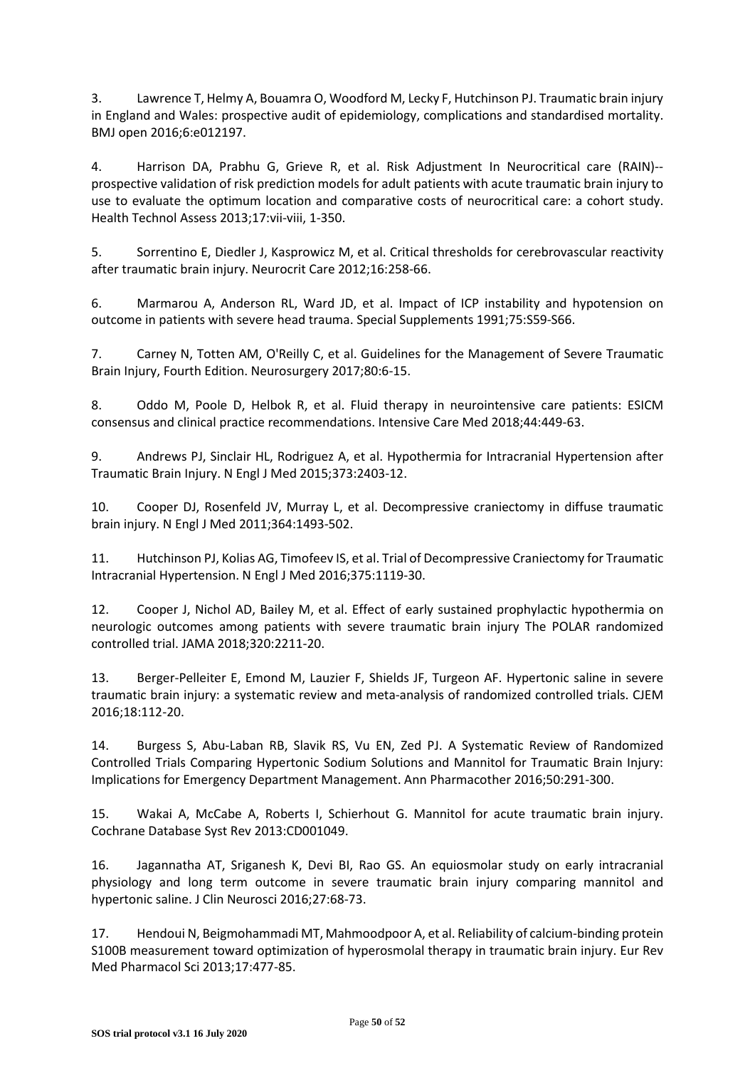3. Lawrence T, Helmy A, Bouamra O, Woodford M, Lecky F, Hutchinson PJ. Traumatic brain injury in England and Wales: prospective audit of epidemiology, complications and standardised mortality. BMJ open 2016;6:e012197.

4. Harrison DA, Prabhu G, Grieve R, et al. Risk Adjustment In Neurocritical care (RAIN)--prospective validation of risk prediction models for adult patients with acute traumatic brain injury to use to evaluate the optimum location and comparative costs of neurocritical care: a cohort study. Health Technol Assess 2013;17:vii-viii, 1-350.

5. Sorrentino E, Diedler J, Kasprowicz M, et al. Critical thresholds for cerebrovascular reactivity after traumatic brain injury. Neurocrit Care 2012;16:258-66.

6. Marmarou A, Anderson RL, Ward JD, et al. Impact of ICP instability and hypotension on outcome in patients with severe head trauma. Special Supplements 1991;75:S59-S66.

7. Carney N, Totten AM, O'Reilly C, et al. Guidelines for the Management of Severe Traumatic Brain Injury, Fourth Edition. Neurosurgery 2017;80:6-15.

8. Oddo M, Poole D, Helbok R, et al. Fluid therapy in neurointensive care patients: ESICM consensus and clinical practice recommendations. Intensive Care Med 2018;44:449-63.

9. Andrews PJ, Sinclair HL, Rodriguez A, et al. Hypothermia for Intracranial Hypertension after Traumatic Brain Injury. N Engl J Med 2015;373:2403-12.

10. Cooper DJ, Rosenfeld JV, Murray L, et al. Decompressive craniectomy in diffuse traumatic brain injury. N Engl J Med 2011;364:1493-502.

11. Hutchinson PJ, Kolias AG, Timofeev IS, et al. Trial of Decompressive Craniectomy for Traumatic Intracranial Hypertension. N Engl J Med 2016;375:1119-30.

12. Cooper J, Nichol AD, Bailey M, et al. Effect of early sustained prophylactic hypothermia on neurologic outcomes among patients with severe traumatic brain injury The POLAR randomized controlled trial. JAMA 2018;320:2211-20.

13. Berger-Pelleiter E, Emond M, Lauzier F, Shields JF, Turgeon AF. Hypertonic saline in severe traumatic brain injury: a systematic review and meta-analysis of randomized controlled trials. CJEM 2016;18:112-20.

14. Burgess S, Abu-Laban RB, Slavik RS, Vu EN, Zed PJ. A Systematic Review of Randomized Controlled Trials Comparing Hypertonic Sodium Solutions and Mannitol for Traumatic Brain Injury: Implications for Emergency Department Management. Ann Pharmacother 2016;50:291-300.

15. Wakai A, McCabe A, Roberts I, Schierhout G. Mannitol for acute traumatic brain injury. Cochrane Database Syst Rev 2013:CD001049.

16. Jagannatha AT, Sriganesh K, Devi BI, Rao GS. An equiosmolar study on early intracranial physiology and long term outcome in severe traumatic brain injury comparing mannitol and hypertonic saline. J Clin Neurosci 2016;27:68-73.

17. Hendoui N, Beigmohammadi MT, Mahmoodpoor A, et al. Reliability of calcium-binding protein S100B measurement toward optimization of hyperosmolal therapy in traumatic brain injury. Eur Rev Med Pharmacol Sci 2013;17:477-85.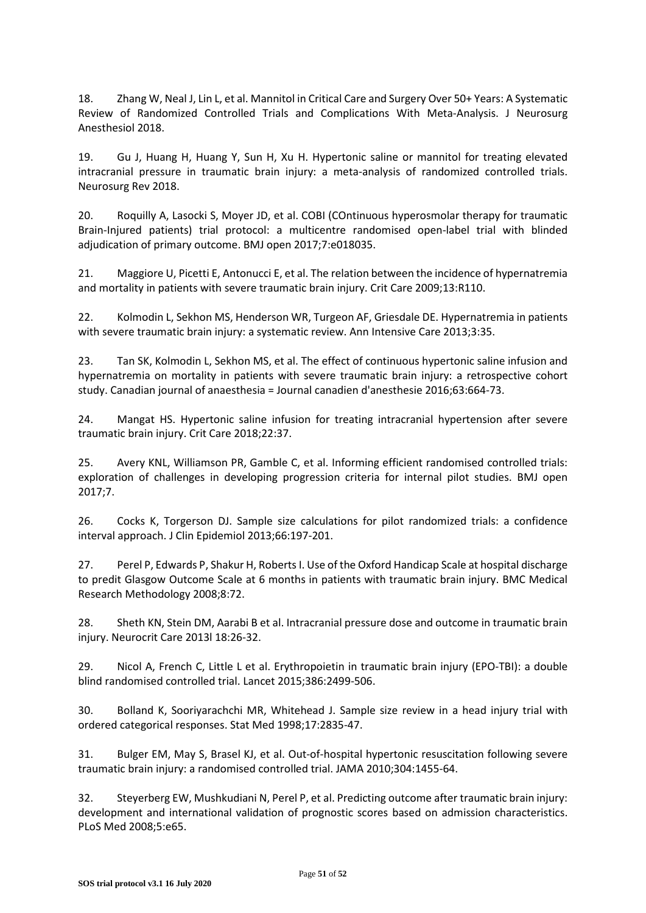18. Zhang W, Neal J, Lin L, et al. Mannitol in Critical Care and Surgery Over 50+ Years: A Systematic Review of Randomized Controlled Trials and Complications With Meta-Analysis. J Neurosurg Anesthesiol 2018.

19. Gu J, Huang H, Huang Y, Sun H, Xu H. Hypertonic saline or mannitol for treating elevated intracranial pressure in traumatic brain injury: a meta-analysis of randomized controlled trials. Neurosurg Rev 2018.

20. Roquilly A, Lasocki S, Moyer JD, et al. COBI (COntinuous hyperosmolar therapy for traumatic Brain-Injured patients) trial protocol: a multicentre randomised open-label trial with blinded adjudication of primary outcome. BMJ open 2017;7:e018035.

21. Maggiore U, Picetti E, Antonucci E, et al. The relation between the incidence of hypernatremia and mortality in patients with severe traumatic brain injury. Crit Care 2009;13:R110.

22. Kolmodin L, Sekhon MS, Henderson WR, Turgeon AF, Griesdale DE. Hypernatremia in patients with severe traumatic brain injury: a systematic review. Ann Intensive Care 2013;3:35.

23. Tan SK, Kolmodin L, Sekhon MS, et al. The effect of continuous hypertonic saline infusion and hypernatremia on mortality in patients with severe traumatic brain injury: a retrospective cohort study. Canadian journal of anaesthesia = Journal canadien d'anesthesie 2016;63:664-73.

24. Mangat HS. Hypertonic saline infusion for treating intracranial hypertension after severe traumatic brain injury. Crit Care 2018;22:37.

25. Avery KNL, Williamson PR, Gamble C, et al. Informing efficient randomised controlled trials: exploration of challenges in developing progression criteria for internal pilot studies. BMJ open 2017;7.

26. Cocks K, Torgerson DJ. Sample size calculations for pilot randomized trials: a confidence interval approach. J Clin Epidemiol 2013;66:197-201.

27. Perel P, Edwards P, Shakur H, Roberts I. Use of the Oxford Handicap Scale at hospital discharge to predit Glasgow Outcome Scale at 6 months in patients with traumatic brain injury. BMC Medical Research Methodology 2008;8:72.

28. Sheth KN, Stein DM, Aarabi B et al. Intracranial pressure dose and outcome in traumatic brain injury. Neurocrit Care 2013l 18:26-32.

29. Nicol A, French C, Little L et al. Erythropoietin in traumatic brain injury (EPO-TBI): a double blind randomised controlled trial. Lancet 2015;386:2499-506.

30. Bolland K, Sooriyarachchi MR, Whitehead J. Sample size review in a head injury trial with ordered categorical responses. Stat Med 1998;17:2835-47.

31. Bulger EM, May S, Brasel KJ, et al. Out-of-hospital hypertonic resuscitation following severe traumatic brain injury: a randomised controlled trial. JAMA 2010;304:1455-64.

32. Steyerberg EW, Mushkudiani N, Perel P, et al. Predicting outcome after traumatic brain injury: development and international validation of prognostic scores based on admission characteristics. PLoS Med 2008;5:e65.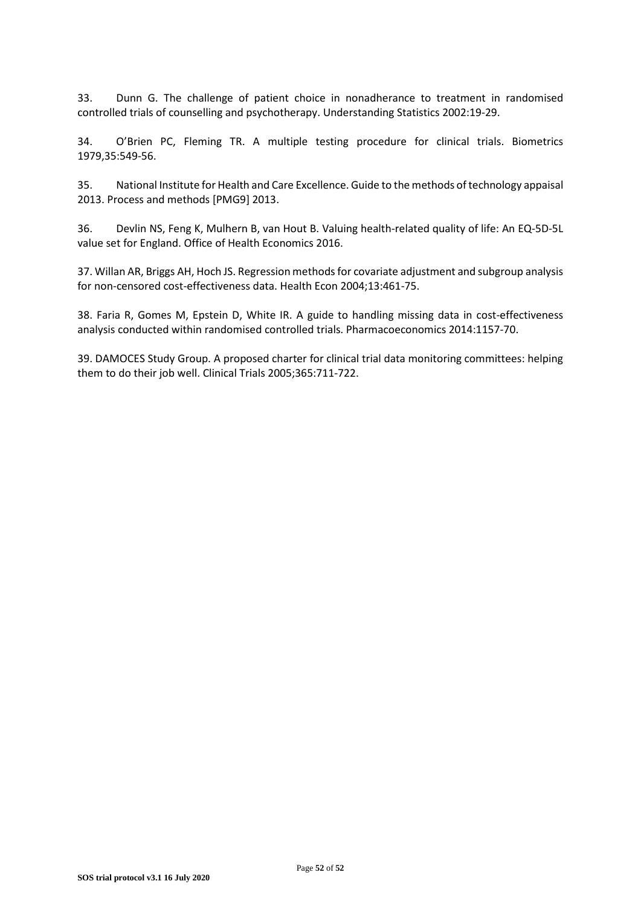33. Dunn G. The challenge of patient choice in nonadherance to treatment in randomised controlled trials of counselling and psychotherapy. Understanding Statistics 2002:19-29.

34. O'Brien PC, Fleming TR. A multiple testing procedure for clinical trials. Biometrics 1979,35:549-56.

35. National Institute for Health and Care Excellence. Guide to the methods of technology appaisal 2013. Process and methods [PMG9] 2013.

36. Devlin NS, Feng K, Mulhern B, van Hout B. Valuing health-related quality of life: An EQ-5D-5L value set for England. Office of Health Economics 2016.

37. Willan AR, Briggs AH, Hoch JS. Regression methods for covariate adjustment and subgroup analysis for non-censored cost-effectiveness data. Health Econ 2004;13:461-75.

38. Faria R, Gomes M, Epstein D, White IR. A guide to handling missing data in cost-effectiveness analysis conducted within randomised controlled trials. Pharmacoeconomics 2014:1157-70.

39. DAMOCES Study Group. A proposed charter for clinical trial data monitoring committees: helping them to do their job well. Clinical Trials 2005;365:711-722.